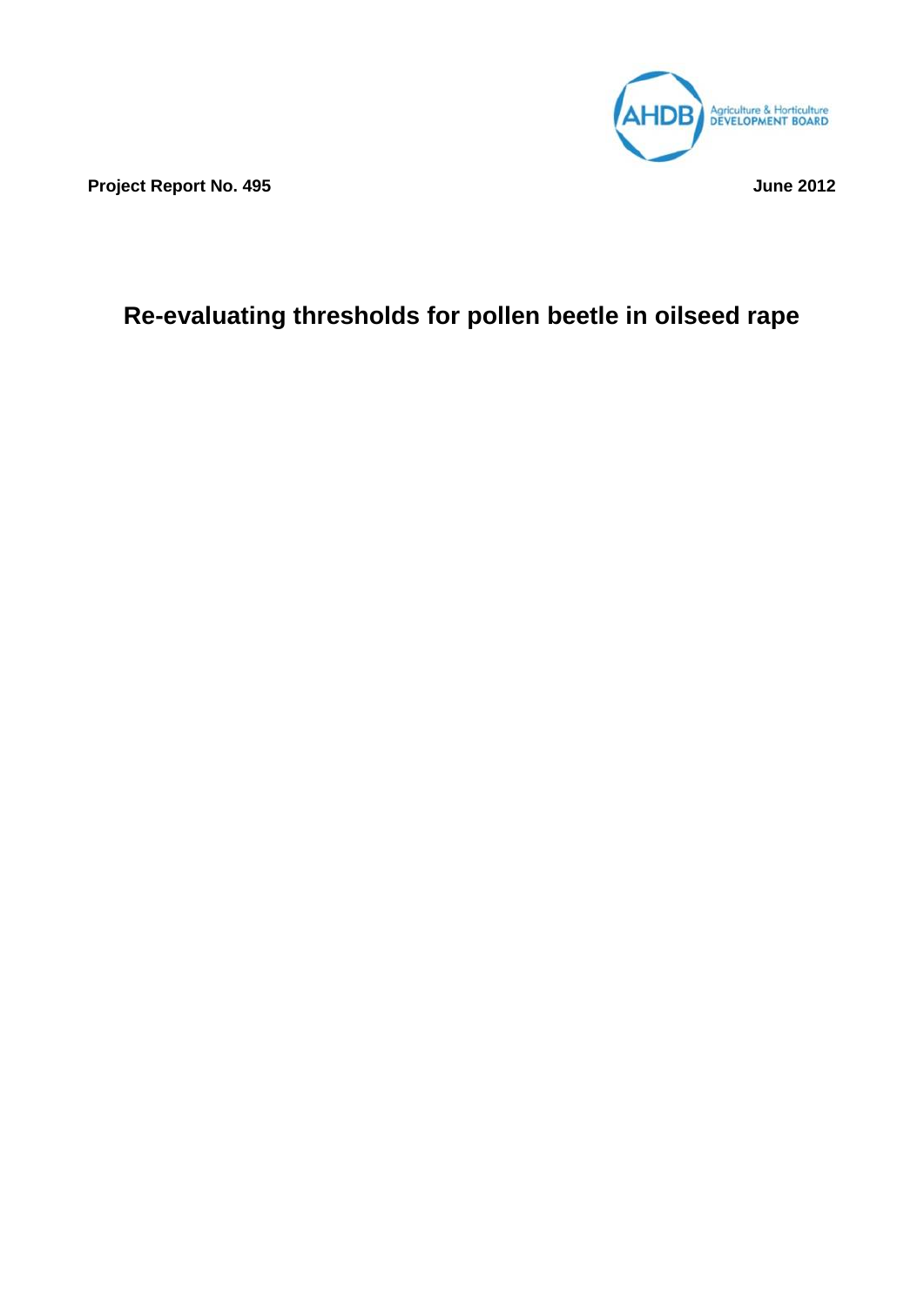AHDB Agriculture & Horticulture DEVELOPMENT BOARD

**Project Report No. 495** **June 2012**

# Re-evaluating thresholds for pollen beetle in oilseed rape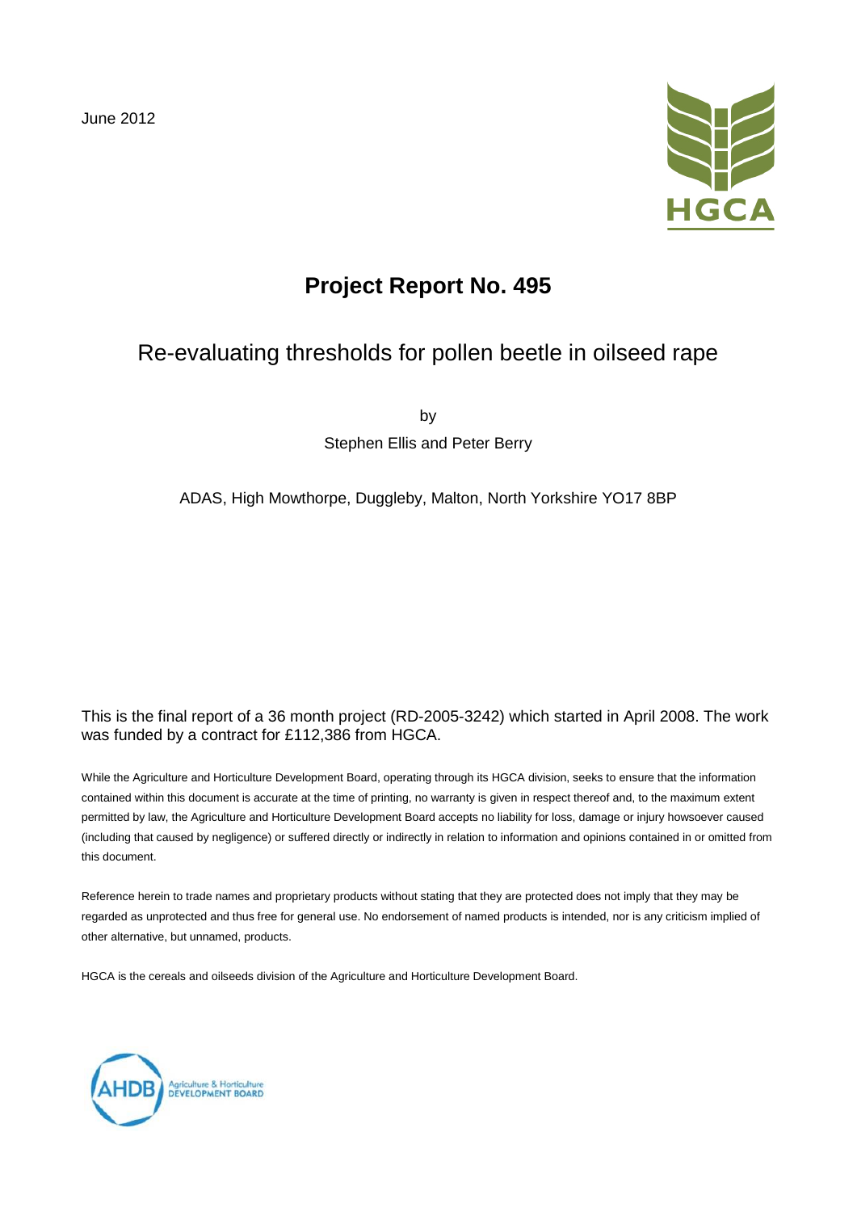June 2012

HGCA

# Project Report No. 495

## Re-evaluating thresholds for pollen beetle in oilseed rape

by

Stephen Ellis and Peter Berry

ADAS, High Mowthorpe, Duggleby, Malton, North Yorkshire YO17 8BP

This is the final report of a 36 month project (RD-2005-3242) which started in April 2008. The work was funded by a contract for £112,386 from HGCA.

While the Agriculture and Horticulture Development Board, operating through its HGCA division, seeks to ensure that the information contained within this document is accurate at the time of printing, no warranty is given in respect thereof and, to the maximum extent permitted by law, the Agriculture and Horticulture Development Board accepts no liability for loss, damage or injury howsoever caused (including that caused by negligence) or suffered directly or indirectly in relation to information and opinions contained in or omitted from this document.

Reference herein to trade names and proprietary products without stating that they are protected does not imply that they may be regarded as unprotected and thus free for general use. No endorsement of named products is intended, nor is any criticism implied of other alternative, but unnamed, products.

HGCA is the cereals and oilseeds division of the Agriculture and Horticulture Development Board.

AHDB Agriculture & Horticulture DEVELOPMENT BOARD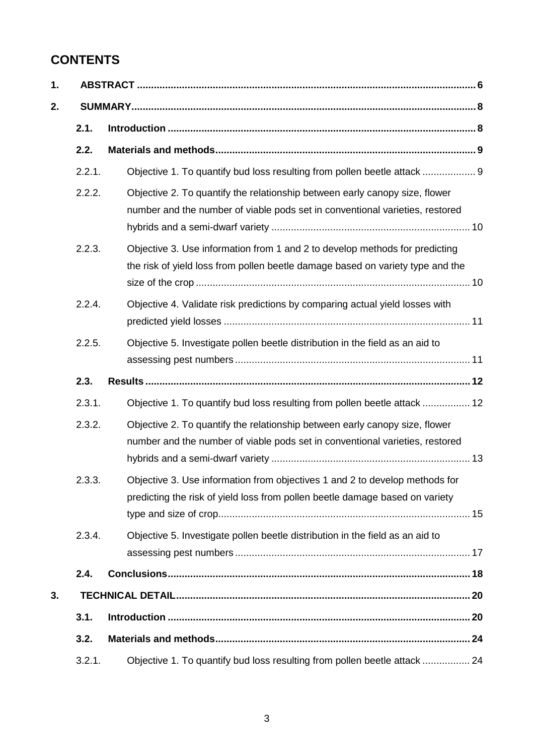## CONTENTS

| | | | |
|---|---|---|---|
| **1.** | **ABSTRACT** | | **6** |
| **2.** | **SUMMARY** | | **8** |
| | **2.1.** | **Introduction** | **8** |
| | **2.2.** | **Materials and methods** | **9** |
| | 2.2.1. | Objective 1. To quantify bud loss resulting from pollen beetle attack | 9 |
| | 2.2.2. | Objective 2. To quantify the relationship between early canopy size, flower number and the number of viable pods set in conventional varieties, restored hybrids and a semi-dwarf variety | 10 |
| | 2.2.3. | Objective 3. Use information from 1 and 2 to develop methods for predicting the risk of yield loss from pollen beetle damage based on variety type and the size of the crop | 10 |
| | 2.2.4. | Objective 4. Validate risk predictions by comparing actual yield losses with predicted yield losses | 11 |
| | 2.2.5. | Objective 5. Investigate pollen beetle distribution in the field as an aid to assessing pest numbers | 11 |
| | **2.3.** | **Results** | **12** |
| | 2.3.1. | Objective 1. To quantify bud loss resulting from pollen beetle attack | 12 |
| | 2.3.2. | Objective 2. To quantify the relationship between early canopy size, flower number and the number of viable pods set in conventional varieties, restored hybrids and a semi-dwarf variety | 13 |
| | 2.3.3. | Objective 3. Use information from objectives 1 and 2 to develop methods for predicting the risk of yield loss from pollen beetle damage based on variety type and size of crop | 15 |
| | 2.3.4. | Objective 5. Investigate pollen beetle distribution in the field as an aid to assessing pest numbers | 17 |
| | **2.4.** | **Conclusions** | **18** |
| **3.** | **TECHNICAL DETAIL** | | **20** |
| | **3.1.** | **Introduction** | **20** |
| | **3.2.** | **Materials and methods** | **24** |
| | 3.2.1. | Objective 1. To quantify bud loss resulting from pollen beetle attack | 24 |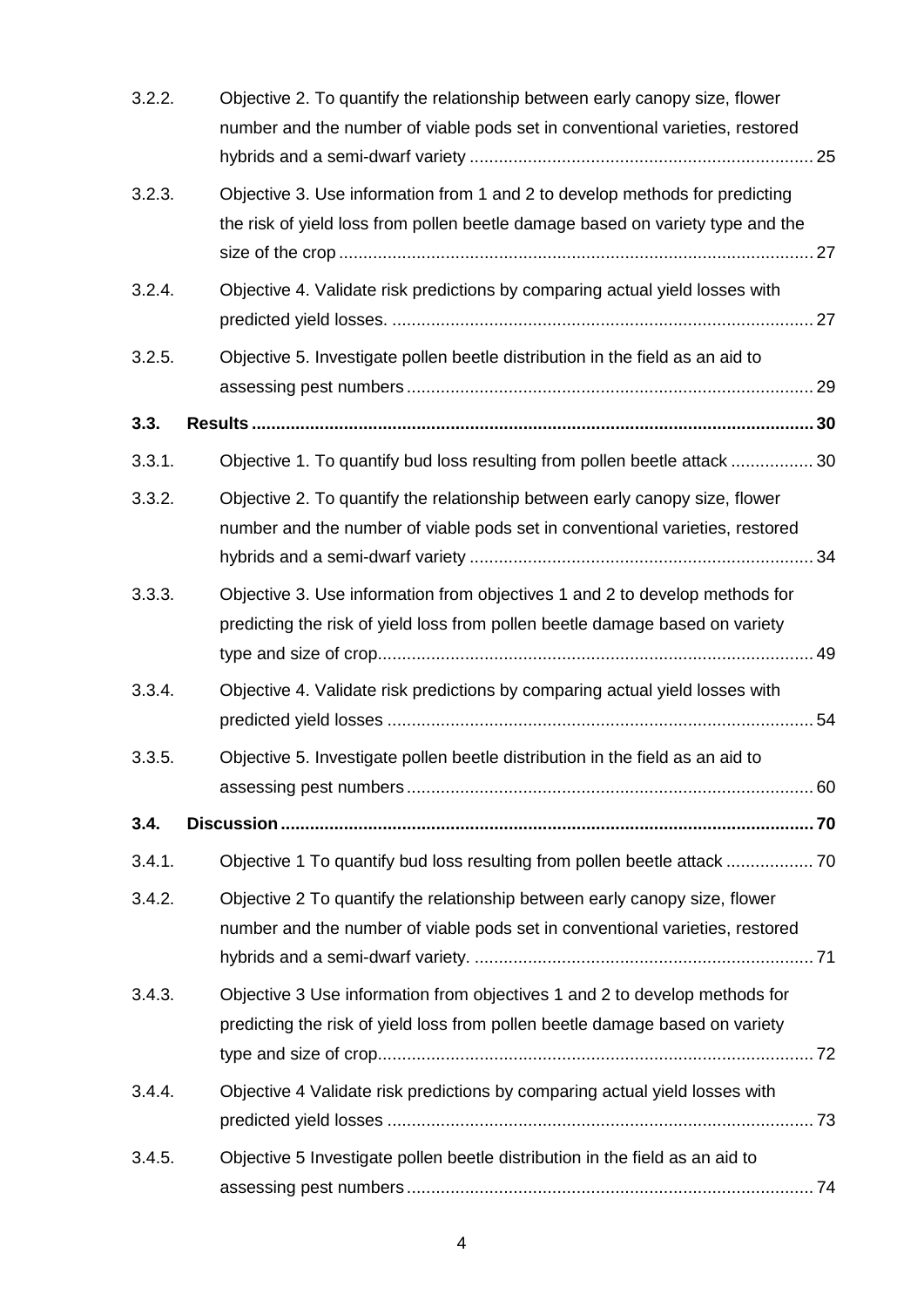3.2.2. Objective 2. To quantify the relationship between early canopy size, flower number and the number of viable pods set in conventional varieties, restored hybrids and a semi-dwarf variety ...................................................................... 25

3.2.3. Objective 3. Use information from 1 and 2 to develop methods for predicting the risk of yield loss from pollen beetle damage based on variety type and the size of the crop ................................................................................................. 27

3.2.4. Objective 4. Validate risk predictions by comparing actual yield losses with predicted yield losses. ...................................................................................... 27

3.2.5. Objective 5. Investigate pollen beetle distribution in the field as an aid to assessing pest numbers .................................................................................. 29

**3.3. Results ................................................................................................................. 30**

3.3.1. Objective 1. To quantify bud loss resulting from pollen beetle attack ................ 30

3.3.2. Objective 2. To quantify the relationship between early canopy size, flower number and the number of viable pods set in conventional varieties, restored hybrids and a semi-dwarf variety ...................................................................... 34

3.3.3. Objective 3. Use information from objectives 1 and 2 to develop methods for predicting the risk of yield loss from pollen beetle damage based on variety type and size of crop......................................................................................... 49

3.3.4. Objective 4. Validate risk predictions by comparing actual yield losses with predicted yield losses ....................................................................................... 54

3.3.5. Objective 5. Investigate pollen beetle distribution in the field as an aid to assessing pest numbers .................................................................................. 60

**3.4. Discussion ............................................................................................................ 70**

3.4.1. Objective 1 To quantify bud loss resulting from pollen beetle attack ................. 70

3.4.2. Objective 2 To quantify the relationship between early canopy size, flower number and the number of viable pods set in conventional varieties, restored hybrids and a semi-dwarf variety. ..................................................................... 71

3.4.3. Objective 3 Use information from objectives 1 and 2 to develop methods for predicting the risk of yield loss from pollen beetle damage based on variety type and size of crop......................................................................................... 72

3.4.4. Objective 4 Validate risk predictions by comparing actual yield losses with predicted yield losses ....................................................................................... 73

3.4.5. Objective 5 Investigate pollen beetle distribution in the field as an aid to assessing pest numbers .................................................................................. 74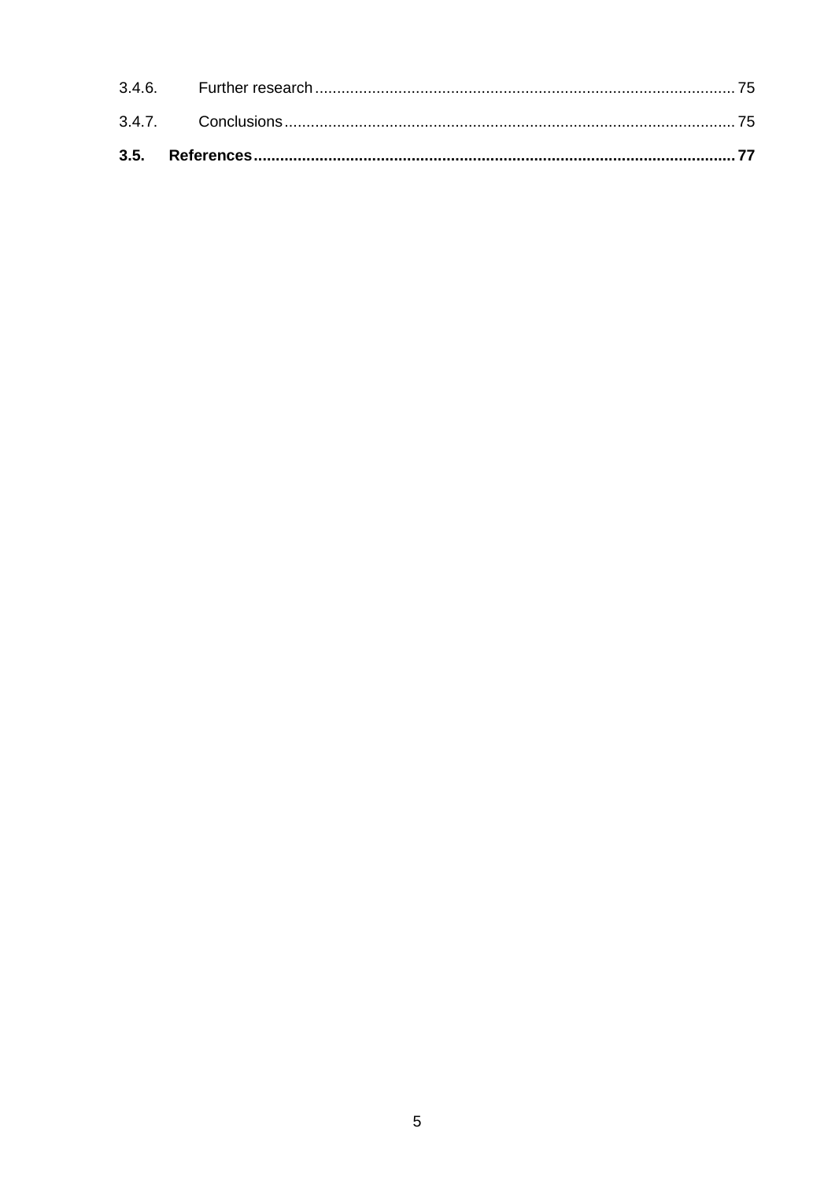3.4.6. Further research ........................................................................................ 75

3.4.7. Conclusions ................................................................................................ 75

**3.5. References ................................................................................................. 77**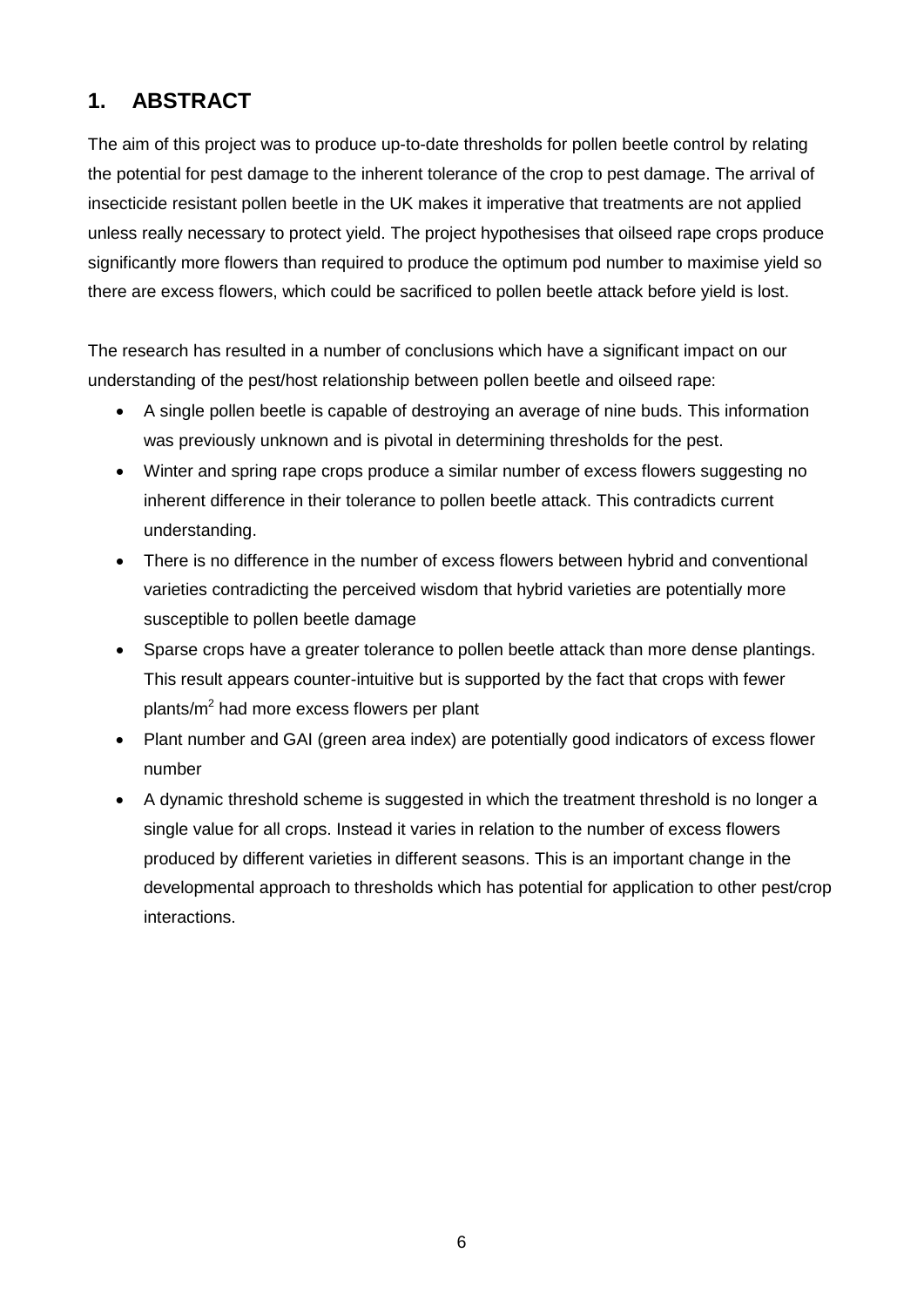## 1. ABSTRACT

The aim of this project was to produce up-to-date thresholds for pollen beetle control by relating the potential for pest damage to the inherent tolerance of the crop to pest damage. The arrival of insecticide resistant pollen beetle in the UK makes it imperative that treatments are not applied unless really necessary to protect yield. The project hypothesises that oilseed rape crops produce significantly more flowers than required to produce the optimum pod number to maximise yield so there are excess flowers, which could be sacrificed to pollen beetle attack before yield is lost.

The research has resulted in a number of conclusions which have a significant impact on our understanding of the pest/host relationship between pollen beetle and oilseed rape:

- A single pollen beetle is capable of destroying an average of nine buds. This information was previously unknown and is pivotal in determining thresholds for the pest.
- Winter and spring rape crops produce a similar number of excess flowers suggesting no inherent difference in their tolerance to pollen beetle attack. This contradicts current understanding.
- There is no difference in the number of excess flowers between hybrid and conventional varieties contradicting the perceived wisdom that hybrid varieties are potentially more susceptible to pollen beetle damage
- Sparse crops have a greater tolerance to pollen beetle attack than more dense plantings. This result appears counter-intuitive but is supported by the fact that crops with fewer plants/$m^2$ had more excess flowers per plant
- Plant number and GAI (green area index) are potentially good indicators of excess flower number
- A dynamic threshold scheme is suggested in which the treatment threshold is no longer a single value for all crops. Instead it varies in relation to the number of excess flowers produced by different varieties in different seasons. This is an important change in the developmental approach to thresholds which has potential for application to other pest/crop interactions.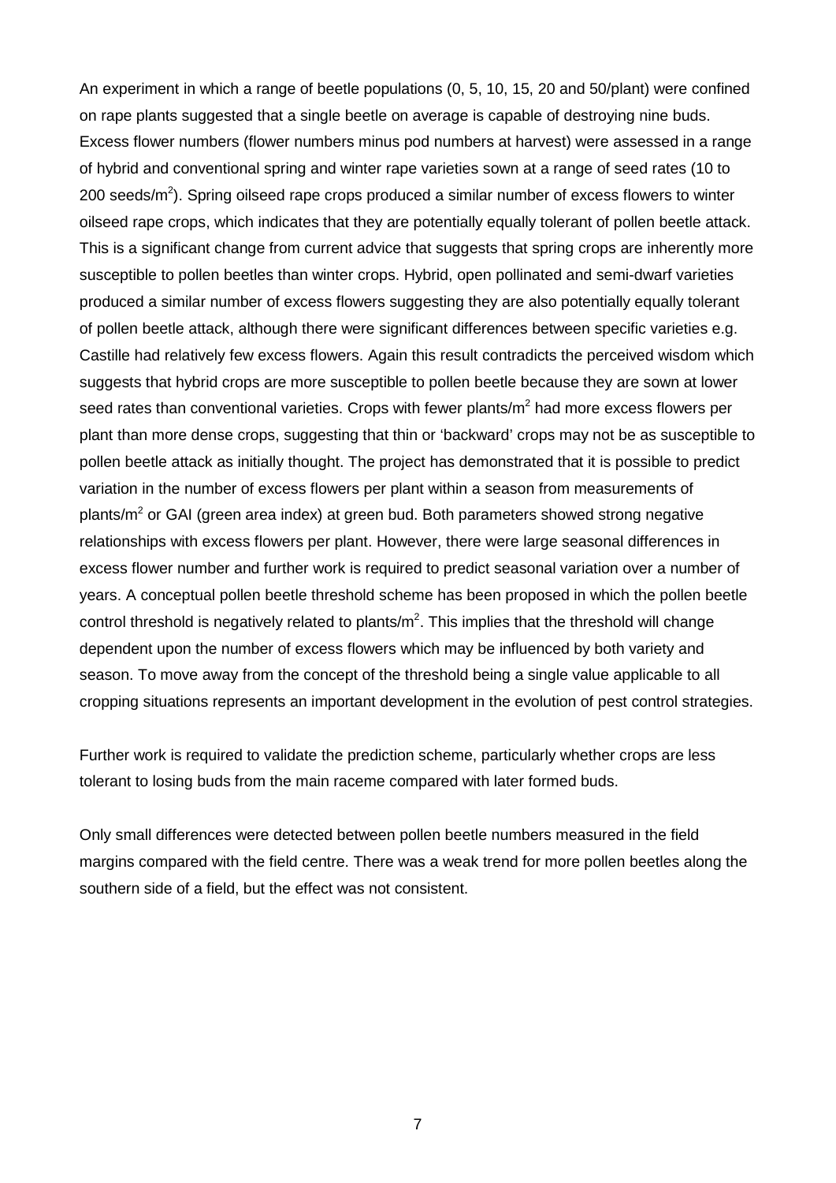An experiment in which a range of beetle populations (0, 5, 10, 15, 20 and 50/plant) were confined on rape plants suggested that a single beetle on average is capable of destroying nine buds. Excess flower numbers (flower numbers minus pod numbers at harvest) were assessed in a range of hybrid and conventional spring and winter rape varieties sown at a range of seed rates (10 to 200 seeds/$m^2$). Spring oilseed rape crops produced a similar number of excess flowers to winter oilseed rape crops, which indicates that they are potentially equally tolerant of pollen beetle attack. This is a significant change from current advice that suggests that spring crops are inherently more susceptible to pollen beetles than winter crops. Hybrid, open pollinated and semi-dwarf varieties produced a similar number of excess flowers suggesting they are also potentially equally tolerant of pollen beetle attack, although there were significant differences between specific varieties e.g. Castille had relatively few excess flowers. Again this result contradicts the perceived wisdom which suggests that hybrid crops are more susceptible to pollen beetle because they are sown at lower seed rates than conventional varieties. Crops with fewer plants/$m^2$ had more excess flowers per plant than more dense crops, suggesting that thin or 'backward' crops may not be as susceptible to pollen beetle attack as initially thought. The project has demonstrated that it is possible to predict variation in the number of excess flowers per plant within a season from measurements of plants/$m^2$ or GAI (green area index) at green bud. Both parameters showed strong negative relationships with excess flowers per plant. However, there were large seasonal differences in excess flower number and further work is required to predict seasonal variation over a number of years. A conceptual pollen beetle threshold scheme has been proposed in which the pollen beetle control threshold is negatively related to plants/$m^2$. This implies that the threshold will change dependent upon the number of excess flowers which may be influenced by both variety and season. To move away from the concept of the threshold being a single value applicable to all cropping situations represents an important development in the evolution of pest control strategies.

Further work is required to validate the prediction scheme, particularly whether crops are less tolerant to losing buds from the main raceme compared with later formed buds.

Only small differences were detected between pollen beetle numbers measured in the field margins compared with the field centre. There was a weak trend for more pollen beetles along the southern side of a field, but the effect was not consistent.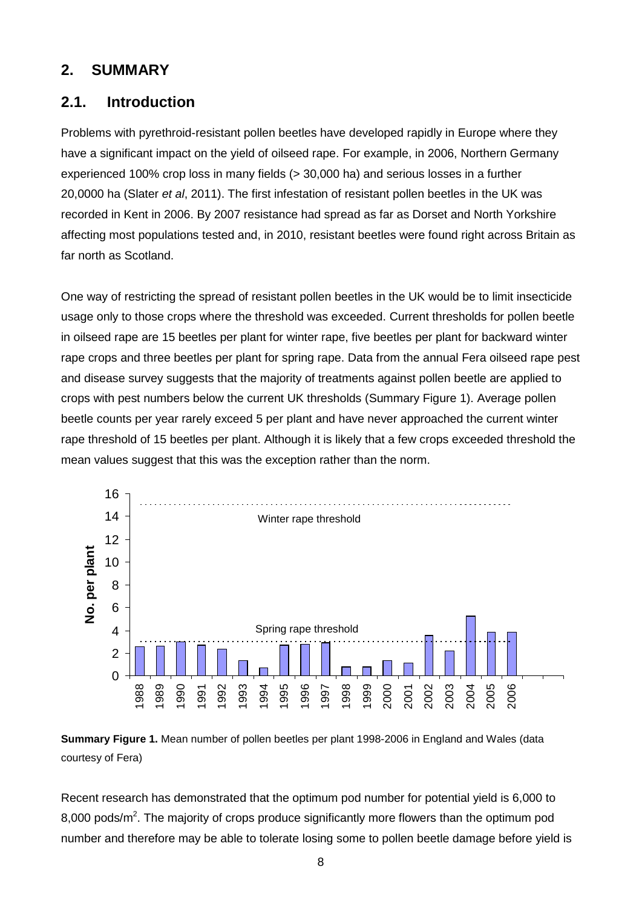## 2. SUMMARY

### 2.1. Introduction

Problems with pyrethroid-resistant pollen beetles have developed rapidly in Europe where they have a significant impact on the yield of oilseed rape. For example, in 2006, Northern Germany experienced 100% crop loss in many fields (> 30,000 ha) and serious losses in a further 20,0000 ha (Slater *et al*, 2011). The first infestation of resistant pollen beetles in the UK was recorded in Kent in 2006. By 2007 resistance had spread as far as Dorset and North Yorkshire affecting most populations tested and, in 2010, resistant beetles were found right across Britain as far north as Scotland.

One way of restricting the spread of resistant pollen beetles in the UK would be to limit insecticide usage only to those crops where the threshold was exceeded. Current thresholds for pollen beetle in oilseed rape are 15 beetles per plant for winter rape, five beetles per plant for backward winter rape crops and three beetles per plant for spring rape. Data from the annual Fera oilseed rape pest and disease survey suggests that the majority of treatments against pollen beetle are applied to crops with pest numbers below the current UK thresholds (Summary Figure 1). Average pollen beetle counts per year rarely exceed 5 per plant and have never approached the current winter rape threshold of 15 beetles per plant. Although it is likely that a few crops exceeded threshold the mean values suggest that this was the exception rather than the norm.

**Summary Figure 1.** Mean number of pollen beetles per plant 1998-2006 in England and Wales (data courtesy of Fera)

Recent research has demonstrated that the optimum pod number for potential yield is 6,000 to 8,000 pods/m$^2$. The majority of crops produce significantly more flowers than the optimum pod number and therefore may be able to tolerate losing some to pollen beetle damage before yield is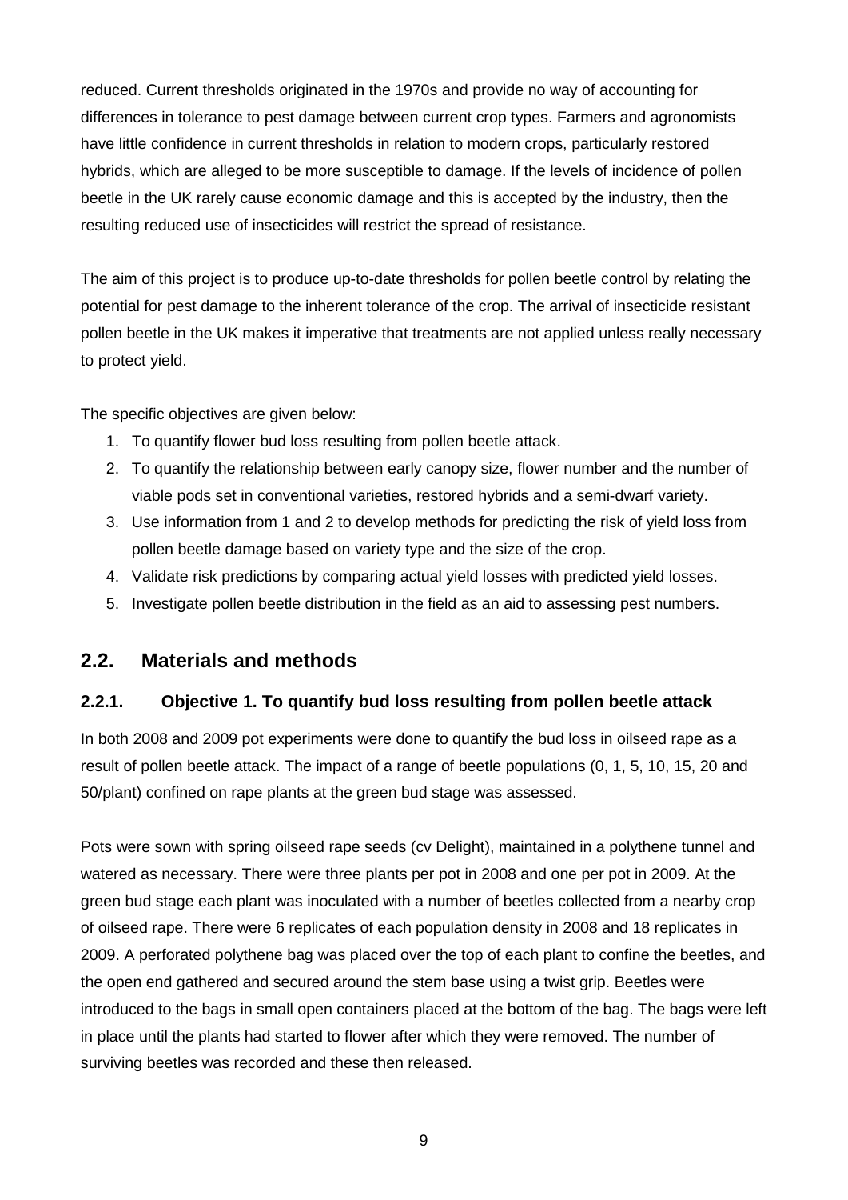reduced. Current thresholds originated in the 1970s and provide no way of accounting for differences in tolerance to pest damage between current crop types. Farmers and agronomists have little confidence in current thresholds in relation to modern crops, particularly restored hybrids, which are alleged to be more susceptible to damage. If the levels of incidence of pollen beetle in the UK rarely cause economic damage and this is accepted by the industry, then the resulting reduced use of insecticides will restrict the spread of resistance.

The aim of this project is to produce up-to-date thresholds for pollen beetle control by relating the potential for pest damage to the inherent tolerance of the crop. The arrival of insecticide resistant pollen beetle in the UK makes it imperative that treatments are not applied unless really necessary to protect yield.

The specific objectives are given below:

1. To quantify flower bud loss resulting from pollen beetle attack.
2. To quantify the relationship between early canopy size, flower number and the number of viable pods set in conventional varieties, restored hybrids and a semi-dwarf variety.
3. Use information from 1 and 2 to develop methods for predicting the risk of yield loss from pollen beetle damage based on variety type and the size of the crop.
4. Validate risk predictions by comparing actual yield losses with predicted yield losses.
5. Investigate pollen beetle distribution in the field as an aid to assessing pest numbers.

## 2.2. Materials and methods

### 2.2.1. Objective 1. To quantify bud loss resulting from pollen beetle attack

In both 2008 and 2009 pot experiments were done to quantify the bud loss in oilseed rape as a result of pollen beetle attack. The impact of a range of beetle populations (0, 1, 5, 10, 15, 20 and 50/plant) confined on rape plants at the green bud stage was assessed.

Pots were sown with spring oilseed rape seeds (cv Delight), maintained in a polythene tunnel and watered as necessary. There were three plants per pot in 2008 and one per pot in 2009. At the green bud stage each plant was inoculated with a number of beetles collected from a nearby crop of oilseed rape. There were 6 replicates of each population density in 2008 and 18 replicates in 2009. A perforated polythene bag was placed over the top of each plant to confine the beetles, and the open end gathered and secured around the stem base using a twist grip. Beetles were introduced to the bags in small open containers placed at the bottom of the bag. The bags were left in place until the plants had started to flower after which they were removed. The number of surviving beetles was recorded and these then released.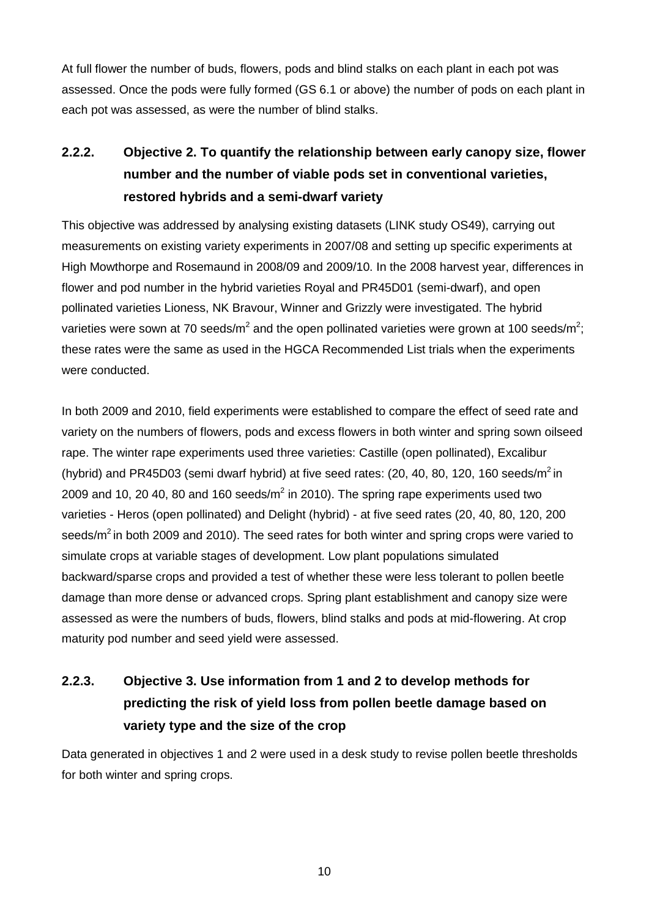At full flower the number of buds, flowers, pods and blind stalks on each plant in each pot was assessed. Once the pods were fully formed (GS 6.1 or above) the number of pods on each plant in each pot was assessed, as were the number of blind stalks.

### 2.2.2. Objective 2. To quantify the relationship between early canopy size, flower number and the number of viable pods set in conventional varieties, restored hybrids and a semi-dwarf variety

This objective was addressed by analysing existing datasets (LINK study OS49), carrying out measurements on existing variety experiments in 2007/08 and setting up specific experiments at High Mowthorpe and Rosemaund in 2008/09 and 2009/10. In the 2008 harvest year, differences in flower and pod number in the hybrid varieties Royal and PR45D01 (semi-dwarf), and open pollinated varieties Lioness, NK Bravour, Winner and Grizzly were investigated. The hybrid varieties were sown at 70 seeds/m$^2$ and the open pollinated varieties were grown at 100 seeds/m$^2$; these rates were the same as used in the HGCA Recommended List trials when the experiments were conducted.

In both 2009 and 2010, field experiments were established to compare the effect of seed rate and variety on the numbers of flowers, pods and excess flowers in both winter and spring sown oilseed rape. The winter rape experiments used three varieties: Castille (open pollinated), Excalibur (hybrid) and PR45D03 (semi dwarf hybrid) at five seed rates: (20, 40, 80, 120, 160 seeds/m$^2$ in 2009 and 10, 20 40, 80 and 160 seeds/m$^2$ in 2010). The spring rape experiments used two varieties - Heros (open pollinated) and Delight (hybrid) - at five seed rates (20, 40, 80, 120, 200 seeds/m$^2$ in both 2009 and 2010). The seed rates for both winter and spring crops were varied to simulate crops at variable stages of development. Low plant populations simulated backward/sparse crops and provided a test of whether these were less tolerant to pollen beetle damage than more dense or advanced crops. Spring plant establishment and canopy size were assessed as were the numbers of buds, flowers, blind stalks and pods at mid-flowering. At crop maturity pod number and seed yield were assessed.

### 2.2.3. Objective 3. Use information from 1 and 2 to develop methods for predicting the risk of yield loss from pollen beetle damage based on variety type and the size of the crop

Data generated in objectives 1 and 2 were used in a desk study to revise pollen beetle thresholds for both winter and spring crops.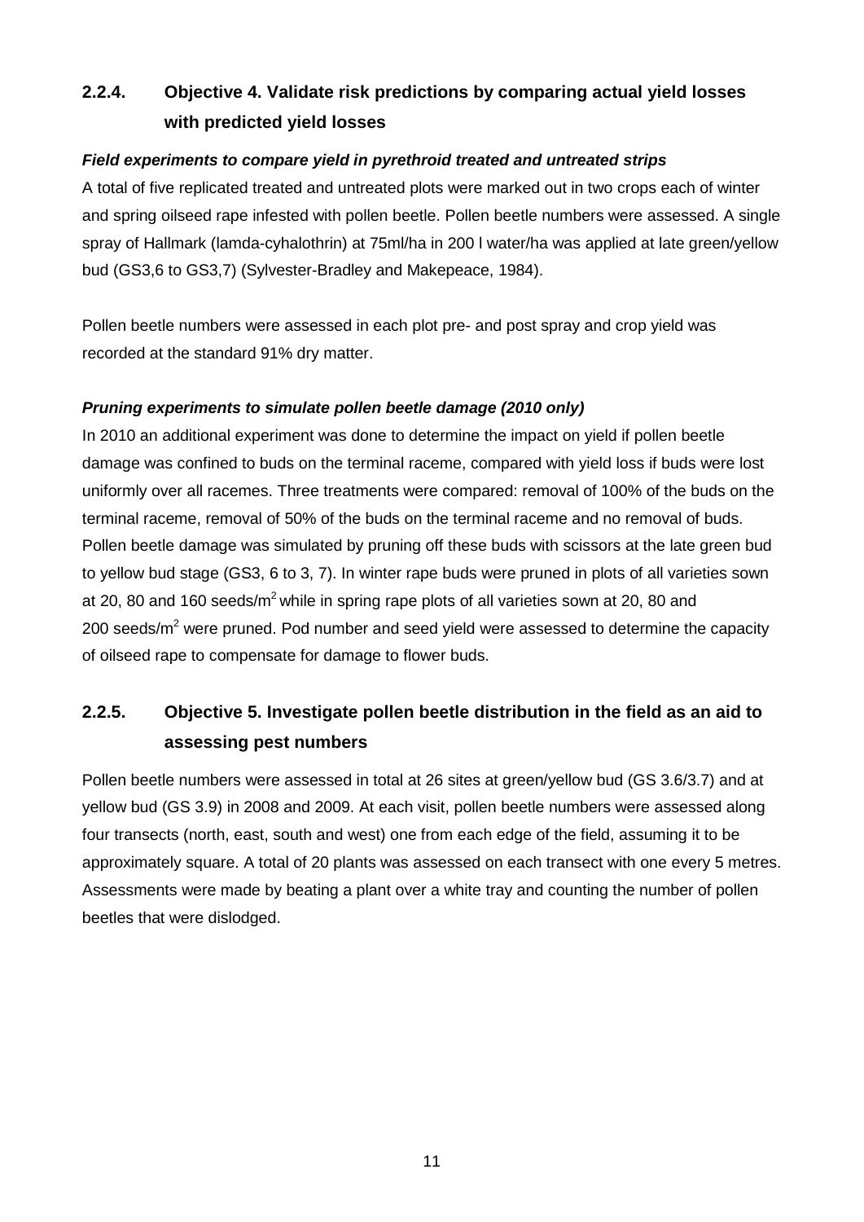### 2.2.4. Objective 4. Validate risk predictions by comparing actual yield losses with predicted yield losses

***Field experiments to compare yield in pyrethroid treated and untreated strips***

A total of five replicated treated and untreated plots were marked out in two crops each of winter and spring oilseed rape infested with pollen beetle. Pollen beetle numbers were assessed. A single spray of Hallmark (lamda-cyhalothrin) at 75ml/ha in 200 l water/ha was applied at late green/yellow bud (GS3,6 to GS3,7) (Sylvester-Bradley and Makepeace, 1984).

Pollen beetle numbers were assessed in each plot pre- and post spray and crop yield was recorded at the standard 91% dry matter.

***Pruning experiments to simulate pollen beetle damage (2010 only)***

In 2010 an additional experiment was done to determine the impact on yield if pollen beetle damage was confined to buds on the terminal raceme, compared with yield loss if buds were lost uniformly over all racemes. Three treatments were compared: removal of 100% of the buds on the terminal raceme, removal of 50% of the buds on the terminal raceme and no removal of buds. Pollen beetle damage was simulated by pruning off these buds with scissors at the late green bud to yellow bud stage (GS3, 6 to 3, 7). In winter rape buds were pruned in plots of all varieties sown at 20, 80 and 160 seeds/$m^2$ while in spring rape plots of all varieties sown at 20, 80 and 200 seeds/$m^2$ were pruned. Pod number and seed yield were assessed to determine the capacity of oilseed rape to compensate for damage to flower buds.

### 2.2.5. Objective 5. Investigate pollen beetle distribution in the field as an aid to assessing pest numbers

Pollen beetle numbers were assessed in total at 26 sites at green/yellow bud (GS 3.6/3.7) and at yellow bud (GS 3.9) in 2008 and 2009. At each visit, pollen beetle numbers were assessed along four transects (north, east, south and west) one from each edge of the field, assuming it to be approximately square. A total of 20 plants was assessed on each transect with one every 5 metres. Assessments were made by beating a plant over a white tray and counting the number of pollen beetles that were dislodged.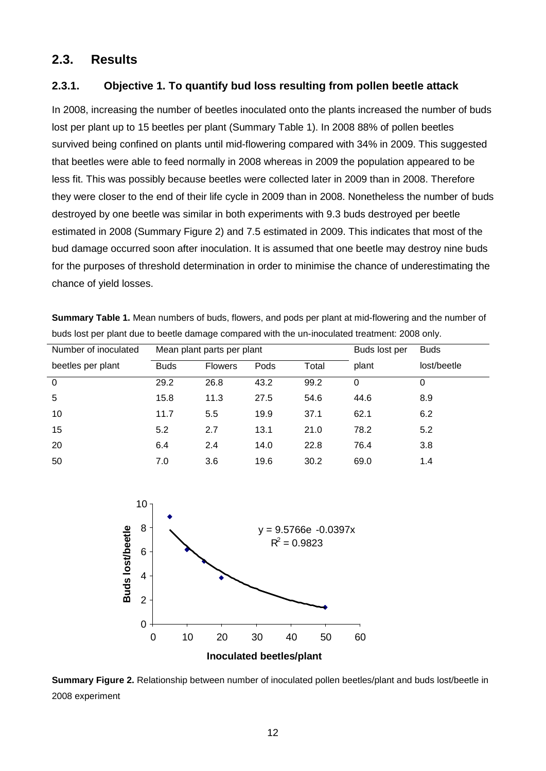## 2.3. Results

### 2.3.1. Objective 1. To quantify bud loss resulting from pollen beetle attack

In 2008, increasing the number of beetles inoculated onto the plants increased the number of buds lost per plant up to 15 beetles per plant (Summary Table 1). In 2008 88% of pollen beetles survived being confined on plants until mid-flowering compared with 34% in 2009. This suggested that beetles were able to feed normally in 2008 whereas in 2009 the population appeared to be less fit. This was possibly because beetles were collected later in 2009 than in 2008. Therefore they were closer to the end of their life cycle in 2009 than in 2008. Nonetheless the number of buds destroyed by one beetle was similar in both experiments with 9.3 buds destroyed per beetle estimated in 2008 (Summary Figure 2) and 7.5 estimated in 2009. This indicates that most of the bud damage occurred soon after inoculation. It is assumed that one beetle may destroy nine buds for the purposes of threshold determination in order to minimise the chance of underestimating the chance of yield losses.

**Summary Table 1.** Mean numbers of buds, flowers, and pods per plant at mid-flowering and the number of buds lost per plant due to beetle damage compared with the un-inoculated treatment: 2008 only.

| Number of inoculated beetles per plant | Mean plant parts per plant | | | | Buds lost per plant | Buds lost/beetle |
|---|---|---|---|---|---|---|
| | Buds | Flowers | Pods | Total | | |
| 0 | 29.2 | 26.8 | 43.2 | 99.2 | 0 | 0 |
| 5 | 15.8 | 11.3 | 27.5 | 54.6 | 44.6 | 8.9 |
| 10 | 11.7 | 5.5 | 19.9 | 37.1 | 62.1 | 6.2 |
| 15 | 5.2 | 2.7 | 13.1 | 21.0 | 78.2 | 5.2 |
| 20 | 6.4 | 2.4 | 14.0 | 22.8 | 76.4 | 3.8 |
| 50 | 7.0 | 3.6 | 19.6 | 30.2 | 69.0 | 1.4 |

$y = 9.5766e^{-0.0397x}$

$R^2 = 0.9823$

**Summary Figure 2.** Relationship between number of inoculated pollen beetles/plant and buds lost/beetle in 2008 experiment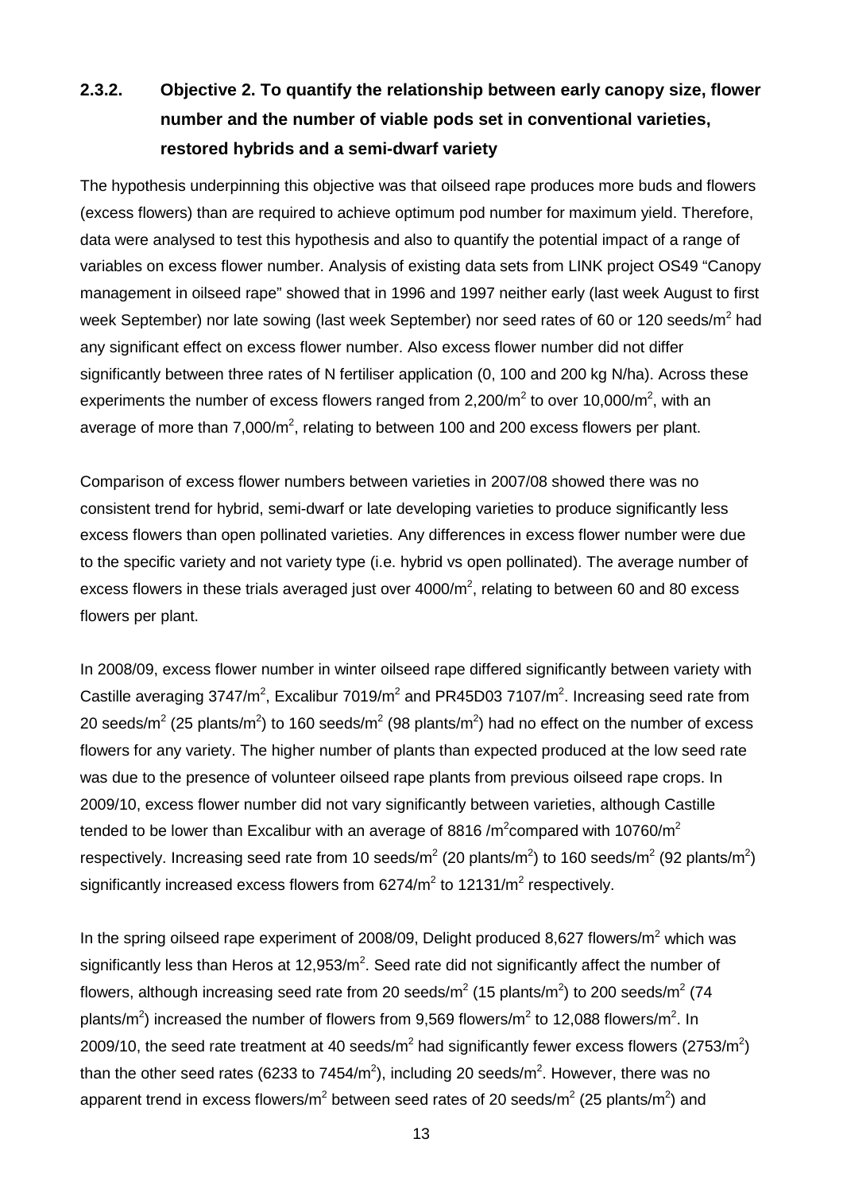### 2.3.2. Objective 2. To quantify the relationship between early canopy size, flower number and the number of viable pods set in conventional varieties, restored hybrids and a semi-dwarf variety

The hypothesis underpinning this objective was that oilseed rape produces more buds and flowers (excess flowers) than are required to achieve optimum pod number for maximum yield. Therefore, data were analysed to test this hypothesis and also to quantify the potential impact of a range of variables on excess flower number. Analysis of existing data sets from LINK project OS49 "Canopy management in oilseed rape" showed that in 1996 and 1997 neither early (last week August to first week September) nor late sowing (last week September) nor seed rates of 60 or 120 seeds/m$^2$ had any significant effect on excess flower number. Also excess flower number did not differ significantly between three rates of N fertiliser application (0, 100 and 200 kg N/ha). Across these experiments the number of excess flowers ranged from 2,200/m$^2$ to over 10,000/m$^2$, with an average of more than 7,000/m$^2$, relating to between 100 and 200 excess flowers per plant.

Comparison of excess flower numbers between varieties in 2007/08 showed there was no consistent trend for hybrid, semi-dwarf or late developing varieties to produce significantly less excess flowers than open pollinated varieties. Any differences in excess flower number were due to the specific variety and not variety type (i.e. hybrid vs open pollinated). The average number of excess flowers in these trials averaged just over 4000/m$^2$, relating to between 60 and 80 excess flowers per plant.

In 2008/09, excess flower number in winter oilseed rape differed significantly between variety with Castille averaging 3747/m$^2$, Excalibur 7019/m$^2$ and PR45D03 7107/m$^2$. Increasing seed rate from 20 seeds/m$^2$ (25 plants/m$^2$) to 160 seeds/m$^2$ (98 plants/m$^2$) had no effect on the number of excess flowers for any variety. The higher number of plants than expected produced at the low seed rate was due to the presence of volunteer oilseed rape plants from previous oilseed rape crops. In 2009/10, excess flower number did not vary significantly between varieties, although Castille tended to be lower than Excalibur with an average of 8816 /m$^2$compared with 10760/m$^2$ respectively. Increasing seed rate from 10 seeds/m$^2$ (20 plants/m$^2$) to 160 seeds/m$^2$ (92 plants/m$^2$) significantly increased excess flowers from 6274/m$^2$ to 12131/m$^2$ respectively.

In the spring oilseed rape experiment of 2008/09, Delight produced 8,627 flowers/m$^2$ which was significantly less than Heros at 12,953/m$^2$. Seed rate did not significantly affect the number of flowers, although increasing seed rate from 20 seeds/m$^2$ (15 plants/m$^2$) to 200 seeds/m$^2$ (74 plants/m$^2$) increased the number of flowers from 9,569 flowers/m$^2$ to 12,088 flowers/m$^2$. In 2009/10, the seed rate treatment at 40 seeds/m$^2$ had significantly fewer excess flowers (2753/m$^2$) than the other seed rates (6233 to 7454/m$^2$), including 20 seeds/m$^2$. However, there was no apparent trend in excess flowers/m$^2$ between seed rates of 20 seeds/m$^2$ (25 plants/m$^2$) and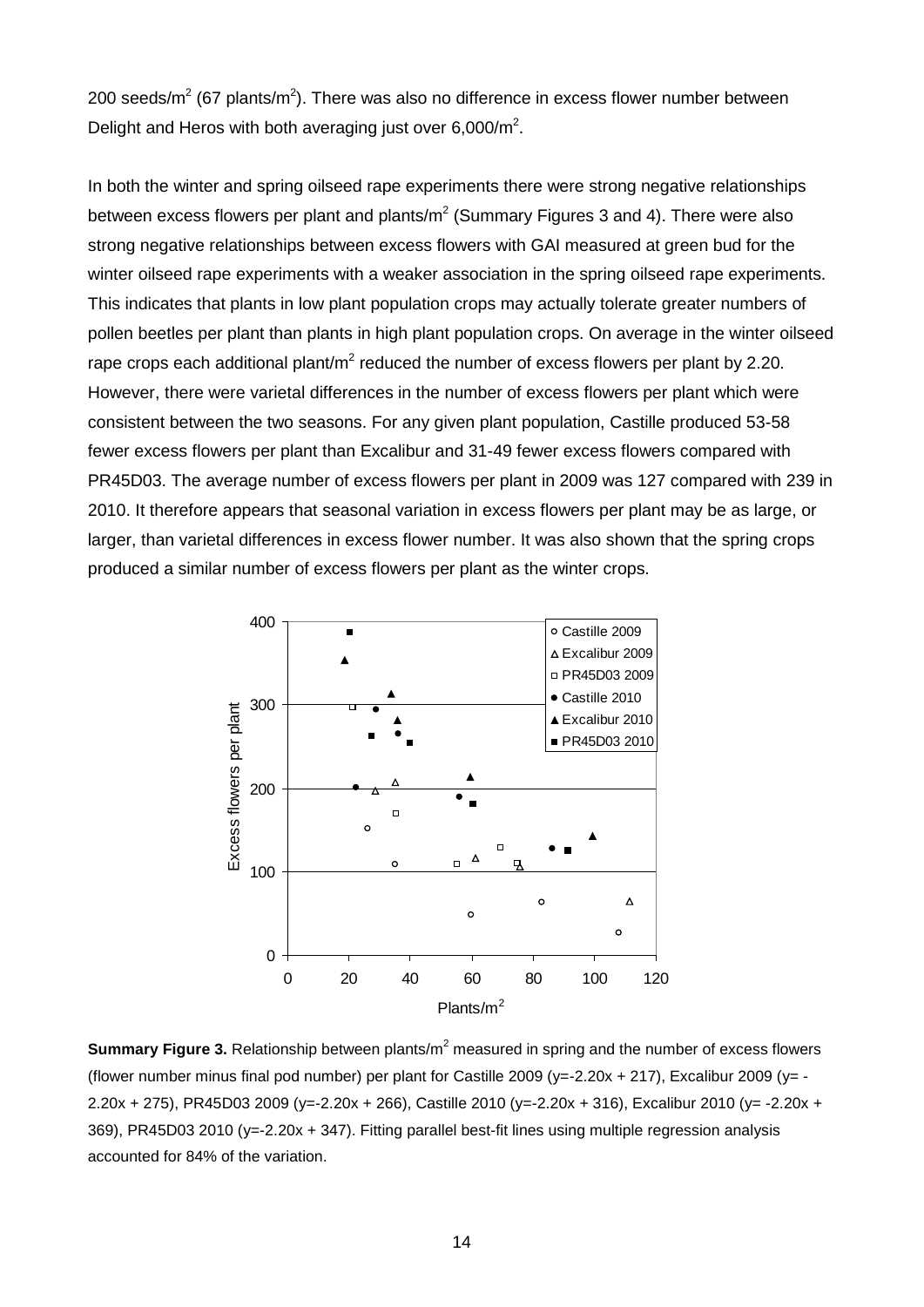200 seeds/m$^2$ (67 plants/m$^2$). There was also no difference in excess flower number between Delight and Heros with both averaging just over 6,000/m$^2$.

In both the winter and spring oilseed rape experiments there were strong negative relationships between excess flowers per plant and plants/m$^2$ (Summary Figures 3 and 4). There were also strong negative relationships between excess flowers with GAI measured at green bud for the winter oilseed rape experiments with a weaker association in the spring oilseed rape experiments. This indicates that plants in low plant population crops may actually tolerate greater numbers of pollen beetles per plant than plants in high plant population crops. On average in the winter oilseed rape crops each additional plant/m$^2$ reduced the number of excess flowers per plant by 2.20. However, there were varietal differences in the number of excess flowers per plant which were consistent between the two seasons. For any given plant population, Castille produced 53-58 fewer excess flowers per plant than Excalibur and 31-49 fewer excess flowers compared with PR45D03. The average number of excess flowers per plant in 2009 was 127 compared with 239 in 2010. It therefore appears that seasonal variation in excess flowers per plant may be as large, or larger, than varietal differences in excess flower number. It was also shown that the spring crops produced a similar number of excess flowers per plant as the winter crops.

**Summary Figure 3.** Relationship between plants/m$^2$ measured in spring and the number of excess flowers (flower number minus final pod number) per plant for Castille 2009 ($y=-2.20x + 217$), Excalibur 2009 ($y=-2.20x + 275$), PR45D03 2009 ($y=-2.20x + 266$), Castille 2010 ($y=-2.20x + 316$), Excalibur 2010 ($y=-2.20x + 369$), PR45D03 2010 ($y=-2.20x + 347$). Fitting parallel best-fit lines using multiple regression analysis accounted for 84% of the variation.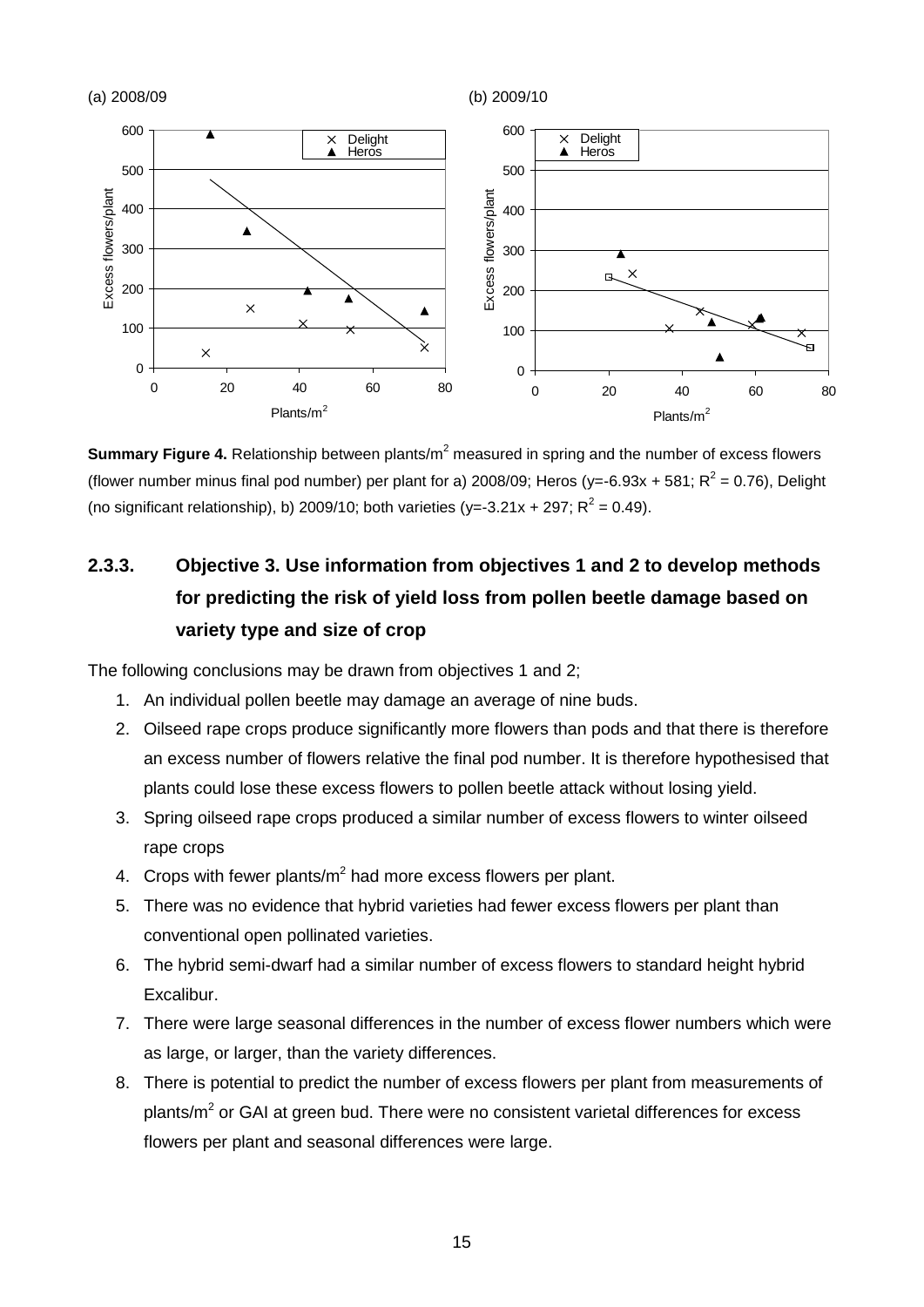(a) 2008/09 (b) 2009/10

**Summary Figure 4.** Relationship between plants/m$^2$ measured in spring and the number of excess flowers (flower number minus final pod number) per plant for a) 2008/09; Heros ($y=-6.93x + 581$; $R^2 = 0.76$), Delight (no significant relationship), b) 2009/10; both varieties ($y=-3.21x + 297$; $R^2 = 0.49$).

### 2.3.3. Objective 3. Use information from objectives 1 and 2 to develop methods for predicting the risk of yield loss from pollen beetle damage based on variety type and size of crop

The following conclusions may be drawn from objectives 1 and 2;

1. An individual pollen beetle may damage an average of nine buds.
2. Oilseed rape crops produce significantly more flowers than pods and that there is therefore an excess number of flowers relative the final pod number. It is therefore hypothesised that plants could lose these excess flowers to pollen beetle attack without losing yield.
3. Spring oilseed rape crops produced a similar number of excess flowers to winter oilseed rape crops
4. Crops with fewer plants/m$^2$ had more excess flowers per plant.
5. There was no evidence that hybrid varieties had fewer excess flowers per plant than conventional open pollinated varieties.
6. The hybrid semi-dwarf had a similar number of excess flowers to standard height hybrid Excalibur.
7. There were large seasonal differences in the number of excess flower numbers which were as large, or larger, than the variety differences.
8. There is potential to predict the number of excess flowers per plant from measurements of plants/m$^2$ or GAI at green bud. There were no consistent varietal differences for excess flowers per plant and seasonal differences were large.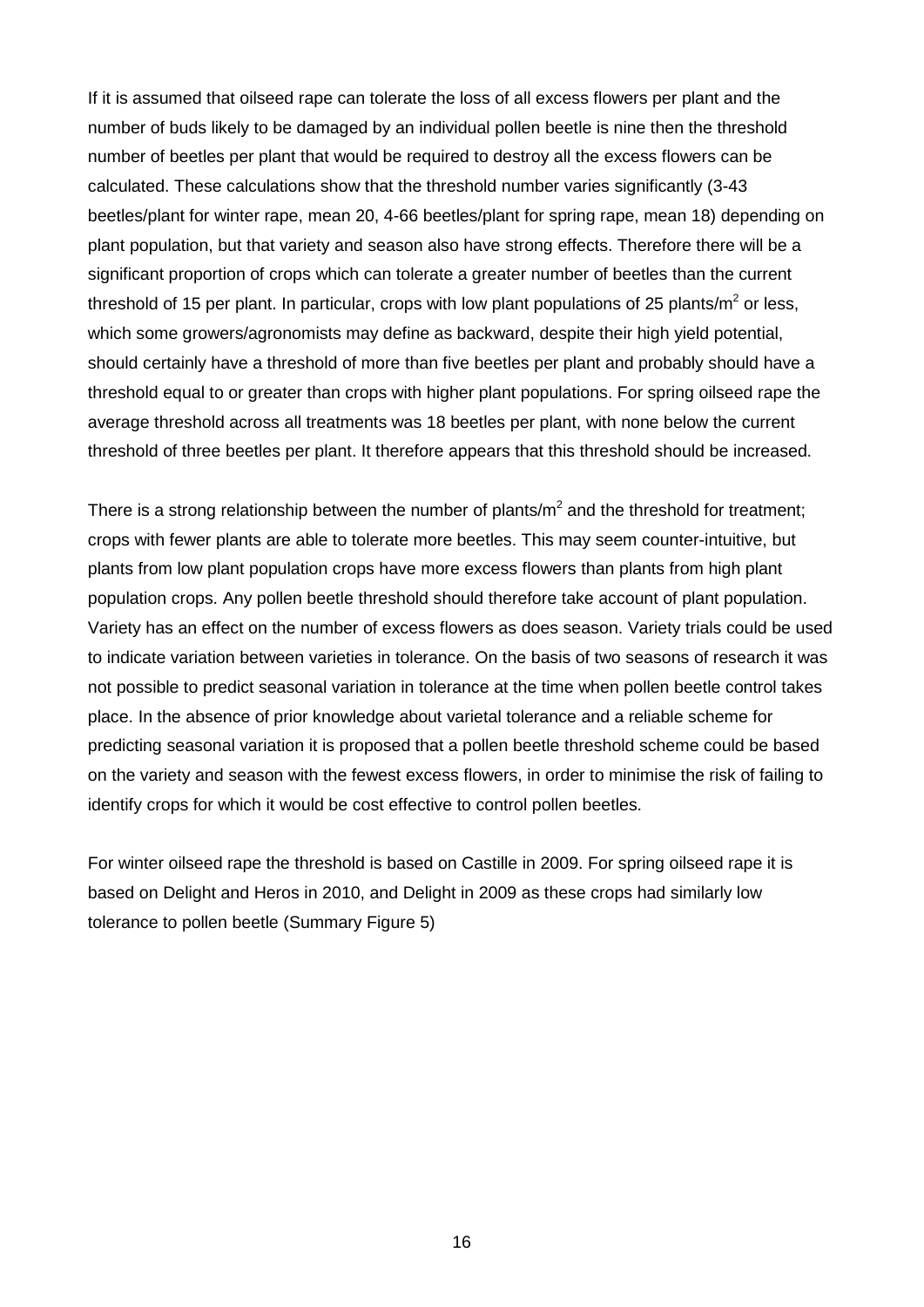If it is assumed that oilseed rape can tolerate the loss of all excess flowers per plant and the number of buds likely to be damaged by an individual pollen beetle is nine then the threshold number of beetles per plant that would be required to destroy all the excess flowers can be calculated. These calculations show that the threshold number varies significantly (3-43 beetles/plant for winter rape, mean 20, 4-66 beetles/plant for spring rape, mean 18) depending on plant population, but that variety and season also have strong effects. Therefore there will be a significant proportion of crops which can tolerate a greater number of beetles than the current threshold of 15 per plant. In particular, crops with low plant populations of 25 plants/m$^2$ or less, which some growers/agronomists may define as backward, despite their high yield potential, should certainly have a threshold of more than five beetles per plant and probably should have a threshold equal to or greater than crops with higher plant populations. For spring oilseed rape the average threshold across all treatments was 18 beetles per plant, with none below the current threshold of three beetles per plant. It therefore appears that this threshold should be increased.

There is a strong relationship between the number of plants/m$^2$ and the threshold for treatment; crops with fewer plants are able to tolerate more beetles. This may seem counter-intuitive, but plants from low plant population crops have more excess flowers than plants from high plant population crops. Any pollen beetle threshold should therefore take account of plant population. Variety has an effect on the number of excess flowers as does season. Variety trials could be used to indicate variation between varieties in tolerance. On the basis of two seasons of research it was not possible to predict seasonal variation in tolerance at the time when pollen beetle control takes place. In the absence of prior knowledge about varietal tolerance and a reliable scheme for predicting seasonal variation it is proposed that a pollen beetle threshold scheme could be based on the variety and season with the fewest excess flowers, in order to minimise the risk of failing to identify crops for which it would be cost effective to control pollen beetles.

For winter oilseed rape the threshold is based on Castille in 2009. For spring oilseed rape it is based on Delight and Heros in 2010, and Delight in 2009 as these crops had similarly low tolerance to pollen beetle (Summary Figure 5)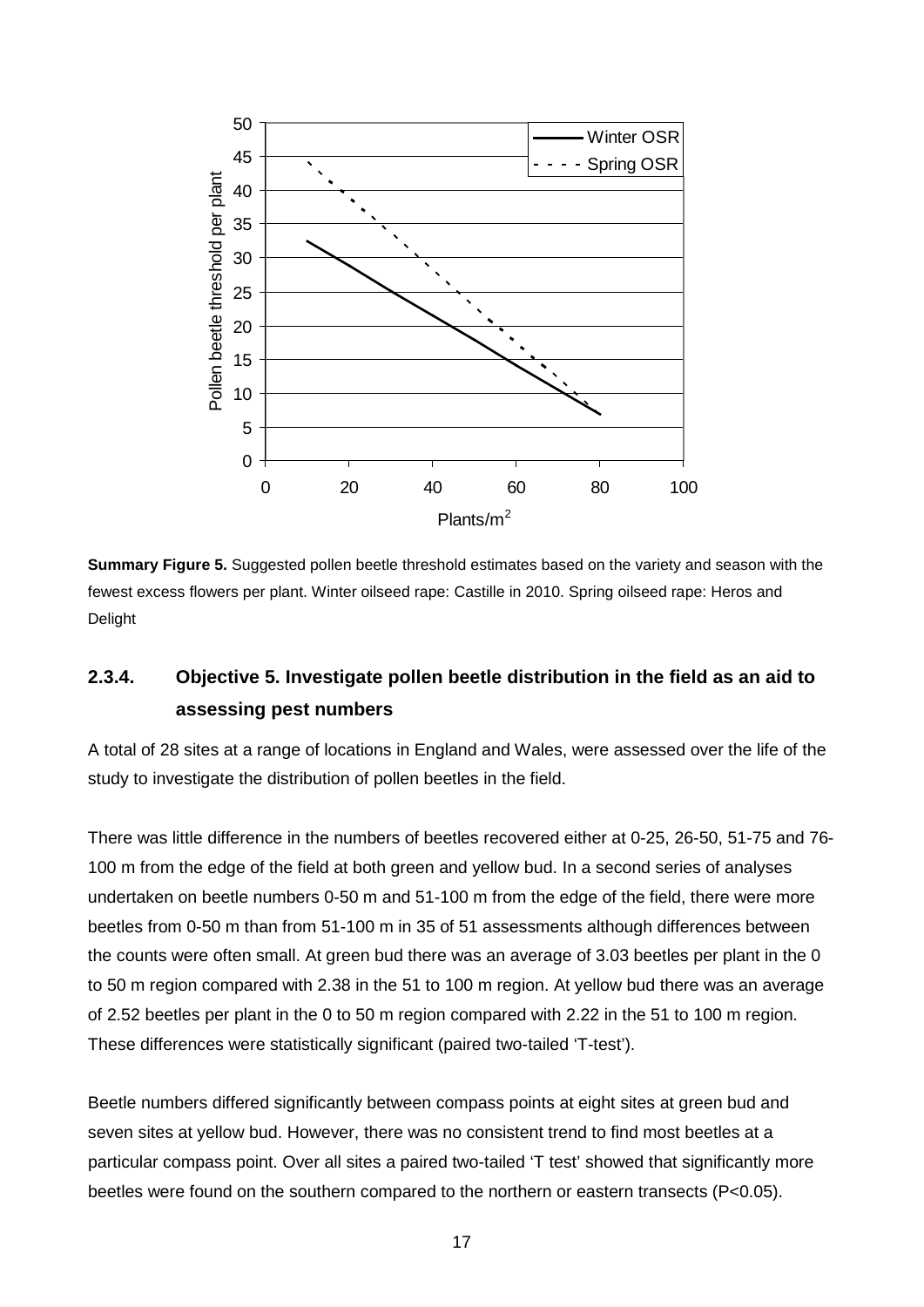**Summary Figure 5.** Suggested pollen beetle threshold estimates based on the variety and season with the fewest excess flowers per plant. Winter oilseed rape: Castille in 2010. Spring oilseed rape: Heros and Delight

### 2.3.4. Objective 5. Investigate pollen beetle distribution in the field as an aid to assessing pest numbers

A total of 28 sites at a range of locations in England and Wales, were assessed over the life of the study to investigate the distribution of pollen beetles in the field.

There was little difference in the numbers of beetles recovered either at 0-25, 26-50, 51-75 and 76-100 m from the edge of the field at both green and yellow bud. In a second series of analyses undertaken on beetle numbers 0-50 m and 51-100 m from the edge of the field, there were more beetles from 0-50 m than from 51-100 m in 35 of 51 assessments although differences between the counts were often small. At green bud there was an average of 3.03 beetles per plant in the 0 to 50 m region compared with 2.38 in the 51 to 100 m region. At yellow bud there was an average of 2.52 beetles per plant in the 0 to 50 m region compared with 2.22 in the 51 to 100 m region. These differences were statistically significant (paired two-tailed 'T-test').

Beetle numbers differed significantly between compass points at eight sites at green bud and seven sites at yellow bud. However, there was no consistent trend to find most beetles at a particular compass point. Over all sites a paired two-tailed 'T test' showed that significantly more beetles were found on the southern compared to the northern or eastern transects ($P<0.05$).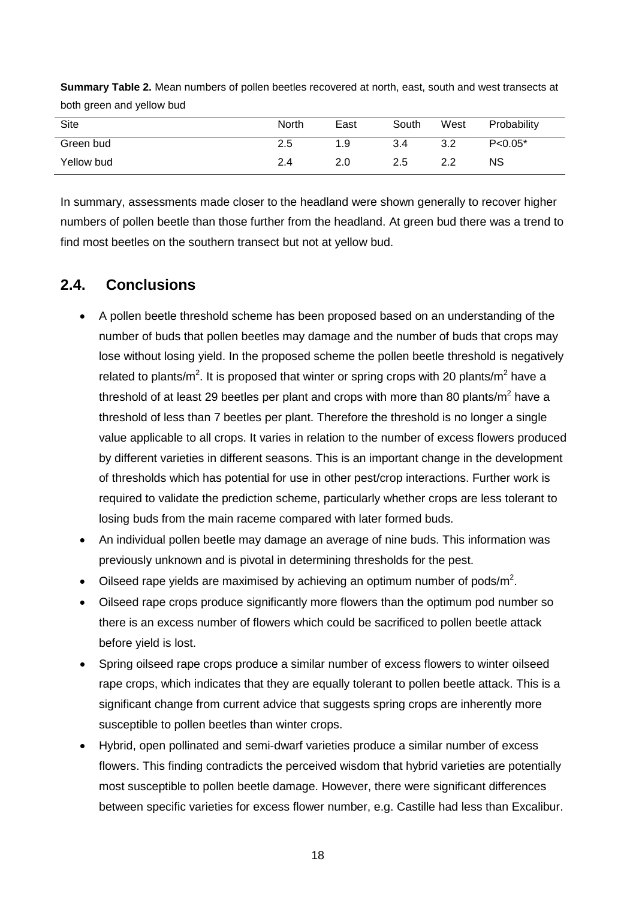**Summary Table 2.** Mean numbers of pollen beetles recovered at north, east, south and west transects at both green and yellow bud

| Site | North | East | South | West | Probability |
|---|---|---|---|---|---|
| Green bud | 2.5 | 1.9 | 3.4 | 3.2 | $P<0.05$* |
| Yellow bud | 2.4 | 2.0 | 2.5 | 2.2 | NS |

In summary, assessments made closer to the headland were shown generally to recover higher numbers of pollen beetle than those further from the headland. At green bud there was a trend to find most beetles on the southern transect but not at yellow bud.

## 2.4. Conclusions

- A pollen beetle threshold scheme has been proposed based on an understanding of the number of buds that pollen beetles may damage and the number of buds that crops may lose without losing yield. In the proposed scheme the pollen beetle threshold is negatively related to plants/m$^2$. It is proposed that winter or spring crops with 20 plants/m$^2$ have a threshold of at least 29 beetles per plant and crops with more than 80 plants/m$^2$ have a threshold of less than 7 beetles per plant. Therefore the threshold is no longer a single value applicable to all crops. It varies in relation to the number of excess flowers produced by different varieties in different seasons. This is an important change in the development of thresholds which has potential for use in other pest/crop interactions. Further work is required to validate the prediction scheme, particularly whether crops are less tolerant to losing buds from the main raceme compared with later formed buds.
- An individual pollen beetle may damage an average of nine buds. This information was previously unknown and is pivotal in determining thresholds for the pest.
- Oilseed rape yields are maximised by achieving an optimum number of pods/m$^2$.
- Oilseed rape crops produce significantly more flowers than the optimum pod number so there is an excess number of flowers which could be sacrificed to pollen beetle attack before yield is lost.
- Spring oilseed rape crops produce a similar number of excess flowers to winter oilseed rape crops, which indicates that they are equally tolerant to pollen beetle attack. This is a significant change from current advice that suggests spring crops are inherently more susceptible to pollen beetles than winter crops.
- Hybrid, open pollinated and semi-dwarf varieties produce a similar number of excess flowers. This finding contradicts the perceived wisdom that hybrid varieties are potentially most susceptible to pollen beetle damage. However, there were significant differences between specific varieties for excess flower number, e.g. Castille had less than Excalibur.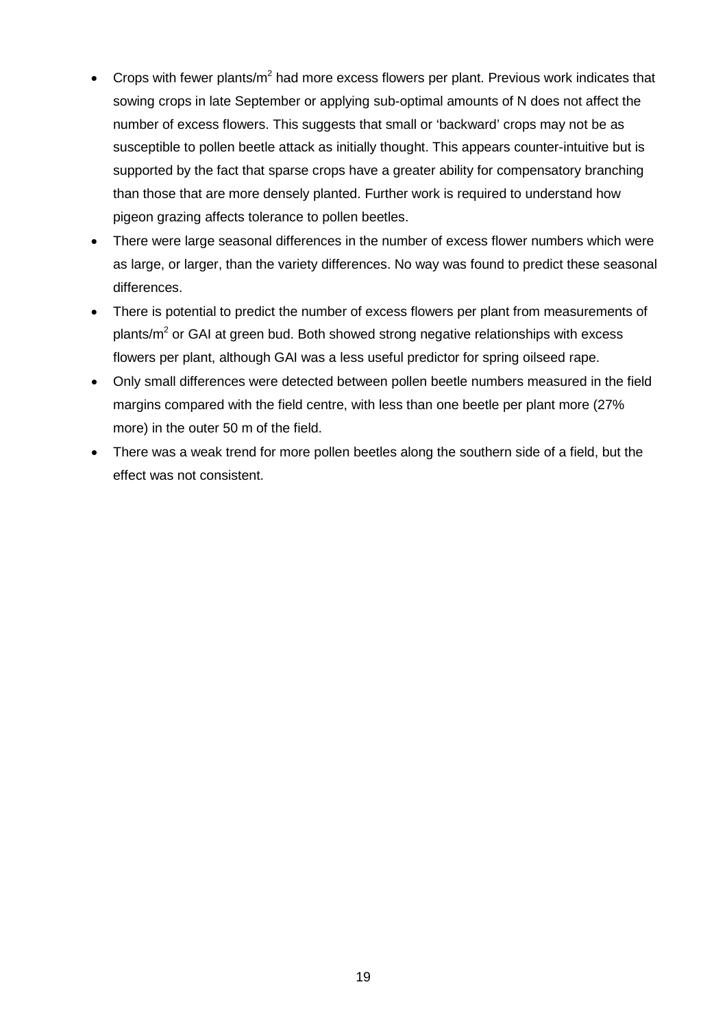- Crops with fewer plants/$m^2$ had more excess flowers per plant. Previous work indicates that sowing crops in late September or applying sub-optimal amounts of N does not affect the number of excess flowers. This suggests that small or 'backward' crops may not be as susceptible to pollen beetle attack as initially thought. This appears counter-intuitive but is supported by the fact that sparse crops have a greater ability for compensatory branching than those that are more densely planted. Further work is required to understand how pigeon grazing affects tolerance to pollen beetles.
- There were large seasonal differences in the number of excess flower numbers which were as large, or larger, than the variety differences. No way was found to predict these seasonal differences.
- There is potential to predict the number of excess flowers per plant from measurements of plants/$m^2$ or GAI at green bud. Both showed strong negative relationships with excess flowers per plant, although GAI was a less useful predictor for spring oilseed rape.
- Only small differences were detected between pollen beetle numbers measured in the field margins compared with the field centre, with less than one beetle per plant more (27% more) in the outer 50 m of the field.
- There was a weak trend for more pollen beetles along the southern side of a field, but the effect was not consistent.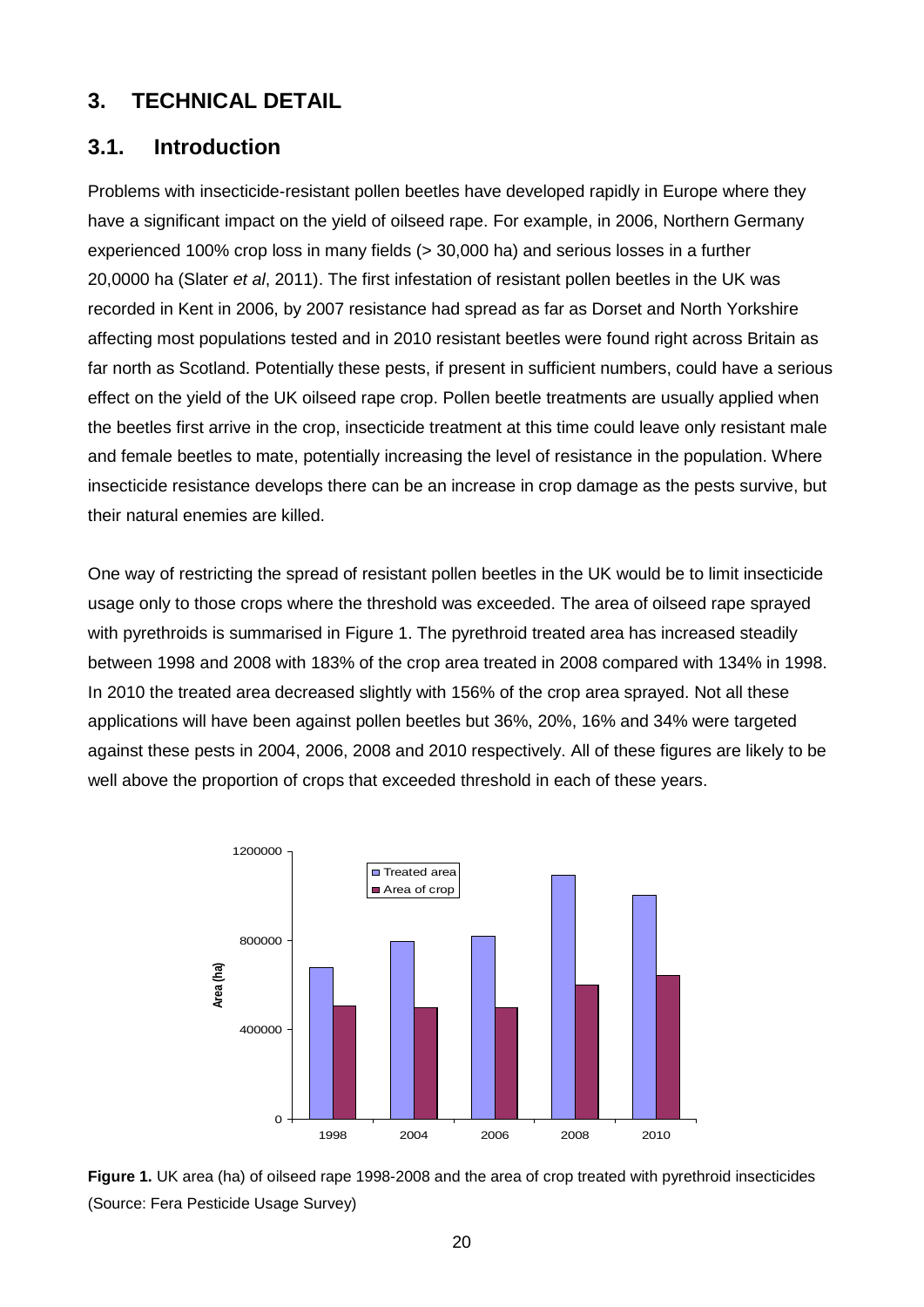# 3. TECHNICAL DETAIL

## 3.1. Introduction

Problems with insecticide-resistant pollen beetles have developed rapidly in Europe where they have a significant impact on the yield of oilseed rape. For example, in 2006, Northern Germany experienced 100% crop loss in many fields (> 30,000 ha) and serious losses in a further 20,0000 ha (Slater *et al*, 2011). The first infestation of resistant pollen beetles in the UK was recorded in Kent in 2006, by 2007 resistance had spread as far as Dorset and North Yorkshire affecting most populations tested and in 2010 resistant beetles were found right across Britain as far north as Scotland. Potentially these pests, if present in sufficient numbers, could have a serious effect on the yield of the UK oilseed rape crop. Pollen beetle treatments are usually applied when the beetles first arrive in the crop, insecticide treatment at this time could leave only resistant male and female beetles to mate, potentially increasing the level of resistance in the population. Where insecticide resistance develops there can be an increase in crop damage as the pests survive, but their natural enemies are killed.

One way of restricting the spread of resistant pollen beetles in the UK would be to limit insecticide usage only to those crops where the threshold was exceeded. The area of oilseed rape sprayed with pyrethroids is summarised in Figure 1. The pyrethroid treated area has increased steadily between 1998 and 2008 with 183% of the crop area treated in 2008 compared with 134% in 1998. In 2010 the treated area decreased slightly with 156% of the crop area sprayed. Not all these applications will have been against pollen beetles but 36%, 20%, 16% and 34% were targeted against these pests in 2004, 2006, 2008 and 2010 respectively. All of these figures are likely to be well above the proportion of crops that exceeded threshold in each of these years.

**Figure 1.** UK area (ha) of oilseed rape 1998-2008 and the area of crop treated with pyrethroid insecticides (Source: Fera Pesticide Usage Survey)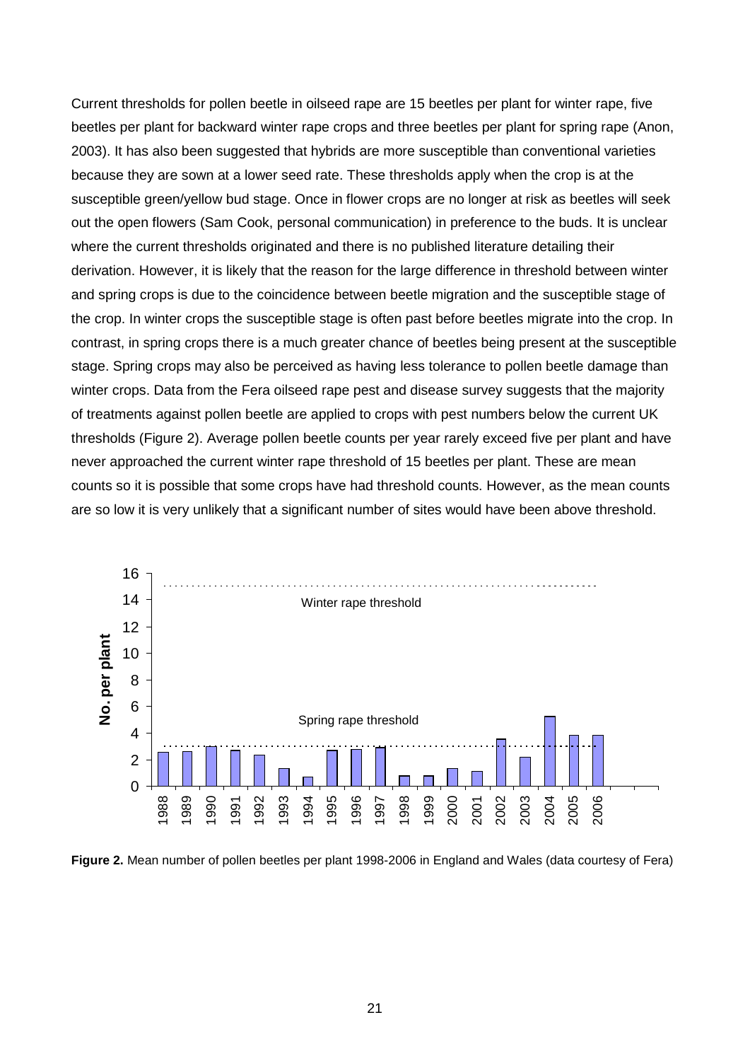Current thresholds for pollen beetle in oilseed rape are 15 beetles per plant for winter rape, five beetles per plant for backward winter rape crops and three beetles per plant for spring rape (Anon, 2003). It has also been suggested that hybrids are more susceptible than conventional varieties because they are sown at a lower seed rate. These thresholds apply when the crop is at the susceptible green/yellow bud stage. Once in flower crops are no longer at risk as beetles will seek out the open flowers (Sam Cook, personal communication) in preference to the buds. It is unclear where the current thresholds originated and there is no published literature detailing their derivation. However, it is likely that the reason for the large difference in threshold between winter and spring crops is due to the coincidence between beetle migration and the susceptible stage of the crop. In winter crops the susceptible stage is often past before beetles migrate into the crop. In contrast, in spring crops there is a much greater chance of beetles being present at the susceptible stage. Spring crops may also be perceived as having less tolerance to pollen beetle damage than winter crops. Data from the Fera oilseed rape pest and disease survey suggests that the majority of treatments against pollen beetle are applied to crops with pest numbers below the current UK thresholds (Figure 2). Average pollen beetle counts per year rarely exceed five per plant and have never approached the current winter rape threshold of 15 beetles per plant. These are mean counts so it is possible that some crops have had threshold counts. However, as the mean counts are so low it is very unlikely that a significant number of sites would have been above threshold.

**Figure 2.** Mean number of pollen beetles per plant 1998-2006 in England and Wales (data courtesy of Fera)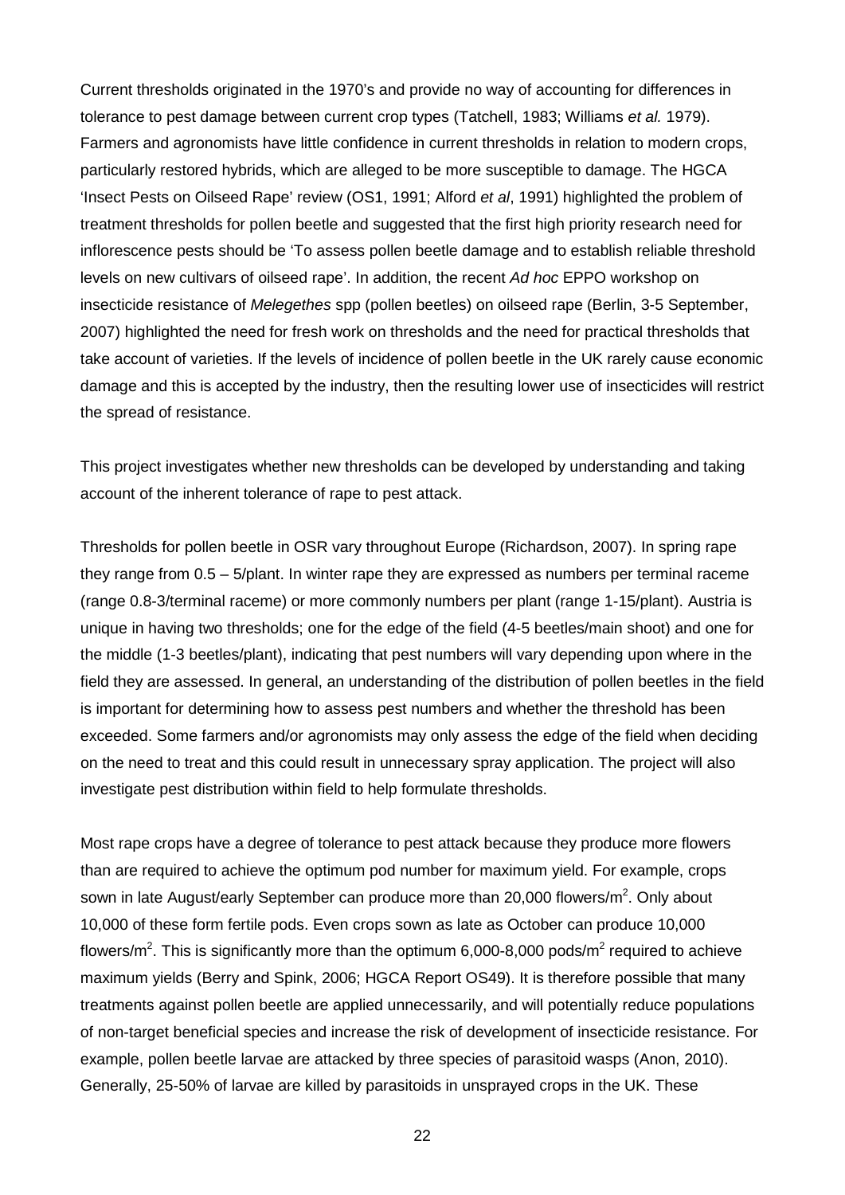Current thresholds originated in the 1970's and provide no way of accounting for differences in tolerance to pest damage between current crop types (Tatchell, 1983; Williams *et al.* 1979). Farmers and agronomists have little confidence in current thresholds in relation to modern crops, particularly restored hybrids, which are alleged to be more susceptible to damage. The HGCA 'Insect Pests on Oilseed Rape' review (OS1, 1991; Alford *et al*, 1991) highlighted the problem of treatment thresholds for pollen beetle and suggested that the first high priority research need for inflorescence pests should be 'To assess pollen beetle damage and to establish reliable threshold levels on new cultivars of oilseed rape'. In addition, the recent *Ad hoc* EPPO workshop on insecticide resistance of *Melegethes* spp (pollen beetles) on oilseed rape (Berlin, 3-5 September, 2007) highlighted the need for fresh work on thresholds and the need for practical thresholds that take account of varieties. If the levels of incidence of pollen beetle in the UK rarely cause economic damage and this is accepted by the industry, then the resulting lower use of insecticides will restrict the spread of resistance.

This project investigates whether new thresholds can be developed by understanding and taking account of the inherent tolerance of rape to pest attack.

Thresholds for pollen beetle in OSR vary throughout Europe (Richardson, 2007). In spring rape they range from 0.5 – 5/plant. In winter rape they are expressed as numbers per terminal raceme (range 0.8-3/terminal raceme) or more commonly numbers per plant (range 1-15/plant). Austria is unique in having two thresholds; one for the edge of the field (4-5 beetles/main shoot) and one for the middle (1-3 beetles/plant), indicating that pest numbers will vary depending upon where in the field they are assessed. In general, an understanding of the distribution of pollen beetles in the field is important for determining how to assess pest numbers and whether the threshold has been exceeded. Some farmers and/or agronomists may only assess the edge of the field when deciding on the need to treat and this could result in unnecessary spray application. The project will also investigate pest distribution within field to help formulate thresholds.

Most rape crops have a degree of tolerance to pest attack because they produce more flowers than are required to achieve the optimum pod number for maximum yield. For example, crops sown in late August/early September can produce more than 20,000 flowers/m$^2$. Only about 10,000 of these form fertile pods. Even crops sown as late as October can produce 10,000 flowers/m$^2$. This is significantly more than the optimum 6,000-8,000 pods/m$^2$ required to achieve maximum yields (Berry and Spink, 2006; HGCA Report OS49). It is therefore possible that many treatments against pollen beetle are applied unnecessarily, and will potentially reduce populations of non-target beneficial species and increase the risk of development of insecticide resistance. For example, pollen beetle larvae are attacked by three species of parasitoid wasps (Anon, 2010). Generally, 25-50% of larvae are killed by parasitoids in unsprayed crops in the UK. These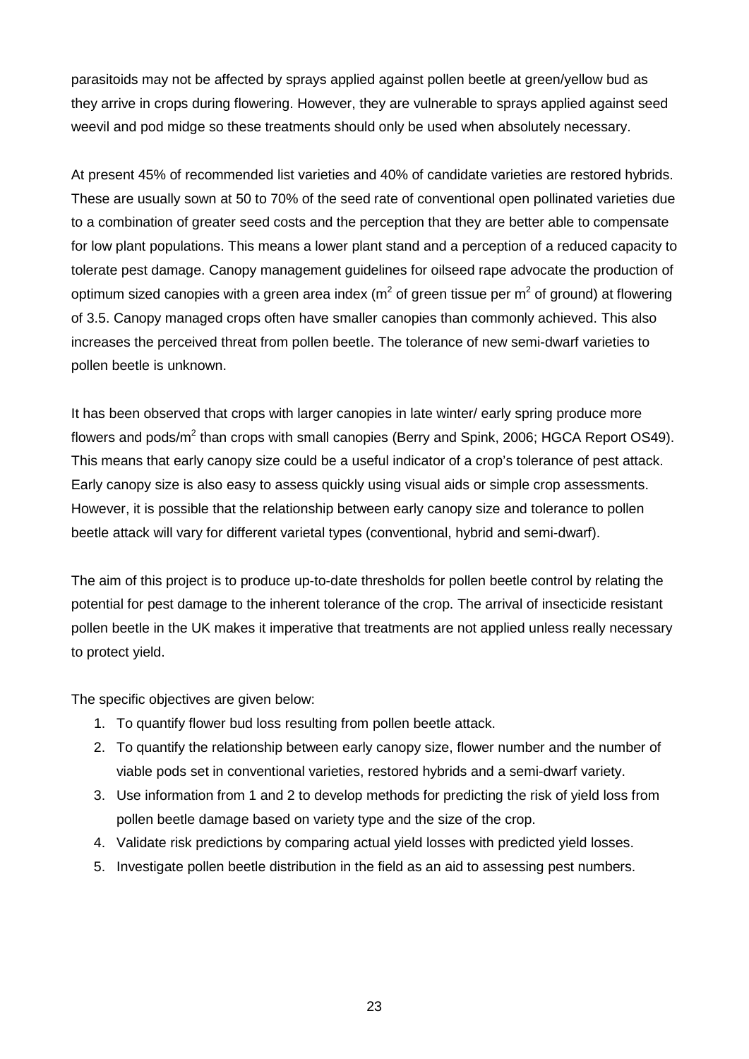parasitoids may not be affected by sprays applied against pollen beetle at green/yellow bud as they arrive in crops during flowering. However, they are vulnerable to sprays applied against seed weevil and pod midge so these treatments should only be used when absolutely necessary.

At present 45% of recommended list varieties and 40% of candidate varieties are restored hybrids. These are usually sown at 50 to 70% of the seed rate of conventional open pollinated varieties due to a combination of greater seed costs and the perception that they are better able to compensate for low plant populations. This means a lower plant stand and a perception of a reduced capacity to tolerate pest damage. Canopy management guidelines for oilseed rape advocate the production of optimum sized canopies with a green area index ($m^2$ of green tissue per $m^2$ of ground) at flowering of 3.5. Canopy managed crops often have smaller canopies than commonly achieved. This also increases the perceived threat from pollen beetle. The tolerance of new semi-dwarf varieties to pollen beetle is unknown.

It has been observed that crops with larger canopies in late winter/ early spring produce more flowers and pods/$m^2$ than crops with small canopies (Berry and Spink, 2006; HGCA Report OS49). This means that early canopy size could be a useful indicator of a crop's tolerance of pest attack. Early canopy size is also easy to assess quickly using visual aids or simple crop assessments. However, it is possible that the relationship between early canopy size and tolerance to pollen beetle attack will vary for different varietal types (conventional, hybrid and semi-dwarf).

The aim of this project is to produce up-to-date thresholds for pollen beetle control by relating the potential for pest damage to the inherent tolerance of the crop. The arrival of insecticide resistant pollen beetle in the UK makes it imperative that treatments are not applied unless really necessary to protect yield.

The specific objectives are given below:

1. To quantify flower bud loss resulting from pollen beetle attack.
2. To quantify the relationship between early canopy size, flower number and the number of viable pods set in conventional varieties, restored hybrids and a semi-dwarf variety.
3. Use information from 1 and 2 to develop methods for predicting the risk of yield loss from pollen beetle damage based on variety type and the size of the crop.
4. Validate risk predictions by comparing actual yield losses with predicted yield losses.
5. Investigate pollen beetle distribution in the field as an aid to assessing pest numbers.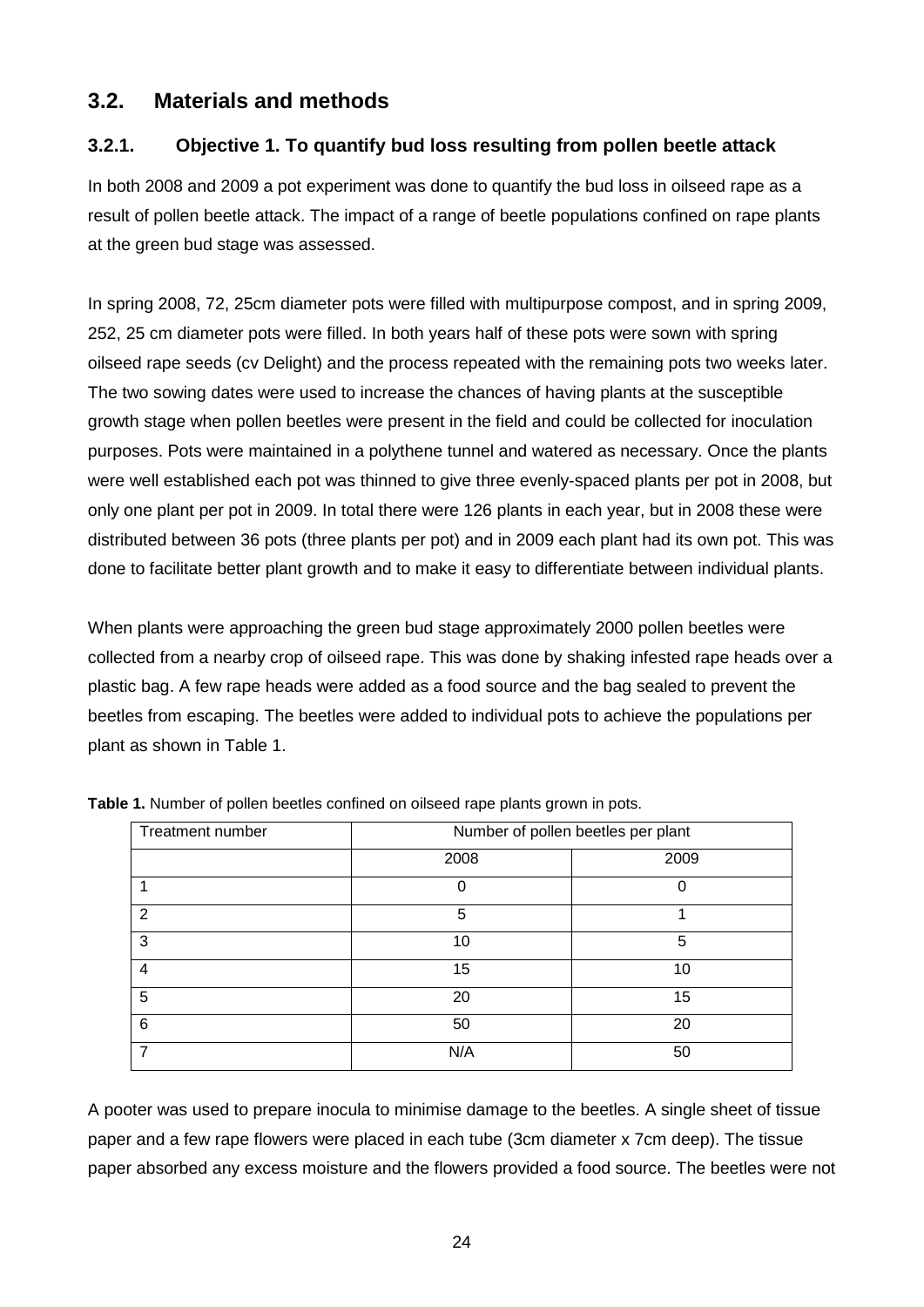## 3.2. Materials and methods

### 3.2.1. Objective 1. To quantify bud loss resulting from pollen beetle attack

In both 2008 and 2009 a pot experiment was done to quantify the bud loss in oilseed rape as a result of pollen beetle attack. The impact of a range of beetle populations confined on rape plants at the green bud stage was assessed.

In spring 2008, 72, 25cm diameter pots were filled with multipurpose compost, and in spring 2009, 252, 25 cm diameter pots were filled. In both years half of these pots were sown with spring oilseed rape seeds (cv Delight) and the process repeated with the remaining pots two weeks later. The two sowing dates were used to increase the chances of having plants at the susceptible growth stage when pollen beetles were present in the field and could be collected for inoculation purposes. Pots were maintained in a polythene tunnel and watered as necessary. Once the plants were well established each pot was thinned to give three evenly-spaced plants per pot in 2008, but only one plant per pot in 2009. In total there were 126 plants in each year, but in 2008 these were distributed between 36 pots (three plants per pot) and in 2009 each plant had its own pot. This was done to facilitate better plant growth and to make it easy to differentiate between individual plants.

When plants were approaching the green bud stage approximately 2000 pollen beetles were collected from a nearby crop of oilseed rape. This was done by shaking infested rape heads over a plastic bag. A few rape heads were added as a food source and the bag sealed to prevent the beetles from escaping. The beetles were added to individual pots to achieve the populations per plant as shown in Table 1.

**Table 1.** Number of pollen beetles confined on oilseed rape plants grown in pots.

| Treatment number | Number of pollen beetles per plant | |
|---|---|---|
| | 2008 | 2009 |
| 1 | 0 | 0 |
| 2 | 5 | 1 |
| 3 | 10 | 5 |
| 4 | 15 | 10 |
| 5 | 20 | 15 |
| 6 | 50 | 20 |
| 7 | N/A | 50 |

A pooter was used to prepare inocula to minimise damage to the beetles. A single sheet of tissue paper and a few rape flowers were placed in each tube (3cm diameter x 7cm deep). The tissue paper absorbed any excess moisture and the flowers provided a food source. The beetles were not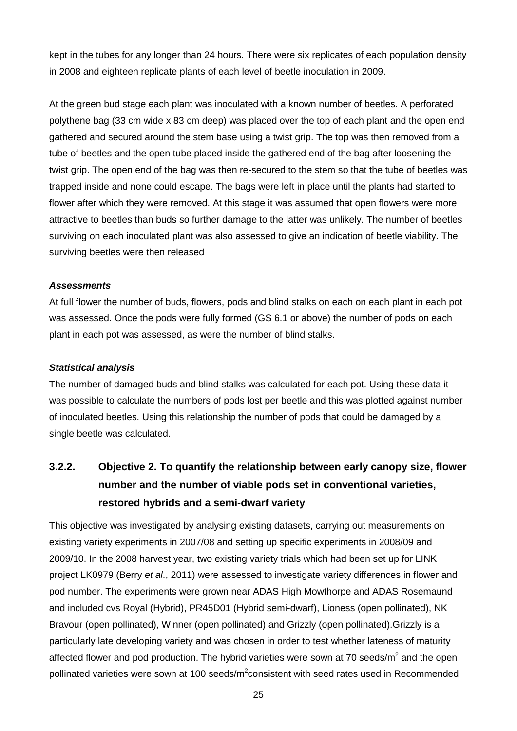kept in the tubes for any longer than 24 hours. There were six replicates of each population density in 2008 and eighteen replicate plants of each level of beetle inoculation in 2009.

At the green bud stage each plant was inoculated with a known number of beetles. A perforated polythene bag (33 cm wide x 83 cm deep) was placed over the top of each plant and the open end gathered and secured around the stem base using a twist grip. The top was then removed from a tube of beetles and the open tube placed inside the gathered end of the bag after loosening the twist grip. The open end of the bag was then re-secured to the stem so that the tube of beetles was trapped inside and none could escape. The bags were left in place until the plants had started to flower after which they were removed. At this stage it was assumed that open flowers were more attractive to beetles than buds so further damage to the latter was unlikely. The number of beetles surviving on each inoculated plant was also assessed to give an indication of beetle viability. The surviving beetles were then released

***Assessments***

At full flower the number of buds, flowers, pods and blind stalks on each on each plant in each pot was assessed. Once the pods were fully formed (GS 6.1 or above) the number of pods on each plant in each pot was assessed, as were the number of blind stalks.

***Statistical analysis***

The number of damaged buds and blind stalks was calculated for each pot. Using these data it was possible to calculate the numbers of pods lost per beetle and this was plotted against number of inoculated beetles. Using this relationship the number of pods that could be damaged by a single beetle was calculated.

### 3.2.2. Objective 2. To quantify the relationship between early canopy size, flower number and the number of viable pods set in conventional varieties, restored hybrids and a semi-dwarf variety

This objective was investigated by analysing existing datasets, carrying out measurements on existing variety experiments in 2007/08 and setting up specific experiments in 2008/09 and 2009/10. In the 2008 harvest year, two existing variety trials which had been set up for LINK project LK0979 (Berry *et al*., 2011) were assessed to investigate variety differences in flower and pod number. The experiments were grown near ADAS High Mowthorpe and ADAS Rosemaund and included cvs Royal (Hybrid), PR45D01 (Hybrid semi-dwarf), Lioness (open pollinated), NK Bravour (open pollinated), Winner (open pollinated) and Grizzly (open pollinated).Grizzly is a particularly late developing variety and was chosen in order to test whether lateness of maturity affected flower and pod production. The hybrid varieties were sown at 70 seeds/m$^2$ and the open pollinated varieties were sown at 100 seeds/m$^2$consistent with seed rates used in Recommended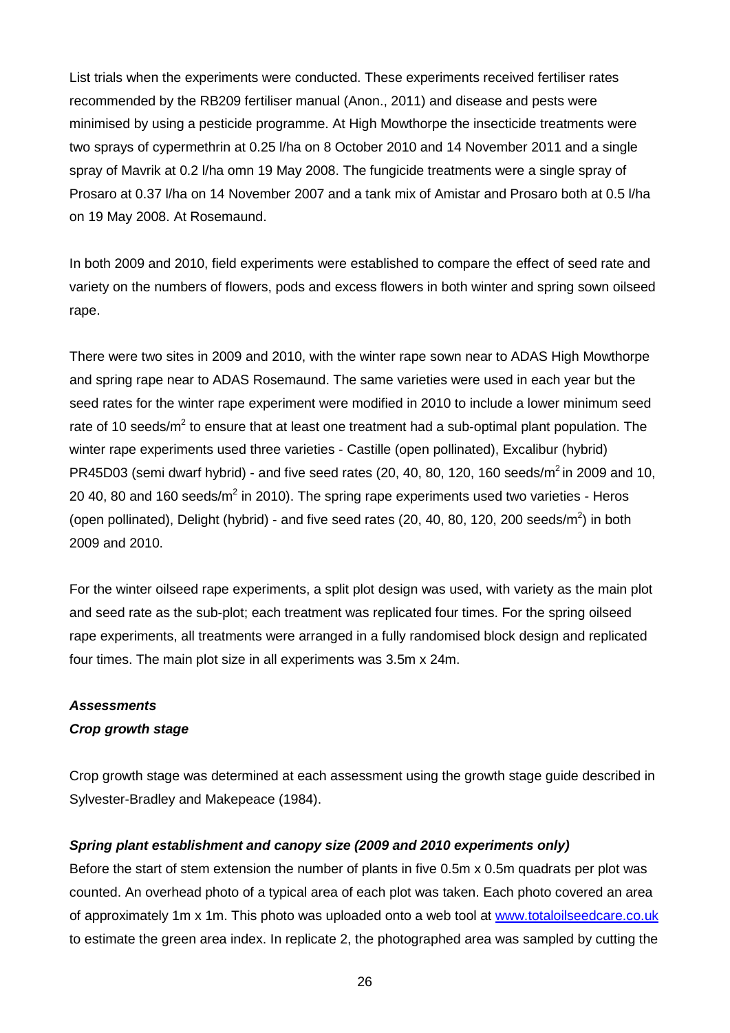List trials when the experiments were conducted. These experiments received fertiliser rates recommended by the RB209 fertiliser manual (Anon., 2011) and disease and pests were minimised by using a pesticide programme. At High Mowthorpe the insecticide treatments were two sprays of cypermethrin at 0.25 l/ha on 8 October 2010 and 14 November 2011 and a single spray of Mavrik at 0.2 l/ha omn 19 May 2008. The fungicide treatments were a single spray of Prosaro at 0.37 l/ha on 14 November 2007 and a tank mix of Amistar and Prosaro both at 0.5 l/ha on 19 May 2008. At Rosemaund.

In both 2009 and 2010, field experiments were established to compare the effect of seed rate and variety on the numbers of flowers, pods and excess flowers in both winter and spring sown oilseed rape.

There were two sites in 2009 and 2010, with the winter rape sown near to ADAS High Mowthorpe and spring rape near to ADAS Rosemaund. The same varieties were used in each year but the seed rates for the winter rape experiment were modified in 2010 to include a lower minimum seed rate of 10 seeds/m$^2$ to ensure that at least one treatment had a sub-optimal plant population. The winter rape experiments used three varieties - Castille (open pollinated), Excalibur (hybrid) PR45D03 (semi dwarf hybrid) - and five seed rates (20, 40, 80, 120, 160 seeds/m$^2$ in 2009 and 10, 20 40, 80 and 160 seeds/m$^2$ in 2010). The spring rape experiments used two varieties - Heros (open pollinated), Delight (hybrid) - and five seed rates (20, 40, 80, 120, 200 seeds/m$^2$) in both 2009 and 2010.

For the winter oilseed rape experiments, a split plot design was used, with variety as the main plot and seed rate as the sub-plot; each treatment was replicated four times. For the spring oilseed rape experiments, all treatments were arranged in a fully randomised block design and replicated four times. The main plot size in all experiments was 3.5m x 24m.

### *Assessments*

#### *Crop growth stage*

Crop growth stage was determined at each assessment using the growth stage guide described in Sylvester-Bradley and Makepeace (1984).

#### *Spring plant establishment and canopy size (2009 and 2010 experiments only)*

Before the start of stem extension the number of plants in five 0.5m x 0.5m quadrats per plot was counted. An overhead photo of a typical area of each plot was taken. Each photo covered an area of approximately 1m x 1m. This photo was uploaded onto a web tool at www.totaloilseedcare.co.uk to estimate the green area index. In replicate 2, the photographed area was sampled by cutting the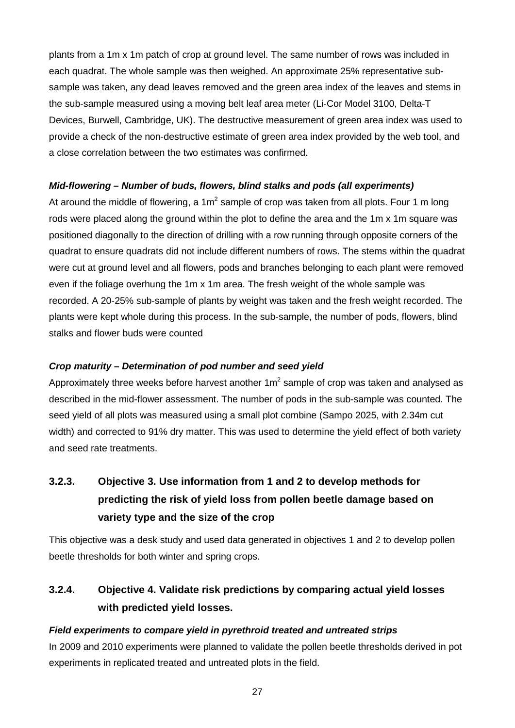plants from a 1m x 1m patch of crop at ground level. The same number of rows was included in each quadrat. The whole sample was then weighed. An approximate 25% representative sub-sample was taken, any dead leaves removed and the green area index of the leaves and stems in the sub-sample measured using a moving belt leaf area meter (Li-Cor Model 3100, Delta-T Devices, Burwell, Cambridge, UK). The destructive measurement of green area index was used to provide a check of the non-destructive estimate of green area index provided by the web tool, and a close correlation between the two estimates was confirmed.

***Mid-flowering – Number of buds, flowers, blind stalks and pods (all experiments)***

At around the middle of flowering, a $1m^2$ sample of crop was taken from all plots. Four 1 m long rods were placed along the ground within the plot to define the area and the 1m x 1m square was positioned diagonally to the direction of drilling with a row running through opposite corners of the quadrat to ensure quadrats did not include different numbers of rows. The stems within the quadrat were cut at ground level and all flowers, pods and branches belonging to each plant were removed even if the foliage overhung the 1m x 1m area. The fresh weight of the whole sample was recorded. A 20-25% sub-sample of plants by weight was taken and the fresh weight recorded. The plants were kept whole during this process. In the sub-sample, the number of pods, flowers, blind stalks and flower buds were counted

***Crop maturity – Determination of pod number and seed yield***

Approximately three weeks before harvest another $1m^2$ sample of crop was taken and analysed as described in the mid-flower assessment. The number of pods in the sub-sample was counted. The seed yield of all plots was measured using a small plot combine (Sampo 2025, with 2.34m cut width) and corrected to 91% dry matter. This was used to determine the yield effect of both variety and seed rate treatments.

### 3.2.3. Objective 3. Use information from 1 and 2 to develop methods for predicting the risk of yield loss from pollen beetle damage based on variety type and the size of the crop

This objective was a desk study and used data generated in objectives 1 and 2 to develop pollen beetle thresholds for both winter and spring crops.

### 3.2.4. Objective 4. Validate risk predictions by comparing actual yield losses with predicted yield losses.

***Field experiments to compare yield in pyrethroid treated and untreated strips***

In 2009 and 2010 experiments were planned to validate the pollen beetle thresholds derived in pot experiments in replicated treated and untreated plots in the field.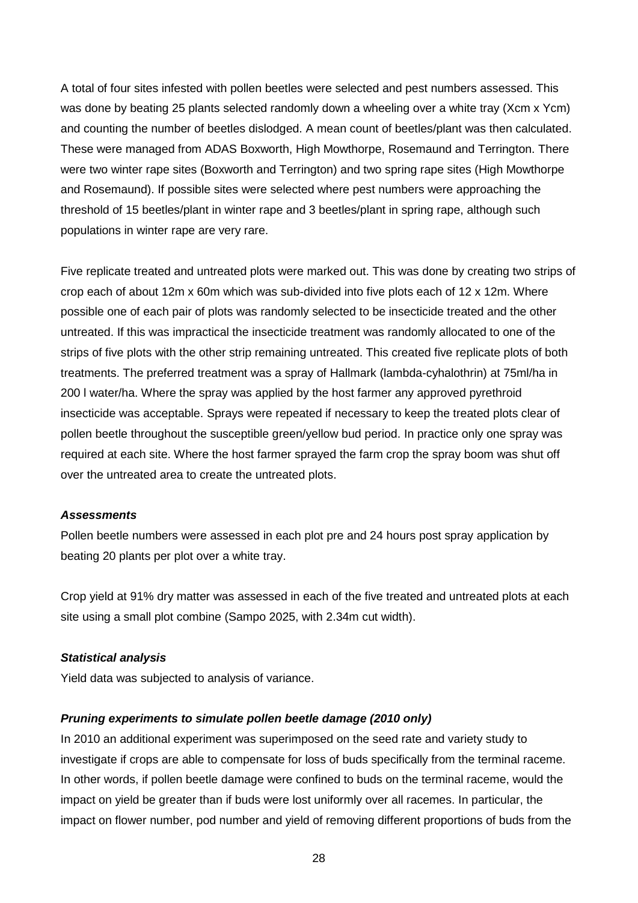A total of four sites infested with pollen beetles were selected and pest numbers assessed. This was done by beating 25 plants selected randomly down a wheeling over a white tray (Xcm x Ycm) and counting the number of beetles dislodged. A mean count of beetles/plant was then calculated. These were managed from ADAS Boxworth, High Mowthorpe, Rosemaund and Terrington. There were two winter rape sites (Boxworth and Terrington) and two spring rape sites (High Mowthorpe and Rosemaund). If possible sites were selected where pest numbers were approaching the threshold of 15 beetles/plant in winter rape and 3 beetles/plant in spring rape, although such populations in winter rape are very rare.

Five replicate treated and untreated plots were marked out. This was done by creating two strips of crop each of about 12m x 60m which was sub-divided into five plots each of 12 x 12m. Where possible one of each pair of plots was randomly selected to be insecticide treated and the other untreated. If this was impractical the insecticide treatment was randomly allocated to one of the strips of five plots with the other strip remaining untreated. This created five replicate plots of both treatments. The preferred treatment was a spray of Hallmark (lambda-cyhalothrin) at 75ml/ha in 200 l water/ha. Where the spray was applied by the host farmer any approved pyrethroid insecticide was acceptable. Sprays were repeated if necessary to keep the treated plots clear of pollen beetle throughout the susceptible green/yellow bud period. In practice only one spray was required at each site. Where the host farmer sprayed the farm crop the spray boom was shut off over the untreated area to create the untreated plots.

***Assessments***

Pollen beetle numbers were assessed in each plot pre and 24 hours post spray application by beating 20 plants per plot over a white tray.

Crop yield at 91% dry matter was assessed in each of the five treated and untreated plots at each site using a small plot combine (Sampo 2025, with 2.34m cut width).

***Statistical analysis***

Yield data was subjected to analysis of variance.

***Pruning experiments to simulate pollen beetle damage (2010 only)***

In 2010 an additional experiment was superimposed on the seed rate and variety study to investigate if crops are able to compensate for loss of buds specifically from the terminal raceme. In other words, if pollen beetle damage were confined to buds on the terminal raceme, would the impact on yield be greater than if buds were lost uniformly over all racemes. In particular, the impact on flower number, pod number and yield of removing different proportions of buds from the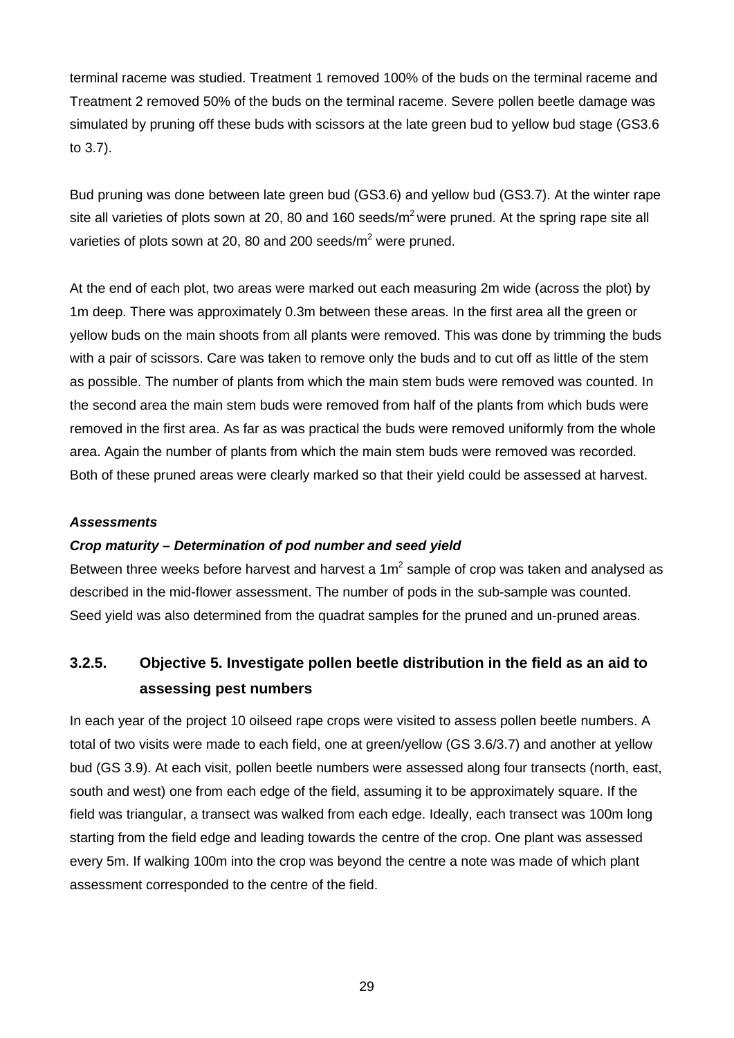terminal raceme was studied. Treatment 1 removed 100% of the buds on the terminal raceme and Treatment 2 removed 50% of the buds on the terminal raceme. Severe pollen beetle damage was simulated by pruning off these buds with scissors at the late green bud to yellow bud stage (GS3.6 to 3.7).

Bud pruning was done between late green bud (GS3.6) and yellow bud (GS3.7). At the winter rape site all varieties of plots sown at 20, 80 and 160 seeds/m$^2$ were pruned. At the spring rape site all varieties of plots sown at 20, 80 and 200 seeds/m$^2$ were pruned.

At the end of each plot, two areas were marked out each measuring 2m wide (across the plot) by 1m deep. There was approximately 0.3m between these areas. In the first area all the green or yellow buds on the main shoots from all plants were removed. This was done by trimming the buds with a pair of scissors. Care was taken to remove only the buds and to cut off as little of the stem as possible. The number of plants from which the main stem buds were removed was counted. In the second area the main stem buds were removed from half of the plants from which buds were removed in the first area. As far as was practical the buds were removed uniformly from the whole area. Again the number of plants from which the main stem buds were removed was recorded. Both of these pruned areas were clearly marked so that their yield could be assessed at harvest.

***Assessments***

***Crop maturity – Determination of pod number and seed yield***

Between three weeks before harvest and harvest a 1m$^2$ sample of crop was taken and analysed as described in the mid-flower assessment. The number of pods in the sub-sample was counted. Seed yield was also determined from the quadrat samples for the pruned and un-pruned areas.

### 3.2.5. Objective 5. Investigate pollen beetle distribution in the field as an aid to assessing pest numbers

In each year of the project 10 oilseed rape crops were visited to assess pollen beetle numbers. A total of two visits were made to each field, one at green/yellow (GS 3.6/3.7) and another at yellow bud (GS 3.9). At each visit, pollen beetle numbers were assessed along four transects (north, east, south and west) one from each edge of the field, assuming it to be approximately square. If the field was triangular, a transect was walked from each edge. Ideally, each transect was 100m long starting from the field edge and leading towards the centre of the crop. One plant was assessed every 5m. If walking 100m into the crop was beyond the centre a note was made of which plant assessment corresponded to the centre of the field.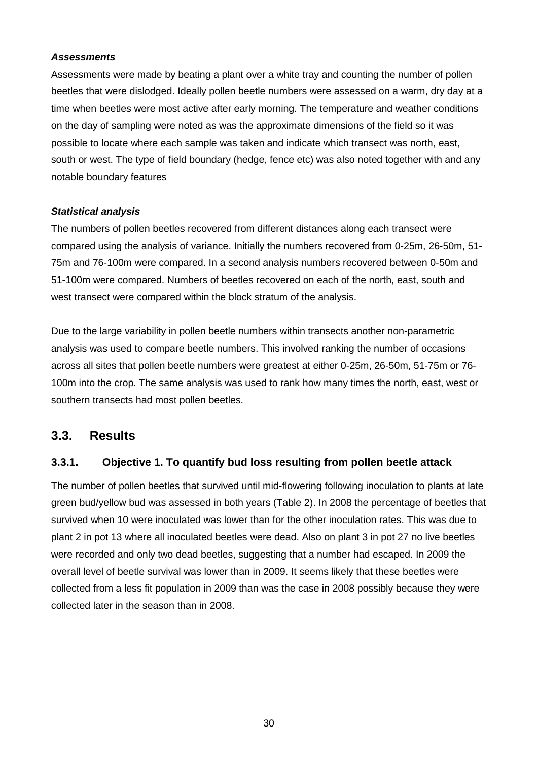***Assessments***

Assessments were made by beating a plant over a white tray and counting the number of pollen beetles that were dislodged. Ideally pollen beetle numbers were assessed on a warm, dry day at a time when beetles were most active after early morning. The temperature and weather conditions on the day of sampling were noted as was the approximate dimensions of the field so it was possible to locate where each sample was taken and indicate which transect was north, east, south or west. The type of field boundary (hedge, fence etc) was also noted together with and any notable boundary features

***Statistical analysis***

The numbers of pollen beetles recovered from different distances along each transect were compared using the analysis of variance. Initially the numbers recovered from 0-25m, 26-50m, 51-75m and 76-100m were compared. In a second analysis numbers recovered between 0-50m and 51-100m were compared. Numbers of beetles recovered on each of the north, east, south and west transect were compared within the block stratum of the analysis.

Due to the large variability in pollen beetle numbers within transects another non-parametric analysis was used to compare beetle numbers. This involved ranking the number of occasions across all sites that pollen beetle numbers were greatest at either 0-25m, 26-50m, 51-75m or 76-100m into the crop. The same analysis was used to rank how many times the north, east, west or southern transects had most pollen beetles.

## 3.3. Results

### 3.3.1. Objective 1. To quantify bud loss resulting from pollen beetle attack

The number of pollen beetles that survived until mid-flowering following inoculation to plants at late green bud/yellow bud was assessed in both years (Table 2). In 2008 the percentage of beetles that survived when 10 were inoculated was lower than for the other inoculation rates. This was due to plant 2 in pot 13 where all inoculated beetles were dead. Also on plant 3 in pot 27 no live beetles were recorded and only two dead beetles, suggesting that a number had escaped. In 2009 the overall level of beetle survival was lower than in 2009. It seems likely that these beetles were collected from a less fit population in 2009 than was the case in 2008 possibly because they were collected later in the season than in 2008.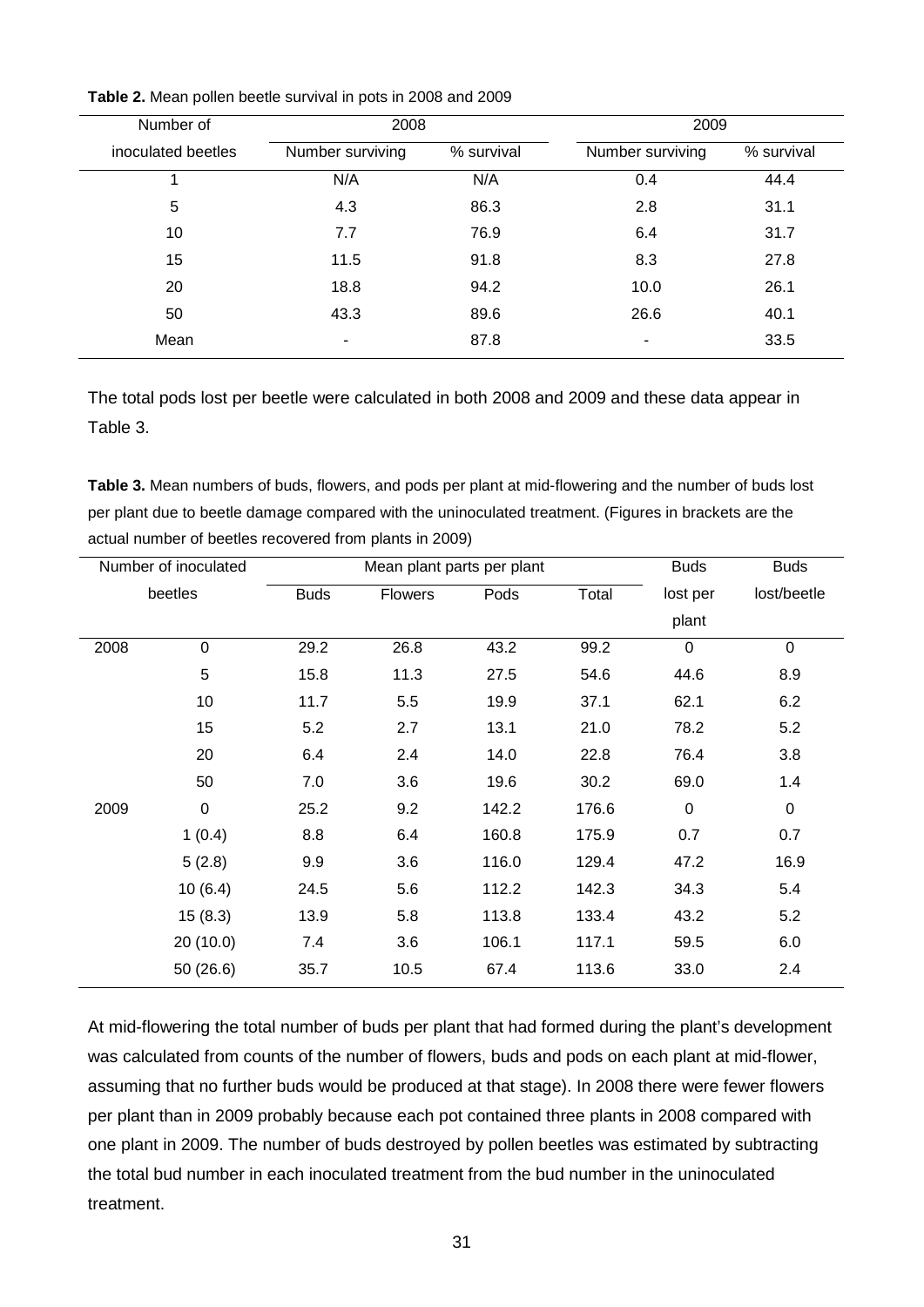**Table 2.** Mean pollen beetle survival in pots in 2008 and 2009

| Number of inoculated beetles | 2008 | | 2009 | |
|---|---|---|---|---|
| | Number surviving | % survival | Number surviving | % survival |
| 1 | N/A | N/A | 0.4 | 44.4 |
| 5 | 4.3 | 86.3 | 2.8 | 31.1 |
| 10 | 7.7 | 76.9 | 6.4 | 31.7 |
| 15 | 11.5 | 91.8 | 8.3 | 27.8 |
| 20 | 18.8 | 94.2 | 10.0 | 26.1 |
| 50 | 43.3 | 89.6 | 26.6 | 40.1 |
| Mean | - | 87.8 | - | 33.5 |

The total pods lost per beetle were calculated in both 2008 and 2009 and these data appear in Table 3.

**Table 3.** Mean numbers of buds, flowers, and pods per plant at mid-flowering and the number of buds lost per plant due to beetle damage compared with the uninoculated treatment. (Figures in brackets are the actual number of beetles recovered from plants in 2009)

| Number of inoculated beetles | | Mean plant parts per plant | | | | Buds lost per plant | Buds lost/beetle |
|---|---|---|---|---|---|---|---|
| | | Buds | Flowers | Pods | Total | | |
| 2008 | 0 | 29.2 | 26.8 | 43.2 | 99.2 | 0 | 0 |
| | 5 | 15.8 | 11.3 | 27.5 | 54.6 | 44.6 | 8.9 |
| | 10 | 11.7 | 5.5 | 19.9 | 37.1 | 62.1 | 6.2 |
| | 15 | 5.2 | 2.7 | 13.1 | 21.0 | 78.2 | 5.2 |
| | 20 | 6.4 | 2.4 | 14.0 | 22.8 | 76.4 | 3.8 |
| | 50 | 7.0 | 3.6 | 19.6 | 30.2 | 69.0 | 1.4 |
| 2009 | 0 | 25.2 | 9.2 | 142.2 | 176.6 | 0 | 0 |
| | 1 (0.4) | 8.8 | 6.4 | 160.8 | 175.9 | 0.7 | 0.7 |
| | 5 (2.8) | 9.9 | 3.6 | 116.0 | 129.4 | 47.2 | 16.9 |
| | 10 (6.4) | 24.5 | 5.6 | 112.2 | 142.3 | 34.3 | 5.4 |
| | 15 (8.3) | 13.9 | 5.8 | 113.8 | 133.4 | 43.2 | 5.2 |
| | 20 (10.0) | 7.4 | 3.6 | 106.1 | 117.1 | 59.5 | 6.0 |
| | 50 (26.6) | 35.7 | 10.5 | 67.4 | 113.6 | 33.0 | 2.4 |

At mid-flowering the total number of buds per plant that had formed during the plant's development was calculated from counts of the number of flowers, buds and pods on each plant at mid-flower, assuming that no further buds would be produced at that stage). In 2008 there were fewer flowers per plant than in 2009 probably because each pot contained three plants in 2008 compared with one plant in 2009. The number of buds destroyed by pollen beetles was estimated by subtracting the total bud number in each inoculated treatment from the bud number in the uninoculated treatment.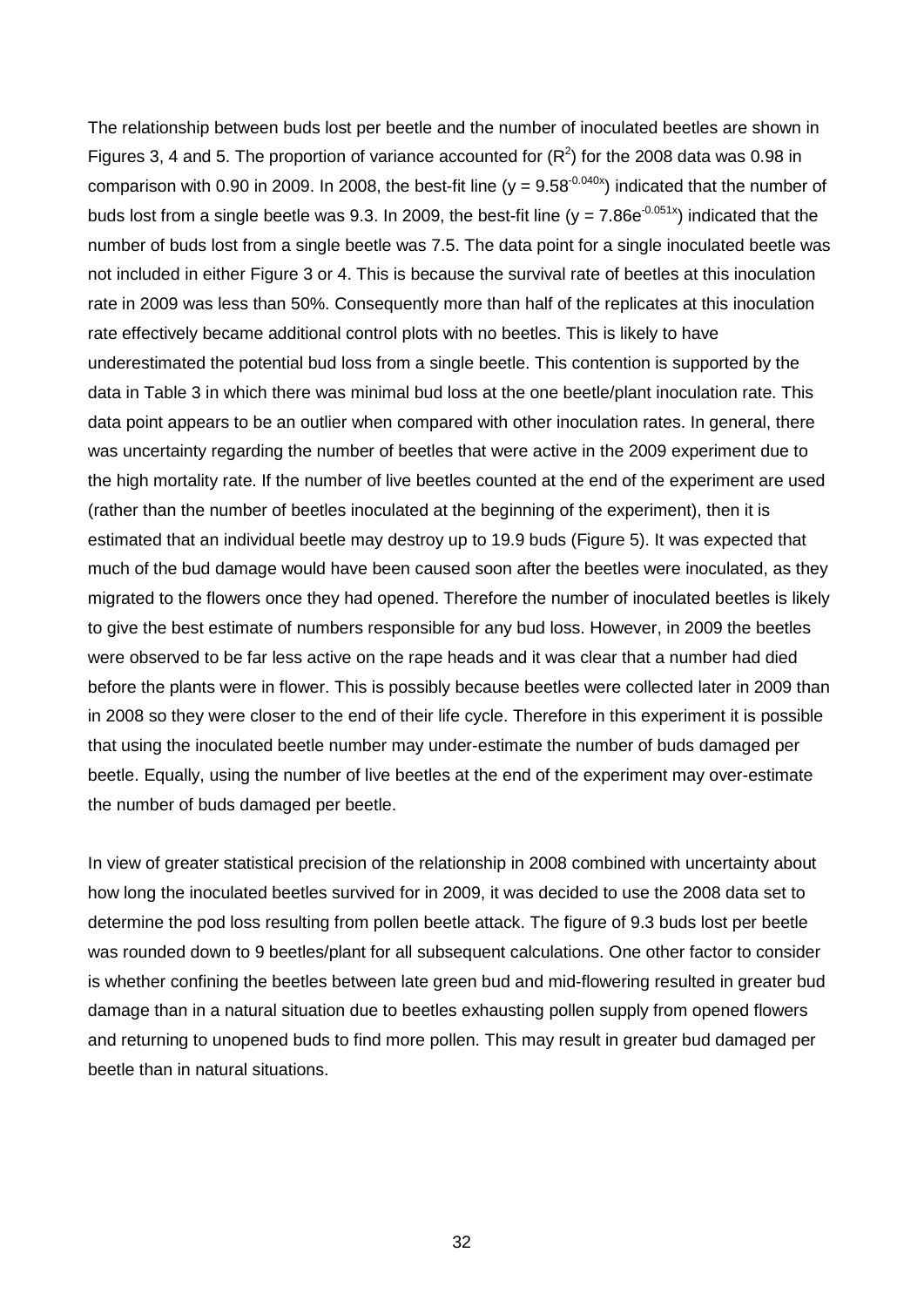The relationship between buds lost per beetle and the number of inoculated beetles are shown in Figures 3, 4 and 5. The proportion of variance accounted for ($R^2$) for the 2008 data was 0.98 in comparison with 0.90 in 2009. In 2008, the best-fit line ($y = 9.58^{-0.040x}$) indicated that the number of buds lost from a single beetle was 9.3. In 2009, the best-fit line ($y = 7.86e^{-0.051x}$) indicated that the number of buds lost from a single beetle was 7.5. The data point for a single inoculated beetle was not included in either Figure 3 or 4. This is because the survival rate of beetles at this inoculation rate in 2009 was less than 50%. Consequently more than half of the replicates at this inoculation rate effectively became additional control plots with no beetles. This is likely to have underestimated the potential bud loss from a single beetle. This contention is supported by the data in Table 3 in which there was minimal bud loss at the one beetle/plant inoculation rate. This data point appears to be an outlier when compared with other inoculation rates. In general, there was uncertainty regarding the number of beetles that were active in the 2009 experiment due to the high mortality rate. If the number of live beetles counted at the end of the experiment are used (rather than the number of beetles inoculated at the beginning of the experiment), then it is estimated that an individual beetle may destroy up to 19.9 buds (Figure 5). It was expected that much of the bud damage would have been caused soon after the beetles were inoculated, as they migrated to the flowers once they had opened. Therefore the number of inoculated beetles is likely to give the best estimate of numbers responsible for any bud loss. However, in 2009 the beetles were observed to be far less active on the rape heads and it was clear that a number had died before the plants were in flower. This is possibly because beetles were collected later in 2009 than in 2008 so they were closer to the end of their life cycle. Therefore in this experiment it is possible that using the inoculated beetle number may under-estimate the number of buds damaged per beetle. Equally, using the number of live beetles at the end of the experiment may over-estimate the number of buds damaged per beetle.

In view of greater statistical precision of the relationship in 2008 combined with uncertainty about how long the inoculated beetles survived for in 2009, it was decided to use the 2008 data set to determine the pod loss resulting from pollen beetle attack. The figure of 9.3 buds lost per beetle was rounded down to 9 beetles/plant for all subsequent calculations. One other factor to consider is whether confining the beetles between late green bud and mid-flowering resulted in greater bud damage than in a natural situation due to beetles exhausting pollen supply from opened flowers and returning to unopened buds to find more pollen. This may result in greater bud damaged per beetle than in natural situations.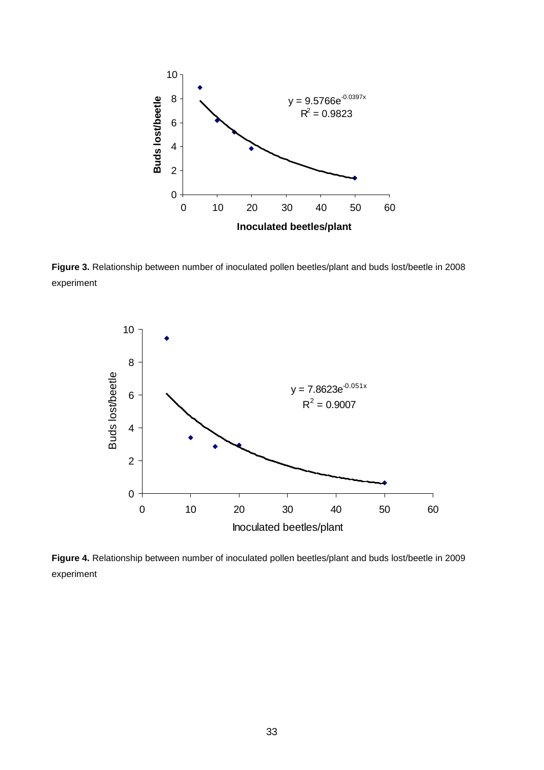**Figure 3.** Relationship between number of inoculated pollen beetles/plant and buds lost/beetle in 2008 experiment

**Figure 4.** Relationship between number of inoculated pollen beetles/plant and buds lost/beetle in 2009 experiment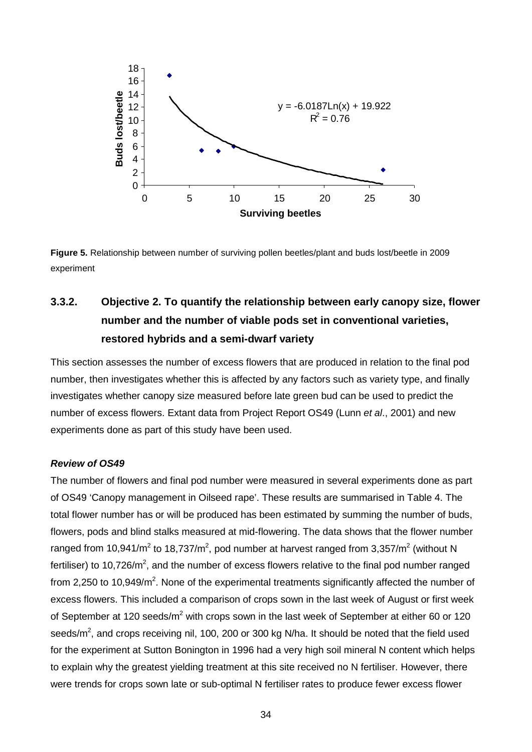**Figure 5.** Relationship between number of surviving pollen beetles/plant and buds lost/beetle in 2009 experiment

### 3.3.2. Objective 2. To quantify the relationship between early canopy size, flower number and the number of viable pods set in conventional varieties, restored hybrids and a semi-dwarf variety

This section assesses the number of excess flowers that are produced in relation to the final pod number, then investigates whether this is affected by any factors such as variety type, and finally investigates whether canopy size measured before late green bud can be used to predict the number of excess flowers. Extant data from Project Report OS49 (Lunn *et al*., 2001) and new experiments done as part of this study have been used.

***Review of OS49***

The number of flowers and final pod number were measured in several experiments done as part of OS49 'Canopy management in Oilseed rape'. These results are summarised in Table 4. The total flower number has or will be produced has been estimated by summing the number of buds, flowers, pods and blind stalks measured at mid-flowering. The data shows that the flower number ranged from 10,941/m$^2$ to 18,737/m$^2$, pod number at harvest ranged from 3,357/m$^2$ (without N fertiliser) to 10,726/m$^2$, and the number of excess flowers relative to the final pod number ranged from 2,250 to 10,949/m$^2$. None of the experimental treatments significantly affected the number of excess flowers. This included a comparison of crops sown in the last week of August or first week of September at 120 seeds/m$^2$ with crops sown in the last week of September at either 60 or 120 seeds/m$^2$, and crops receiving nil, 100, 200 or 300 kg N/ha. It should be noted that the field used for the experiment at Sutton Bonington in 1996 had a very high soil mineral N content which helps to explain why the greatest yielding treatment at this site received no N fertiliser. However, there were trends for crops sown late or sub-optimal N fertiliser rates to produce fewer excess flower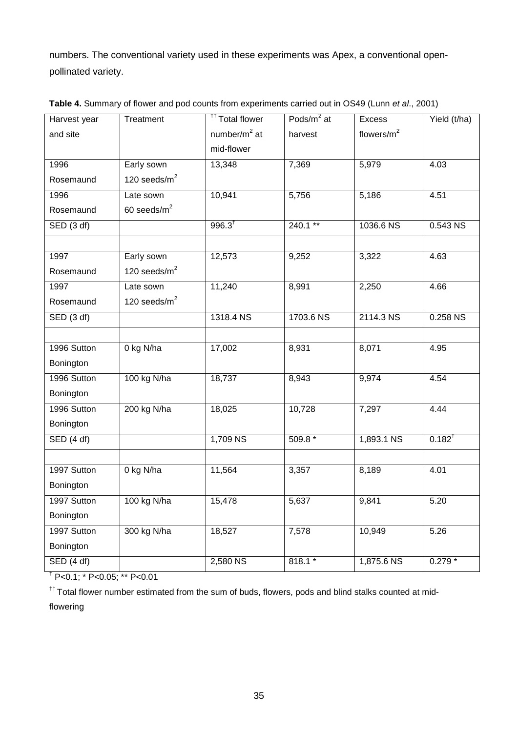numbers. The conventional variety used in these experiments was Apex, a conventional open-pollinated variety.

**Table 4.** Summary of flower and pod counts from experiments carried out in OS49 (Lunn *et al*., 2001)

| Harvest year and site | Treatment | [††] Total flower number/$m^2$ at mid-flower | Pods/$m^2$ at harvest | Excess flowers/$m^2$ | Yield (t/ha) |
|---|---|---|---|---|---|
| 1996 Rosemaund | Early sown 120 seeds/$m^2$ | 13,348 | 7,369 | 5,979 | 4.03 |
| 1996 Rosemaund | Late sown 60 seeds/$m^2$ | 10,941 | 5,756 | 5,186 | 4.51 |
| SED (3 df) | | 996.3[†] | 240.1 ** | 1036.6 NS | 0.543 NS |
| | | | | | |
| 1997 Rosemaund | Early sown 120 seeds/$m^2$ | 12,573 | 9,252 | 3,322 | 4.63 |
| 1997 Rosemaund | Late sown 120 seeds/$m^2$ | 11,240 | 8,991 | 2,250 | 4.66 |
| SED (3 df) | | 1318.4 NS | 1703.6 NS | 2114.3 NS | 0.258 NS |
| | | | | | |
| 1996 Sutton Bonington | 0 kg N/ha | 17,002 | 8,931 | 8,071 | 4.95 |
| 1996 Sutton Bonington | 100 kg N/ha | 18,737 | 8,943 | 9,974 | 4.54 |
| 1996 Sutton Bonington | 200 kg N/ha | 18,025 | 10,728 | 7,297 | 4.44 |
| SED (4 df) | | 1,709 NS | 509.8 * | 1,893.1 NS | 0.182[†] |
| | | | | | |
| 1997 Sutton Bonington | 0 kg N/ha | 11,564 | 3,357 | 8,189 | 4.01 |
| 1997 Sutton Bonington | 100 kg N/ha | 15,478 | 5,637 | 9,841 | 5.20 |
| 1997 Sutton Bonington | 300 kg N/ha | 18,527 | 7,578 | 10,949 | 5.26 |
| SED (4 df) | | 2,580 NS | 818.1 * | 1,875.6 NS | 0.279 * |

[†] $P<0.1$; * $P<0.05$; ** $P<0.01$

[††] Total flower number estimated from the sum of buds, flowers, pods and blind stalks counted at mid-flowering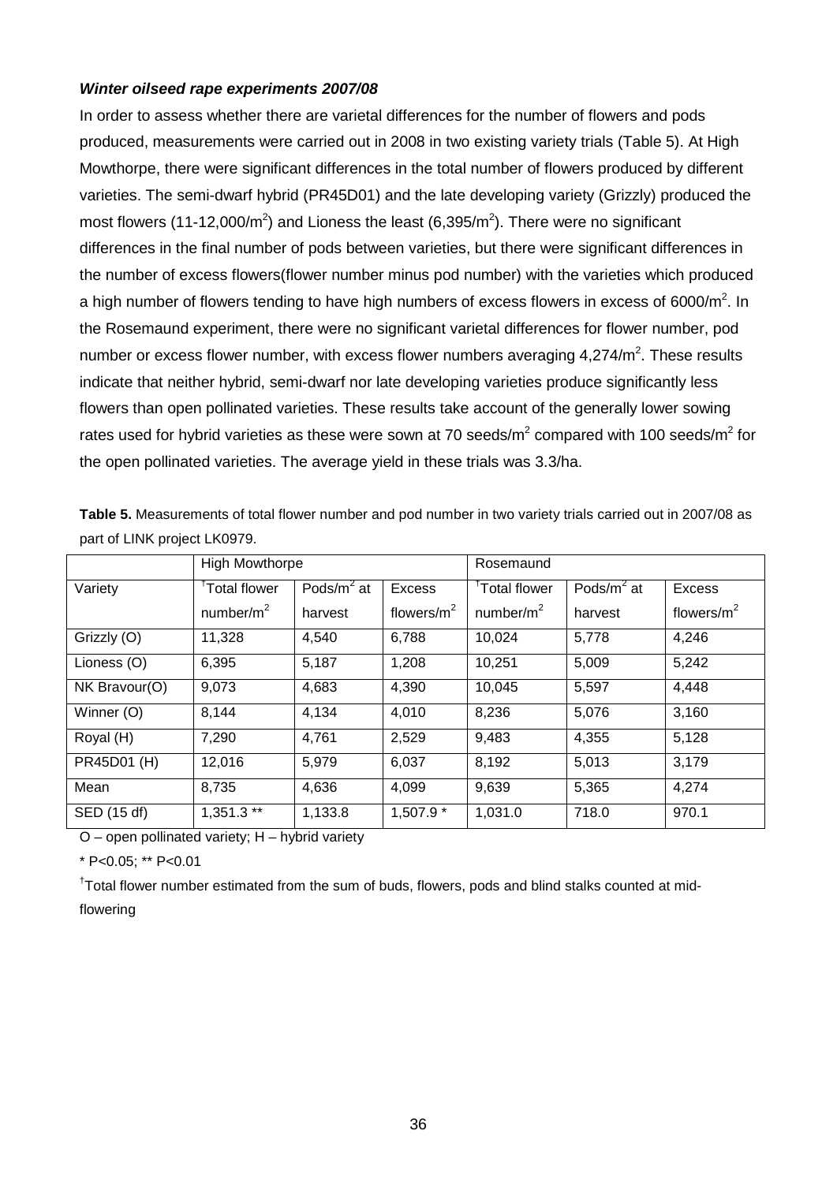***Winter oilseed rape experiments 2007/08***

In order to assess whether there are varietal differences for the number of flowers and pods produced, measurements were carried out in 2008 in two existing variety trials (Table 5). At High Mowthorpe, there were significant differences in the total number of flowers produced by different varieties. The semi-dwarf hybrid (PR45D01) and the late developing variety (Grizzly) produced the most flowers (11-12,000/$m^2$) and Lioness the least (6,395/$m^2$). There were no significant differences in the final number of pods between varieties, but there were significant differences in the number of excess flowers(flower number minus pod number) with the varieties which produced a high number of flowers tending to have high numbers of excess flowers in excess of 6000/$m^2$. In the Rosemaund experiment, there were no significant varietal differences for flower number, pod number or excess flower number, with excess flower numbers averaging 4,274/$m^2$. These results indicate that neither hybrid, semi-dwarf nor late developing varieties produce significantly less flowers than open pollinated varieties. These results take account of the generally lower sowing rates used for hybrid varieties as these were sown at 70 seeds/$m^2$ compared with 100 seeds/$m^2$ for the open pollinated varieties. The average yield in these trials was 3.3/ha.

**Table 5.** Measurements of total flower number and pod number in two variety trials carried out in 2007/08 as part of LINK project LK0979.

| | High Mowthorpe | | | Rosemaund | | |
|---|---|---|---|---|---|---|
| Variety | †Total flower number/$m^2$ | Pods/$m^2$ at harvest | Excess flowers/$m^2$ | †Total flower number/$m^2$ | Pods/$m^2$ at harvest | Excess flowers/$m^2$ |
| Grizzly (O) | 11,328 | 4,540 | 6,788 | 10,024 | 5,778 | 4,246 |
| Lioness (O) | 6,395 | 5,187 | 1,208 | 10,251 | 5,009 | 5,242 |
| NK Bravour(O) | 9,073 | 4,683 | 4,390 | 10,045 | 5,597 | 4,448 |
| Winner (O) | 8,144 | 4,134 | 4,010 | 8,236 | 5,076 | 3,160 |
| Royal (H) | 7,290 | 4,761 | 2,529 | 9,483 | 4,355 | 5,128 |
| PR45D01 (H) | 12,016 | 5,979 | 6,037 | 8,192 | 5,013 | 3,179 |
| Mean | 8,735 | 4,636 | 4,099 | 9,639 | 5,365 | 4,274 |
| SED (15 df) | 1,351.3 ** | 1,133.8 | 1,507.9 * | 1,031.0 | 718.0 | 970.1 |

O – open pollinated variety; H – hybrid variety

* $P<0.05$; ** $P<0.01$

†Total flower number estimated from the sum of buds, flowers, pods and blind stalks counted at mid-flowering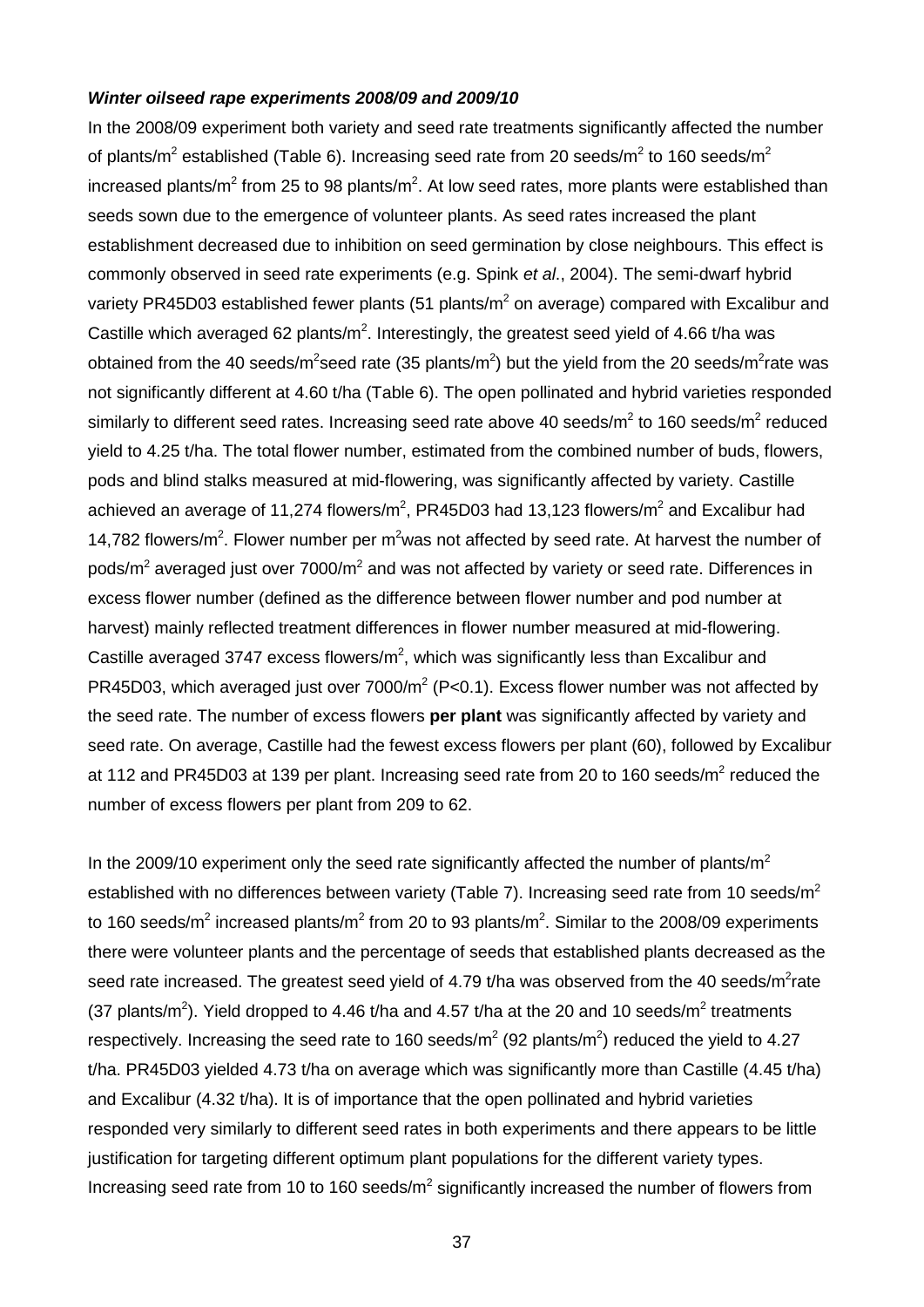***Winter oilseed rape experiments 2008/09 and 2009/10***

In the 2008/09 experiment both variety and seed rate treatments significantly affected the number of plants/m$^2$ established (Table 6). Increasing seed rate from 20 seeds/m$^2$ to 160 seeds/m$^2$ increased plants/m$^2$ from 25 to 98 plants/m$^2$. At low seed rates, more plants were established than seeds sown due to the emergence of volunteer plants. As seed rates increased the plant establishment decreased due to inhibition on seed germination by close neighbours. This effect is commonly observed in seed rate experiments (e.g. Spink *et al*., 2004). The semi-dwarf hybrid variety PR45D03 established fewer plants (51 plants/m$^2$ on average) compared with Excalibur and Castille which averaged 62 plants/m$^2$. Interestingly, the greatest seed yield of 4.66 t/ha was obtained from the 40 seeds/m$^2$seed rate (35 plants/m$^2$) but the yield from the 20 seeds/m$^2$rate was not significantly different at 4.60 t/ha (Table 6). The open pollinated and hybrid varieties responded similarly to different seed rates. Increasing seed rate above 40 seeds/m$^2$ to 160 seeds/m$^2$ reduced yield to 4.25 t/ha. The total flower number, estimated from the combined number of buds, flowers, pods and blind stalks measured at mid-flowering, was significantly affected by variety. Castille achieved an average of 11,274 flowers/m$^2$, PR45D03 had 13,123 flowers/m$^2$ and Excalibur had 14,782 flowers/m$^2$. Flower number per m$^2$was not affected by seed rate. At harvest the number of pods/m$^2$ averaged just over 7000/m$^2$ and was not affected by variety or seed rate. Differences in excess flower number (defined as the difference between flower number and pod number at harvest) mainly reflected treatment differences in flower number measured at mid-flowering. Castille averaged 3747 excess flowers/m$^2$, which was significantly less than Excalibur and PR45D03, which averaged just over 7000/m$^2$ ($P<0.1$). Excess flower number was not affected by the seed rate. The number of excess flowers **per plant** was significantly affected by variety and seed rate. On average, Castille had the fewest excess flowers per plant (60), followed by Excalibur at 112 and PR45D03 at 139 per plant. Increasing seed rate from 20 to 160 seeds/m$^2$ reduced the number of excess flowers per plant from 209 to 62.

In the 2009/10 experiment only the seed rate significantly affected the number of plants/m$^2$ established with no differences between variety (Table 7). Increasing seed rate from 10 seeds/m$^2$ to 160 seeds/m$^2$ increased plants/m$^2$ from 20 to 93 plants/m$^2$. Similar to the 2008/09 experiments there were volunteer plants and the percentage of seeds that established plants decreased as the seed rate increased. The greatest seed yield of 4.79 t/ha was observed from the 40 seeds/m$^2$rate (37 plants/m$^2$). Yield dropped to 4.46 t/ha and 4.57 t/ha at the 20 and 10 seeds/m$^2$ treatments respectively. Increasing the seed rate to 160 seeds/m$^2$ (92 plants/m$^2$) reduced the yield to 4.27 t/ha. PR45D03 yielded 4.73 t/ha on average which was significantly more than Castille (4.45 t/ha) and Excalibur (4.32 t/ha). It is of importance that the open pollinated and hybrid varieties responded very similarly to different seed rates in both experiments and there appears to be little justification for targeting different optimum plant populations for the different variety types. Increasing seed rate from 10 to 160 seeds/m$^2$ significantly increased the number of flowers from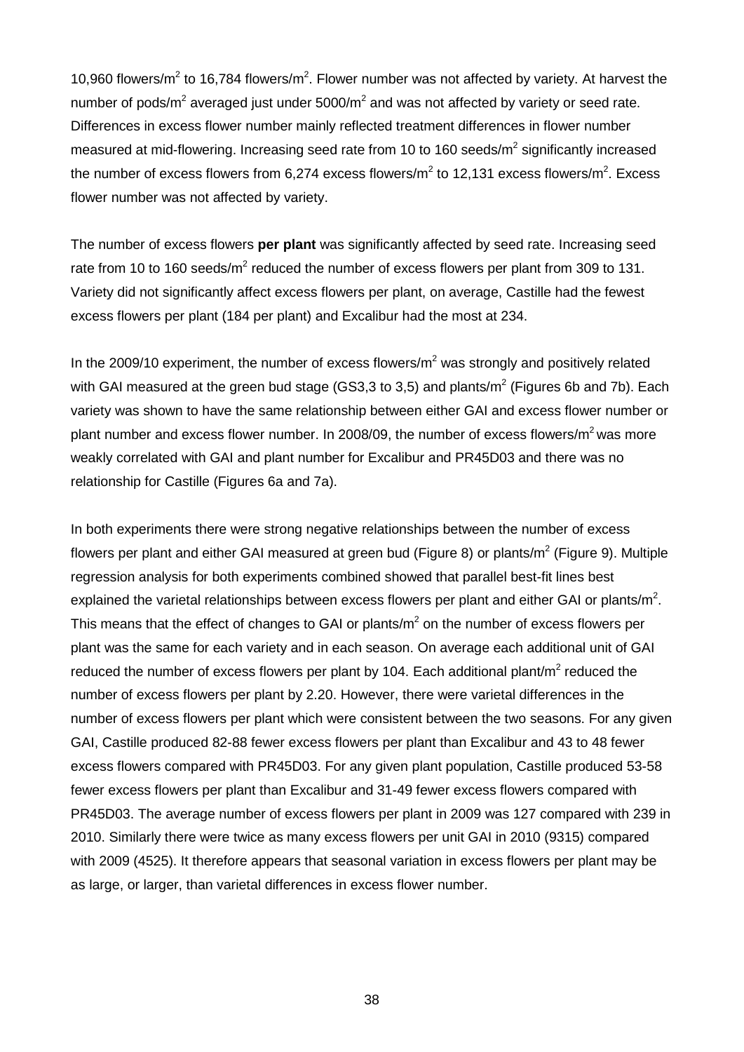10,960 flowers/m$^2$ to 16,784 flowers/m$^2$. Flower number was not affected by variety. At harvest the number of pods/m$^2$ averaged just under 5000/m$^2$ and was not affected by variety or seed rate. Differences in excess flower number mainly reflected treatment differences in flower number measured at mid-flowering. Increasing seed rate from 10 to 160 seeds/m$^2$ significantly increased the number of excess flowers from 6,274 excess flowers/m$^2$ to 12,131 excess flowers/m$^2$. Excess flower number was not affected by variety.

The number of excess flowers **per plant** was significantly affected by seed rate. Increasing seed rate from 10 to 160 seeds/m$^2$ reduced the number of excess flowers per plant from 309 to 131. Variety did not significantly affect excess flowers per plant, on average, Castille had the fewest excess flowers per plant (184 per plant) and Excalibur had the most at 234.

In the 2009/10 experiment, the number of excess flowers/m$^2$ was strongly and positively related with GAI measured at the green bud stage (GS3,3 to 3,5) and plants/m$^2$ (Figures 6b and 7b). Each variety was shown to have the same relationship between either GAI and excess flower number or plant number and excess flower number. In 2008/09, the number of excess flowers/m$^2$ was more weakly correlated with GAI and plant number for Excalibur and PR45D03 and there was no relationship for Castille (Figures 6a and 7a).

In both experiments there were strong negative relationships between the number of excess flowers per plant and either GAI measured at green bud (Figure 8) or plants/m$^2$ (Figure 9). Multiple regression analysis for both experiments combined showed that parallel best-fit lines best explained the varietal relationships between excess flowers per plant and either GAI or plants/m$^2$. This means that the effect of changes to GAI or plants/m$^2$ on the number of excess flowers per plant was the same for each variety and in each season. On average each additional unit of GAI reduced the number of excess flowers per plant by 104. Each additional plant/m$^2$ reduced the number of excess flowers per plant by 2.20. However, there were varietal differences in the number of excess flowers per plant which were consistent between the two seasons. For any given GAI, Castille produced 82-88 fewer excess flowers per plant than Excalibur and 43 to 48 fewer excess flowers compared with PR45D03. For any given plant population, Castille produced 53-58 fewer excess flowers per plant than Excalibur and 31-49 fewer excess flowers compared with PR45D03. The average number of excess flowers per plant in 2009 was 127 compared with 239 in 2010. Similarly there were twice as many excess flowers per unit GAI in 2010 (9315) compared with 2009 (4525). It therefore appears that seasonal variation in excess flowers per plant may be as large, or larger, than varietal differences in excess flower number.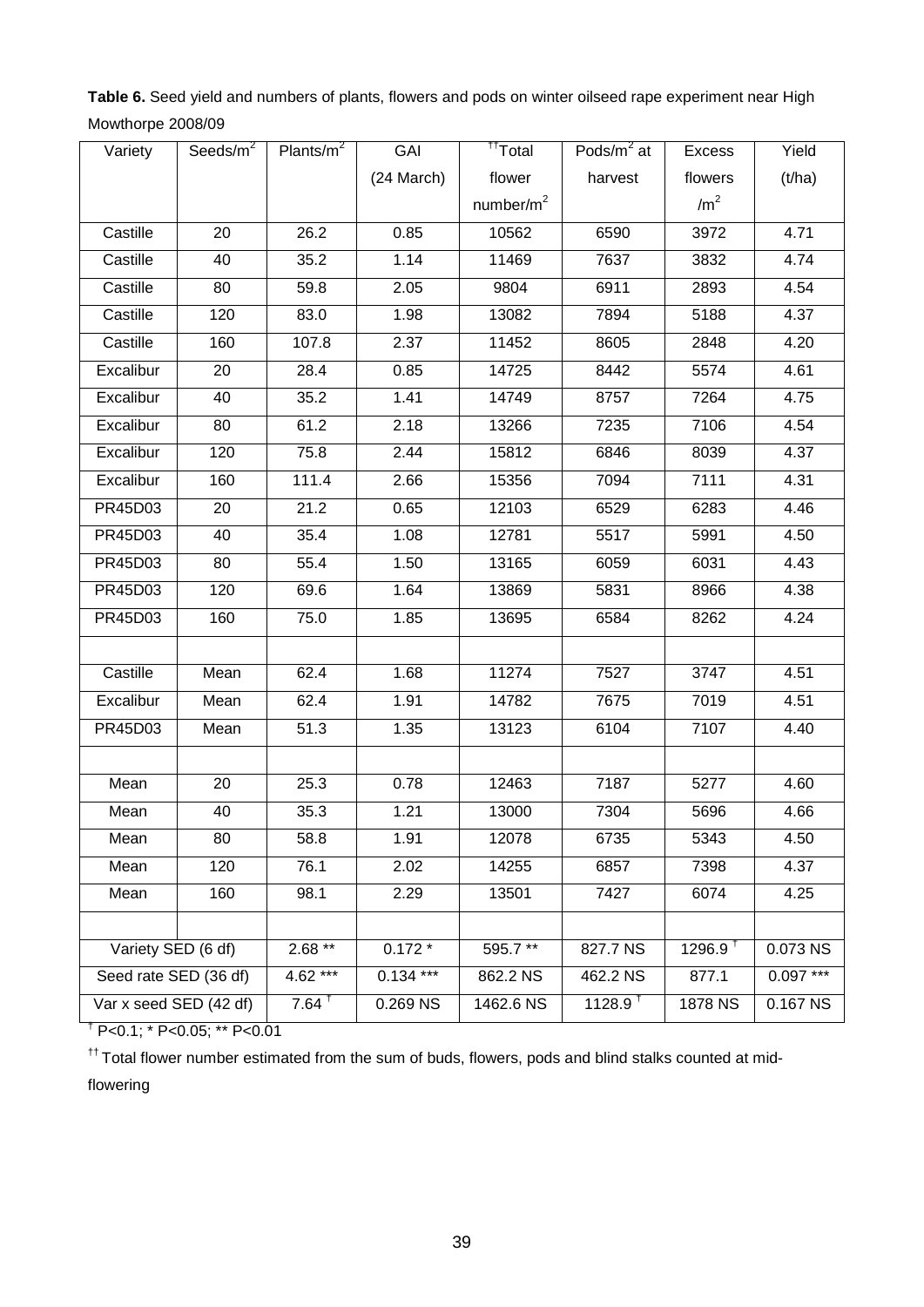**Table 6.** Seed yield and numbers of plants, flowers and pods on winter oilseed rape experiment near High Mowthorpe 2008/09

| Variety | Seeds/m$^2$ | Plants/m$^2$ | GAI (24 March) | [††]Total flower number/m$^2$ | Pods/m$^2$ at harvest | Excess flowers /m$^2$ | Yield (t/ha) |
|---|---|---|---|---|---|---|---|
| Castille | 20 | 26.2 | 0.85 | 10562 | 6590 | 3972 | 4.71 |
| Castille | 40 | 35.2 | 1.14 | 11469 | 7637 | 3832 | 4.74 |
| Castille | 80 | 59.8 | 2.05 | 9804 | 6911 | 2893 | 4.54 |
| Castille | 120 | 83.0 | 1.98 | 13082 | 7894 | 5188 | 4.37 |
| Castille | 160 | 107.8 | 2.37 | 11452 | 8605 | 2848 | 4.20 |
| Excalibur | 20 | 28.4 | 0.85 | 14725 | 8442 | 5574 | 4.61 |
| Excalibur | 40 | 35.2 | 1.41 | 14749 | 8757 | 7264 | 4.75 |
| Excalibur | 80 | 61.2 | 2.18 | 13266 | 7235 | 7106 | 4.54 |
| Excalibur | 120 | 75.8 | 2.44 | 15812 | 6846 | 8039 | 4.37 |
| Excalibur | 160 | 111.4 | 2.66 | 15356 | 7094 | 7111 | 4.31 |
| PR45D03 | 20 | 21.2 | 0.65 | 12103 | 6529 | 6283 | 4.46 |
| PR45D03 | 40 | 35.4 | 1.08 | 12781 | 5517 | 5991 | 4.50 |
| PR45D03 | 80 | 55.4 | 1.50 | 13165 | 6059 | 6031 | 4.43 |
| PR45D03 | 120 | 69.6 | 1.64 | 13869 | 5831 | 8966 | 4.38 |
| PR45D03 | 160 | 75.0 | 1.85 | 13695 | 6584 | 8262 | 4.24 |
| | | | | | | | |
| Castille | Mean | 62.4 | 1.68 | 11274 | 7527 | 3747 | 4.51 |
| Excalibur | Mean | 62.4 | 1.91 | 14782 | 7675 | 7019 | 4.51 |
| PR45D03 | Mean | 51.3 | 1.35 | 13123 | 6104 | 7107 | 4.40 |
| | | | | | | | |
| Mean | 20 | 25.3 | 0.78 | 12463 | 7187 | 5277 | 4.60 |
| Mean | 40 | 35.3 | 1.21 | 13000 | 7304 | 5696 | 4.66 |
| Mean | 80 | 58.8 | 1.91 | 12078 | 6735 | 5343 | 4.50 |
| Mean | 120 | 76.1 | 2.02 | 14255 | 6857 | 7398 | 4.37 |
| Mean | 160 | 98.1 | 2.29 | 13501 | 7427 | 6074 | 4.25 |
| | | | | | | | |
| Variety SED (6 df) | | 2.68 ** | 0.172 * | 595.7 ** | 827.7 NS | 1296.9 [†] | 0.073 NS |
| Seed rate SED (36 df) | | 4.62 *** | 0.134 *** | 862.2 NS | 462.2 NS | 877.1 | 0.097 *** |
| Var x seed SED (42 df) | | 7.64 [†] | 0.269 NS | 1462.6 NS | 1128.9 [†] | 1878 NS | 0.167 NS |

[†] P<0.1; * P<0.05; ** P<0.01

[††] Total flower number estimated from the sum of buds, flowers, pods and blind stalks counted at mid-flowering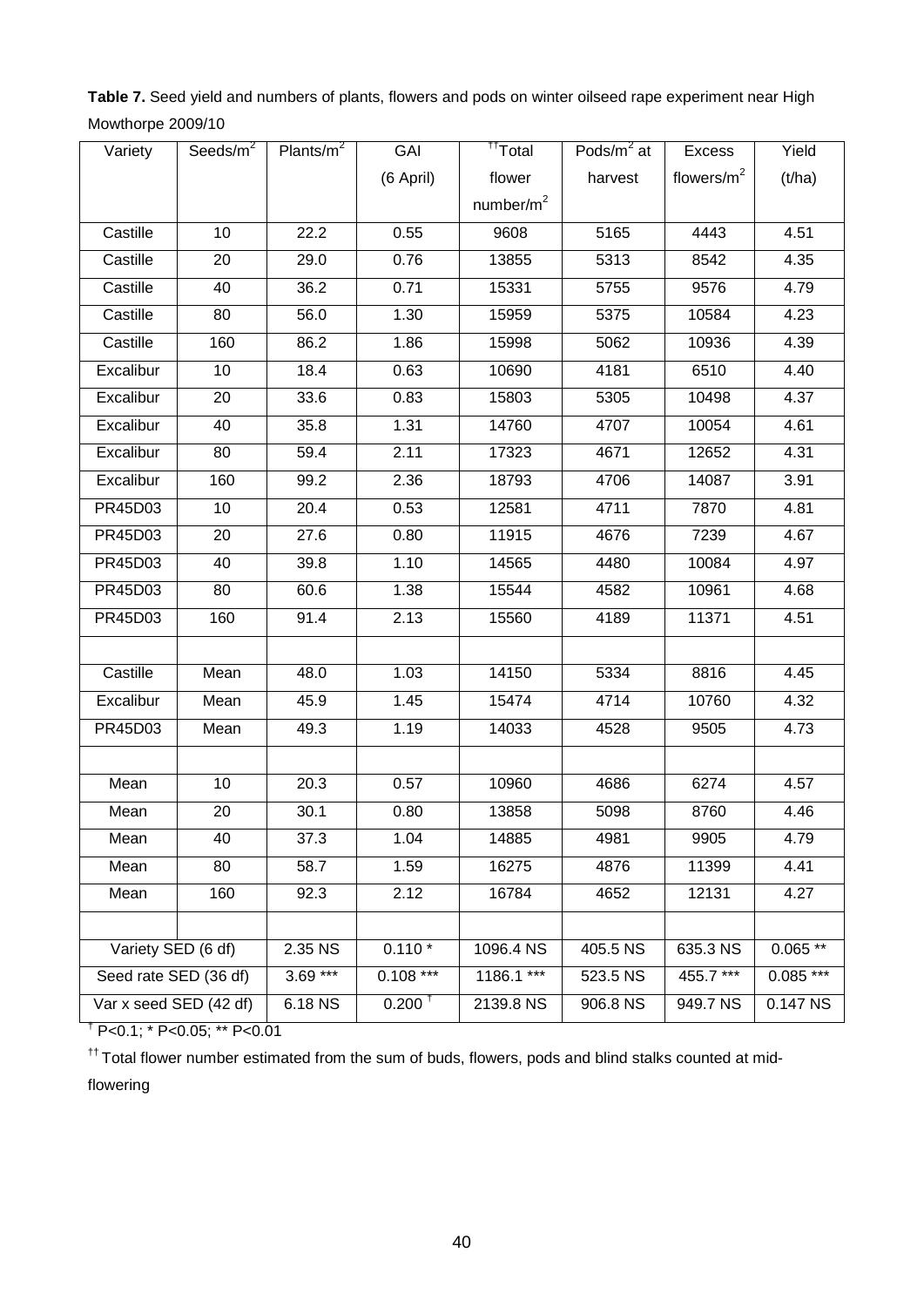**Table 7.** Seed yield and numbers of plants, flowers and pods on winter oilseed rape experiment near High Mowthorpe 2009/10

| Variety | Seeds/m$^2$ | Plants/m$^2$ | GAI (6 April) | [††]Total flower number/m$^2$ | Pods/m$^2$ at harvest | Excess flowers/m$^2$ | Yield (t/ha) |
|---|---|---|---|---|---|---|---|
| Castille | 10 | 22.2 | 0.55 | 9608 | 5165 | 4443 | 4.51 |
| Castille | 20 | 29.0 | 0.76 | 13855 | 5313 | 8542 | 4.35 |
| Castille | 40 | 36.2 | 0.71 | 15331 | 5755 | 9576 | 4.79 |
| Castille | 80 | 56.0 | 1.30 | 15959 | 5375 | 10584 | 4.23 |
| Castille | 160 | 86.2 | 1.86 | 15998 | 5062 | 10936 | 4.39 |
| Excalibur | 10 | 18.4 | 0.63 | 10690 | 4181 | 6510 | 4.40 |
| Excalibur | 20 | 33.6 | 0.83 | 15803 | 5305 | 10498 | 4.37 |
| Excalibur | 40 | 35.8 | 1.31 | 14760 | 4707 | 10054 | 4.61 |
| Excalibur | 80 | 59.4 | 2.11 | 17323 | 4671 | 12652 | 4.31 |
| Excalibur | 160 | 99.2 | 2.36 | 18793 | 4706 | 14087 | 3.91 |
| PR45D03 | 10 | 20.4 | 0.53 | 12581 | 4711 | 7870 | 4.81 |
| PR45D03 | 20 | 27.6 | 0.80 | 11915 | 4676 | 7239 | 4.67 |
| PR45D03 | 40 | 39.8 | 1.10 | 14565 | 4480 | 10084 | 4.97 |
| PR45D03 | 80 | 60.6 | 1.38 | 15544 | 4582 | 10961 | 4.68 |
| PR45D03 | 160 | 91.4 | 2.13 | 15560 | 4189 | 11371 | 4.51 |
| | | | | | | | |
| Castille | Mean | 48.0 | 1.03 | 14150 | 5334 | 8816 | 4.45 |
| Excalibur | Mean | 45.9 | 1.45 | 15474 | 4714 | 10760 | 4.32 |
| PR45D03 | Mean | 49.3 | 1.19 | 14033 | 4528 | 9505 | 4.73 |
| | | | | | | | |
| Mean | 10 | 20.3 | 0.57 | 10960 | 4686 | 6274 | 4.57 |
| Mean | 20 | 30.1 | 0.80 | 13858 | 5098 | 8760 | 4.46 |
| Mean | 40 | 37.3 | 1.04 | 14885 | 4981 | 9905 | 4.79 |
| Mean | 80 | 58.7 | 1.59 | 16275 | 4876 | 11399 | 4.41 |
| Mean | 160 | 92.3 | 2.12 | 16784 | 4652 | 12131 | 4.27 |
| | | | | | | | |
| Variety SED (6 df) | | 2.35 NS | 0.110 * | 1096.4 NS | 405.5 NS | 635.3 NS | 0.065 ** |
| Seed rate SED (36 df) | | 3.69 *** | 0.108 *** | 1186.1 *** | 523.5 NS | 455.7 *** | 0.085 *** |
| Var x seed SED (42 df) | | 6.18 NS | 0.200 [†] | 2139.8 NS | 906.8 NS | 949.7 NS | 0.147 NS |

[†] P<0.1; * P<0.05; ** P<0.01

[††] Total flower number estimated from the sum of buds, flowers, pods and blind stalks counted at mid-flowering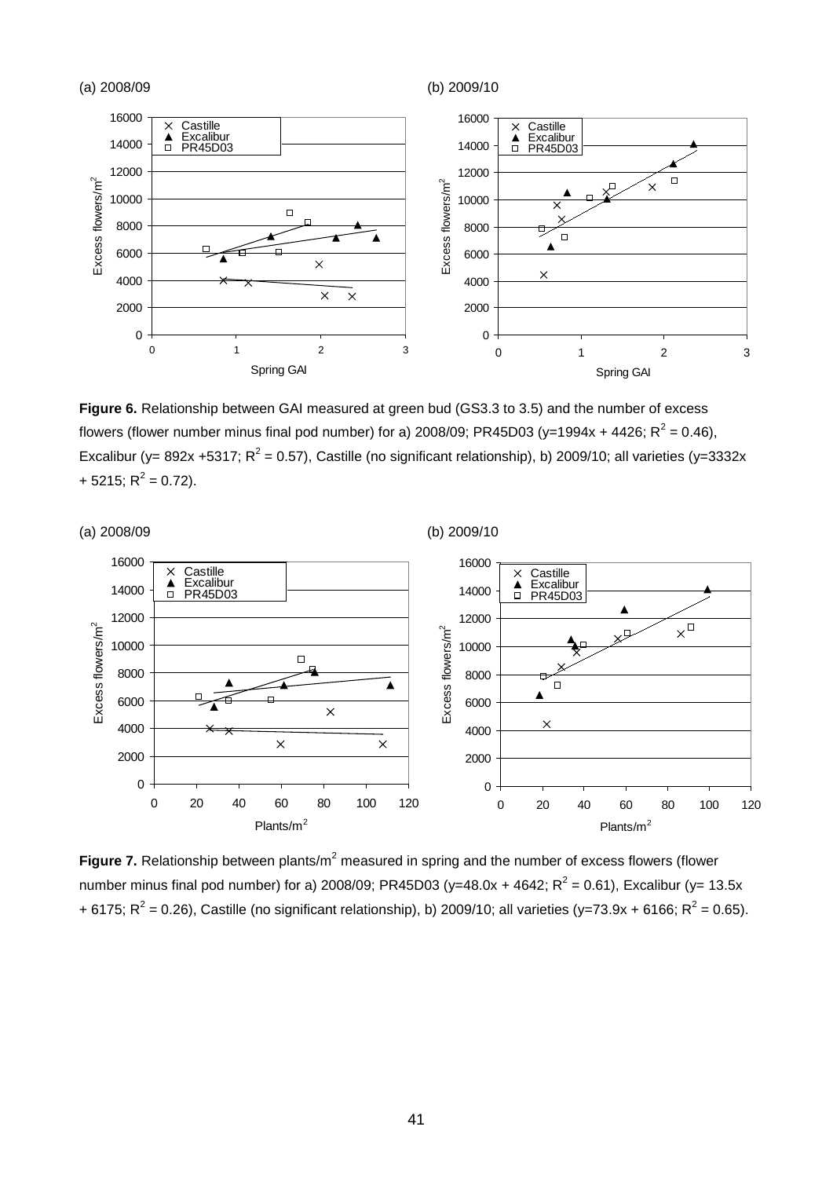**Figure 6.** Relationship between GAI measured at green bud (GS3.3 to 3.5) and the number of excess flowers (flower number minus final pod number) for a) 2008/09; PR45D03 ($y=1994x + 4426$; $R^2 = 0.46$), Excalibur ($y= 892x +5317$; $R^2 = 0.57$), Castille (no significant relationship), b) 2009/10; all varieties ($y=3332x + 5215$; $R^2 = 0.72$).

**Figure 7.** Relationship between plants/m$^2$ measured in spring and the number of excess flowers (flower number minus final pod number) for a) 2008/09; PR45D03 ($y=48.0x + 4642$; $R^2 = 0.61$), Excalibur ($y= 13.5x + 6175$; $R^2 = 0.26$), Castille (no significant relationship), b) 2009/10; all varieties ($y=73.9x + 6166$; $R^2 = 0.65$).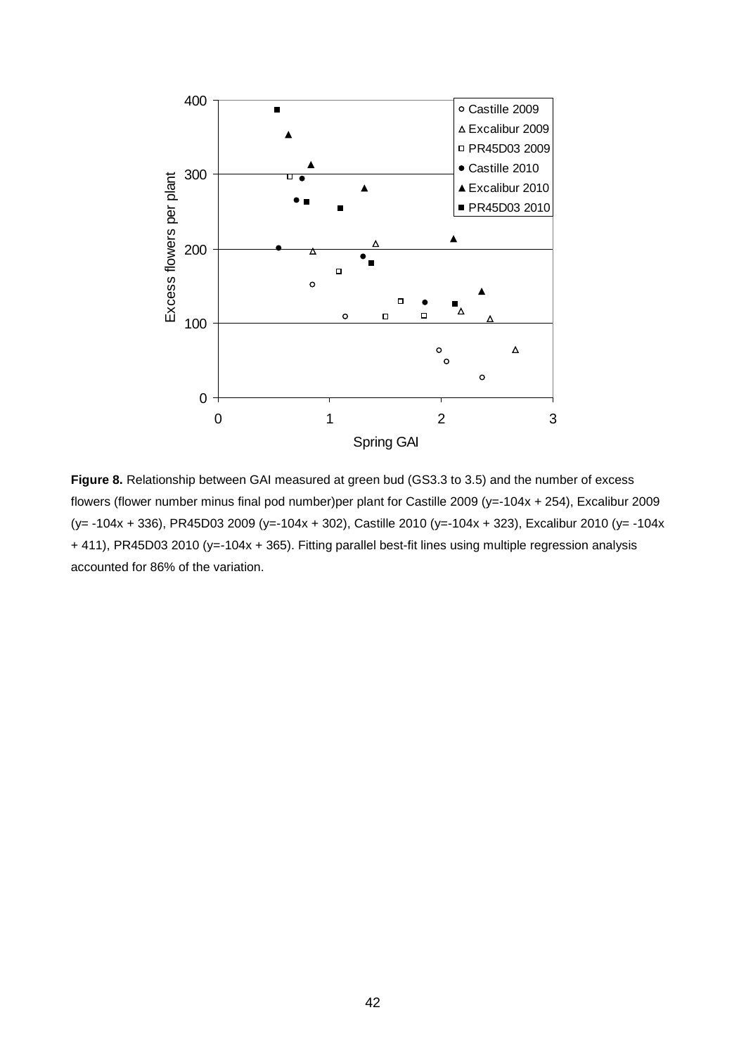**Figure 8.** Relationship between GAI measured at green bud (GS3.3 to 3.5) and the number of excess flowers (flower number minus final pod number)per plant for Castille 2009 (y=-104x + 254), Excalibur 2009 (y= -104x + 336), PR45D03 2009 (y=-104x + 302), Castille 2010 (y=-104x + 323), Excalibur 2010 (y= -104x + 411), PR45D03 2010 (y=-104x + 365). Fitting parallel best-fit lines using multiple regression analysis accounted for 86% of the variation.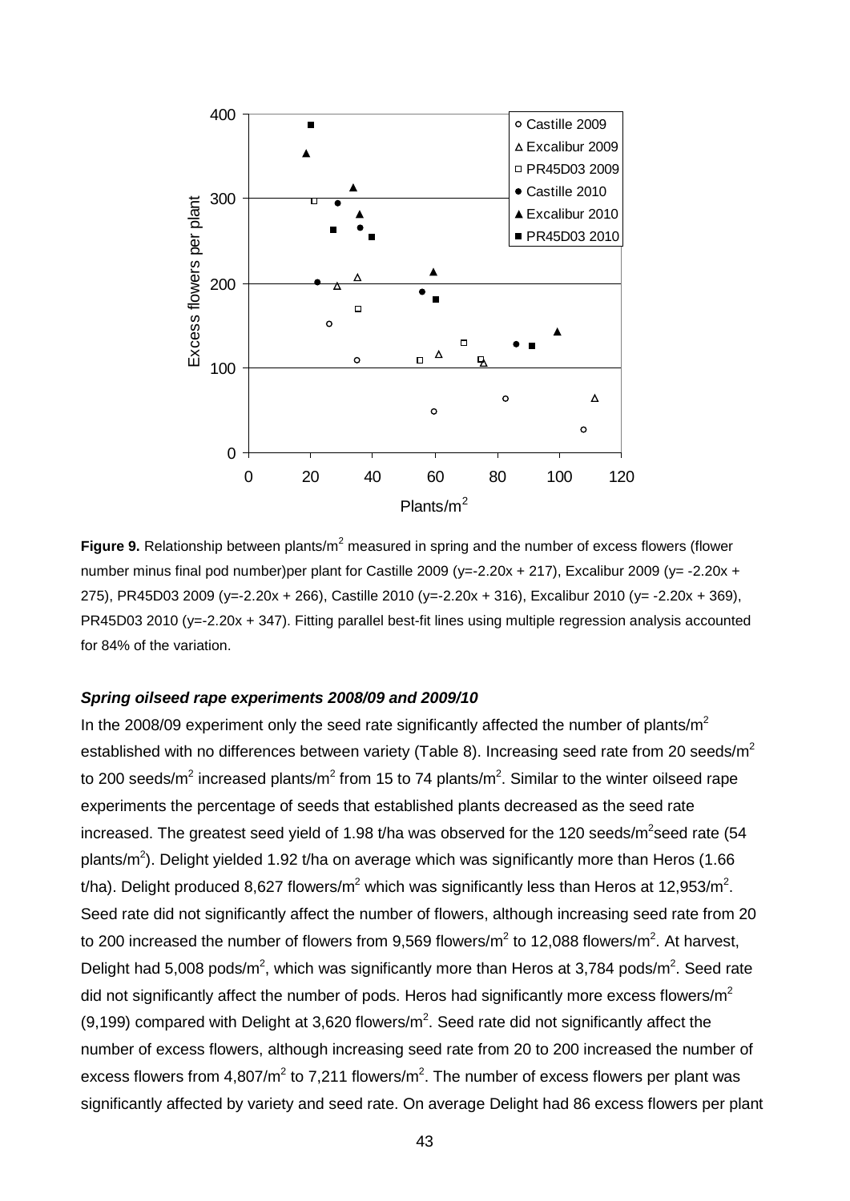**Figure 9.** Relationship between plants/m$^2$ measured in spring and the number of excess flowers (flower number minus final pod number)per plant for Castille 2009 (y=-2.20x + 217), Excalibur 2009 (y= -2.20x + 275), PR45D03 2009 (y=-2.20x + 266), Castille 2010 (y=-2.20x + 316), Excalibur 2010 (y= -2.20x + 369), PR45D03 2010 (y=-2.20x + 347). Fitting parallel best-fit lines using multiple regression analysis accounted for 84% of the variation.

***Spring oilseed rape experiments 2008/09 and 2009/10***

In the 2008/09 experiment only the seed rate significantly affected the number of plants/m$^2$ established with no differences between variety (Table 8). Increasing seed rate from 20 seeds/m$^2$ to 200 seeds/m$^2$ increased plants/m$^2$ from 15 to 74 plants/m$^2$. Similar to the winter oilseed rape experiments the percentage of seeds that established plants decreased as the seed rate increased. The greatest seed yield of 1.98 t/ha was observed for the 120 seeds/m$^2$seed rate (54 plants/m$^2$). Delight yielded 1.92 t/ha on average which was significantly more than Heros (1.66 t/ha). Delight produced 8,627 flowers/m$^2$ which was significantly less than Heros at 12,953/m$^2$. Seed rate did not significantly affect the number of flowers, although increasing seed rate from 20 to 200 increased the number of flowers from 9,569 flowers/m$^2$ to 12,088 flowers/m$^2$. At harvest, Delight had 5,008 pods/m$^2$, which was significantly more than Heros at 3,784 pods/m$^2$. Seed rate did not significantly affect the number of pods. Heros had significantly more excess flowers/m$^2$ (9,199) compared with Delight at 3,620 flowers/m$^2$. Seed rate did not significantly affect the number of excess flowers, although increasing seed rate from 20 to 200 increased the number of excess flowers from 4,807/m$^2$ to 7,211 flowers/m$^2$. The number of excess flowers per plant was significantly affected by variety and seed rate. On average Delight had 86 excess flowers per plant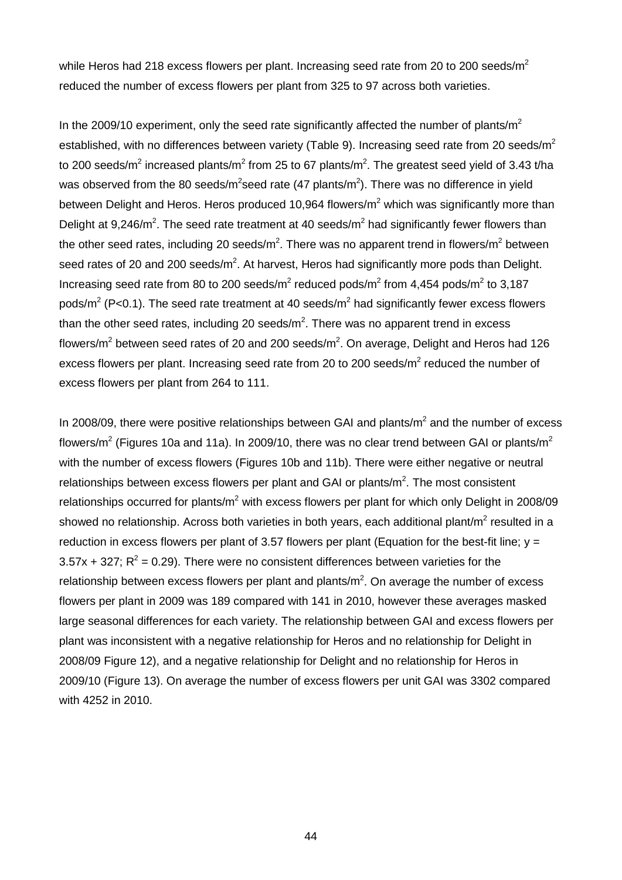while Heros had 218 excess flowers per plant. Increasing seed rate from 20 to 200 seeds/m$^2$ reduced the number of excess flowers per plant from 325 to 97 across both varieties.

In the 2009/10 experiment, only the seed rate significantly affected the number of plants/m$^2$ established, with no differences between variety (Table 9). Increasing seed rate from 20 seeds/m$^2$ to 200 seeds/m$^2$ increased plants/m$^2$ from 25 to 67 plants/m$^2$. The greatest seed yield of 3.43 t/ha was observed from the 80 seeds/m$^2$seed rate (47 plants/m$^2$). There was no difference in yield between Delight and Heros. Heros produced 10,964 flowers/m$^2$ which was significantly more than Delight at 9,246/m$^2$. The seed rate treatment at 40 seeds/m$^2$ had significantly fewer flowers than the other seed rates, including 20 seeds/m$^2$. There was no apparent trend in flowers/m$^2$ between seed rates of 20 and 200 seeds/m$^2$. At harvest, Heros had significantly more pods than Delight. Increasing seed rate from 80 to 200 seeds/m$^2$ reduced pods/m$^2$ from 4,454 pods/m$^2$ to 3,187 pods/m$^2$ ($P<0.1$). The seed rate treatment at 40 seeds/m$^2$ had significantly fewer excess flowers than the other seed rates, including 20 seeds/m$^2$. There was no apparent trend in excess flowers/m$^2$ between seed rates of 20 and 200 seeds/m$^2$. On average, Delight and Heros had 126 excess flowers per plant. Increasing seed rate from 20 to 200 seeds/m$^2$ reduced the number of excess flowers per plant from 264 to 111.

In 2008/09, there were positive relationships between GAI and plants/m$^2$ and the number of excess flowers/m$^2$ (Figures 10a and 11a). In 2009/10, there was no clear trend between GAI or plants/m$^2$ with the number of excess flowers (Figures 10b and 11b). There were either negative or neutral relationships between excess flowers per plant and GAI or plants/m$^2$. The most consistent relationships occurred for plants/m$^2$ with excess flowers per plant for which only Delight in 2008/09 showed no relationship. Across both varieties in both years, each additional plant/m$^2$ resulted in a reduction in excess flowers per plant of 3.57 flowers per plant (Equation for the best-fit line; $y = 3.57x + 327$; $R^2 = 0.29$). There were no consistent differences between varieties for the relationship between excess flowers per plant and plants/m$^2$. On average the number of excess flowers per plant in 2009 was 189 compared with 141 in 2010, however these averages masked large seasonal differences for each variety. The relationship between GAI and excess flowers per plant was inconsistent with a negative relationship for Heros and no relationship for Delight in 2008/09 Figure 12), and a negative relationship for Delight and no relationship for Heros in 2009/10 (Figure 13). On average the number of excess flowers per unit GAI was 3302 compared with 4252 in 2010.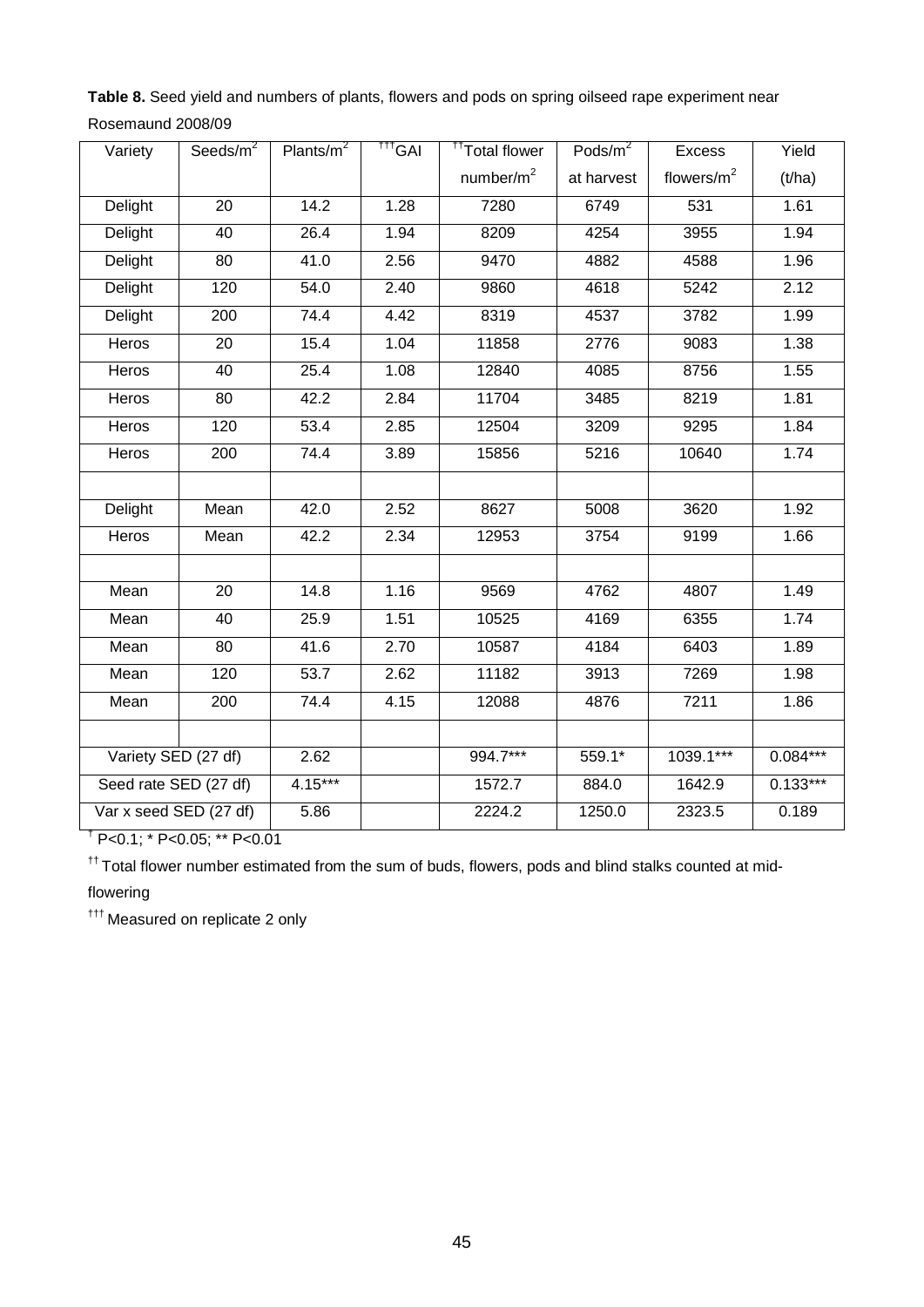**Table 8.** Seed yield and numbers of plants, flowers and pods on spring oilseed rape experiment near Rosemaund 2008/09

| Variety | Seeds/m$^2$ | Plants/m$^2$ | †††GAI | ††Total flower number/m$^2$ | Pods/m$^2$ at harvest | Excess flowers/m$^2$ | Yield (t/ha) |
|---|---|---|---|---|---|---|---|
| Delight | 20 | 14.2 | 1.28 | 7280 | 6749 | 531 | 1.61 |
| Delight | 40 | 26.4 | 1.94 | 8209 | 4254 | 3955 | 1.94 |
| Delight | 80 | 41.0 | 2.56 | 9470 | 4882 | 4588 | 1.96 |
| Delight | 120 | 54.0 | 2.40 | 9860 | 4618 | 5242 | 2.12 |
| Delight | 200 | 74.4 | 4.42 | 8319 | 4537 | 3782 | 1.99 |
| Heros | 20 | 15.4 | 1.04 | 11858 | 2776 | 9083 | 1.38 |
| Heros | 40 | 25.4 | 1.08 | 12840 | 4085 | 8756 | 1.55 |
| Heros | 80 | 42.2 | 2.84 | 11704 | 3485 | 8219 | 1.81 |
| Heros | 120 | 53.4 | 2.85 | 12504 | 3209 | 9295 | 1.84 |
| Heros | 200 | 74.4 | 3.89 | 15856 | 5216 | 10640 | 1.74 |
| | | | | | | | |
| Delight | Mean | 42.0 | 2.52 | 8627 | 5008 | 3620 | 1.92 |
| Heros | Mean | 42.2 | 2.34 | 12953 | 3754 | 9199 | 1.66 |
| | | | | | | | |
| Mean | 20 | 14.8 | 1.16 | 9569 | 4762 | 4807 | 1.49 |
| Mean | 40 | 25.9 | 1.51 | 10525 | 4169 | 6355 | 1.74 |
| Mean | 80 | 41.6 | 2.70 | 10587 | 4184 | 6403 | 1.89 |
| Mean | 120 | 53.7 | 2.62 | 11182 | 3913 | 7269 | 1.98 |
| Mean | 200 | 74.4 | 4.15 | 12088 | 4876 | 7211 | 1.86 |
| | | | | | | | |
| Variety SED (27 df) | | 2.62 | | 994.7*** | 559.1* | 1039.1*** | 0.084*** |
| Seed rate SED (27 df) | | 4.15*** | | 1572.7 | 884.0 | 1642.9 | 0.133*** |
| Var x seed SED (27 df) | | 5.86 | | 2224.2 | 1250.0 | 2323.5 | 0.189 |

† P<0.1; * P<0.05; ** P<0.01

†† Total flower number estimated from the sum of buds, flowers, pods and blind stalks counted at mid-flowering

††† Measured on replicate 2 only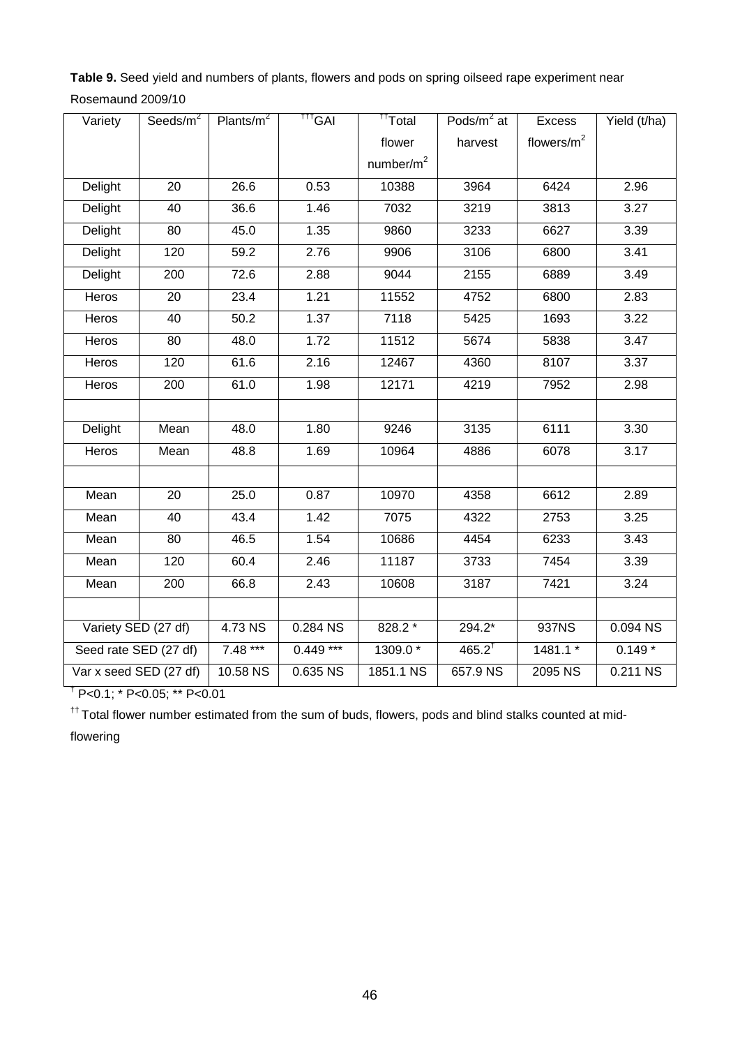**Table 9.** Seed yield and numbers of plants, flowers and pods on spring oilseed rape experiment near Rosemaund 2009/10

| Variety | Seeds/m$^2$ | Plants/m$^2$ | [†††]GAI | [††]Total flower number/m$^2$ | Pods/m$^2$ at harvest | Excess flowers/m$^2$ | Yield (t/ha) |
|---|---|---|---|---|---|---|---|
| Delight | 20 | 26.6 | 0.53 | 10388 | 3964 | 6424 | 2.96 |
| Delight | 40 | 36.6 | 1.46 | 7032 | 3219 | 3813 | 3.27 |
| Delight | 80 | 45.0 | 1.35 | 9860 | 3233 | 6627 | 3.39 |
| Delight | 120 | 59.2 | 2.76 | 9906 | 3106 | 6800 | 3.41 |
| Delight | 200 | 72.6 | 2.88 | 9044 | 2155 | 6889 | 3.49 |
| Heros | 20 | 23.4 | 1.21 | 11552 | 4752 | 6800 | 2.83 |
| Heros | 40 | 50.2 | 1.37 | 7118 | 5425 | 1693 | 3.22 |
| Heros | 80 | 48.0 | 1.72 | 11512 | 5674 | 5838 | 3.47 |
| Heros | 120 | 61.6 | 2.16 | 12467 | 4360 | 8107 | 3.37 |
| Heros | 200 | 61.0 | 1.98 | 12171 | 4219 | 7952 | 2.98 |
| | | | | | | | |
| Delight | Mean | 48.0 | 1.80 | 9246 | 3135 | 6111 | 3.30 |
| Heros | Mean | 48.8 | 1.69 | 10964 | 4886 | 6078 | 3.17 |
| | | | | | | | |
| Mean | 20 | 25.0 | 0.87 | 10970 | 4358 | 6612 | 2.89 |
| Mean | 40 | 43.4 | 1.42 | 7075 | 4322 | 2753 | 3.25 |
| Mean | 80 | 46.5 | 1.54 | 10686 | 4454 | 6233 | 3.43 |
| Mean | 120 | 60.4 | 2.46 | 11187 | 3733 | 7454 | 3.39 |
| Mean | 200 | 66.8 | 2.43 | 10608 | 3187 | 7421 | 3.24 |
| | | | | | | | |
| Variety SED (27 df) | | 4.73 NS | 0.284 NS | 828.2 * | 294.2* | 937NS | 0.094 NS |
| Seed rate SED (27 df) | | 7.48 *** | 0.449 *** | 1309.0 * | 465.2[†] | 1481.1 * | 0.149 * |
| Var x seed SED (27 df) | | 10.58 NS | 0.635 NS | 1851.1 NS | 657.9 NS | 2095 NS | 0.211 NS |

[†] P<0.1; * P<0.05; ** P<0.01

[††] Total flower number estimated from the sum of buds, flowers, pods and blind stalks counted at mid-flowering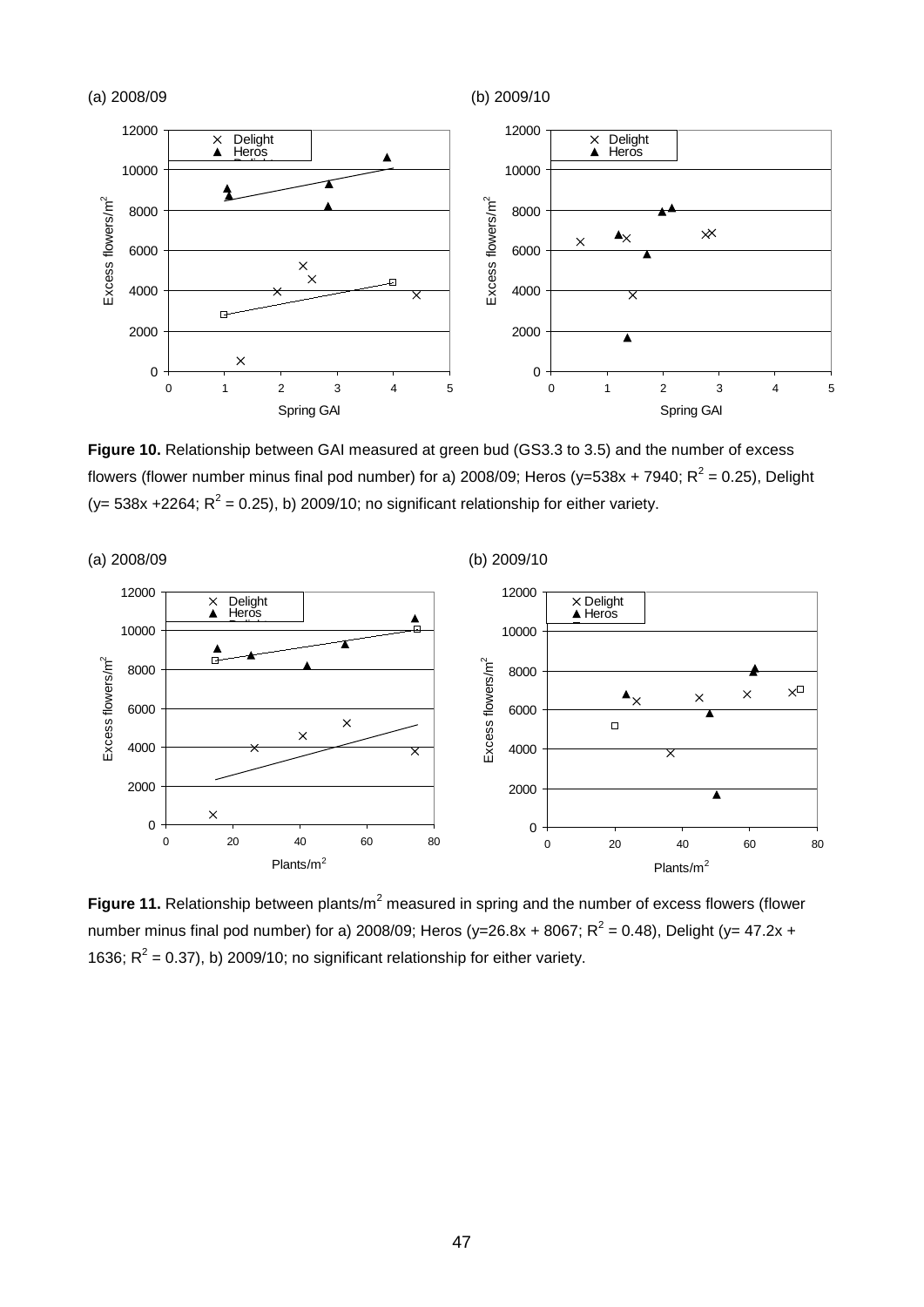(a) 2008/09

(b) 2009/10

**Figure 10.** Relationship between GAI measured at green bud (GS3.3 to 3.5) and the number of excess flowers (flower number minus final pod number) for a) 2008/09; Heros (y=538x + 7940; $R^2$ = 0.25), Delight (y= 538x +2264; $R^2$ = 0.25), b) 2009/10; no significant relationship for either variety.

(a) 2008/09

(b) 2009/10

**Figure 11.** Relationship between plants/m$^2$ measured in spring and the number of excess flowers (flower number minus final pod number) for a) 2008/09; Heros (y=26.8x + 8067; $R^2$ = 0.48), Delight (y= 47.2x + 1636; $R^2$ = 0.37), b) 2009/10; no significant relationship for either variety.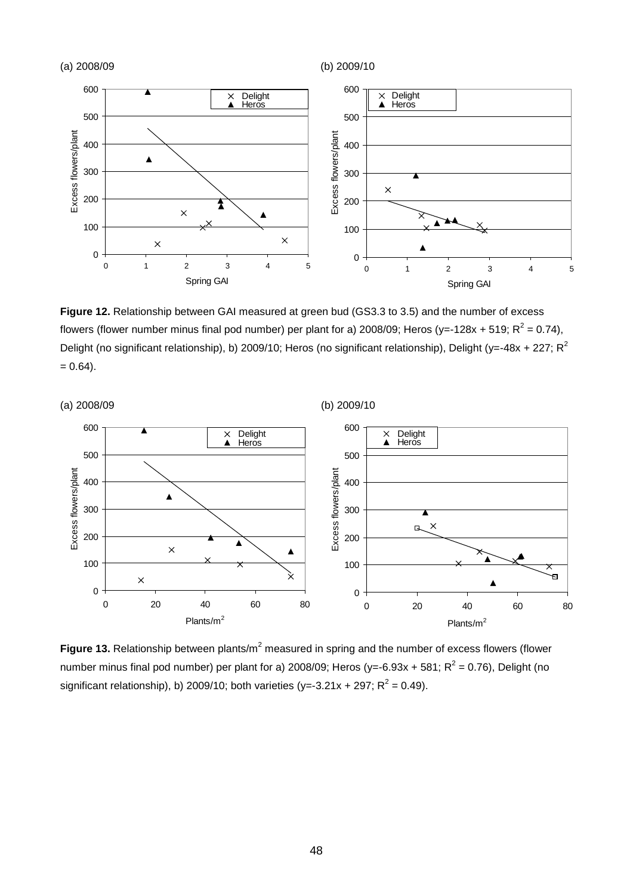**Figure 12.** Relationship between GAI measured at green bud (GS3.3 to 3.5) and the number of excess flowers (flower number minus final pod number) per plant for a) 2008/09; Heros ($y=-128x + 519$; $R^2 = 0.74$), Delight (no significant relationship), b) 2009/10; Heros (no significant relationship), Delight ($y=-48x + 227$; $R^2 = 0.64$).

**Figure 13.** Relationship between plants/$m^2$ measured in spring and the number of excess flowers (flower number minus final pod number) per plant for a) 2008/09; Heros ($y=-6.93x + 581$; $R^2 = 0.76$), Delight (no significant relationship), b) 2009/10; both varieties ($y=-3.21x + 297$; $R^2 = 0.49$).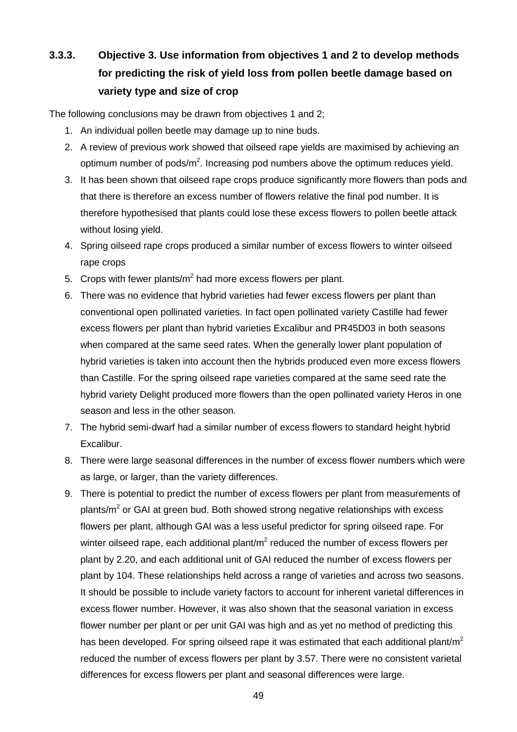### 3.3.3. Objective 3. Use information from objectives 1 and 2 to develop methods for predicting the risk of yield loss from pollen beetle damage based on variety type and size of crop

The following conclusions may be drawn from objectives 1 and 2;

1. An individual pollen beetle may damage up to nine buds.
2. A review of previous work showed that oilseed rape yields are maximised by achieving an optimum number of pods/m$^2$. Increasing pod numbers above the optimum reduces yield.
3. It has been shown that oilseed rape crops produce significantly more flowers than pods and that there is therefore an excess number of flowers relative the final pod number. It is therefore hypothesised that plants could lose these excess flowers to pollen beetle attack without losing yield.
4. Spring oilseed rape crops produced a similar number of excess flowers to winter oilseed rape crops
5. Crops with fewer plants/m$^2$ had more excess flowers per plant.
6. There was no evidence that hybrid varieties had fewer excess flowers per plant than conventional open pollinated varieties. In fact open pollinated variety Castille had fewer excess flowers per plant than hybrid varieties Excalibur and PR45D03 in both seasons when compared at the same seed rates. When the generally lower plant population of hybrid varieties is taken into account then the hybrids produced even more excess flowers than Castille. For the spring oilseed rape varieties compared at the same seed rate the hybrid variety Delight produced more flowers than the open pollinated variety Heros in one season and less in the other season.
7. The hybrid semi-dwarf had a similar number of excess flowers to standard height hybrid Excalibur.
8. There were large seasonal differences in the number of excess flower numbers which were as large, or larger, than the variety differences.
9. There is potential to predict the number of excess flowers per plant from measurements of plants/m$^2$ or GAI at green bud. Both showed strong negative relationships with excess flowers per plant, although GAI was a less useful predictor for spring oilseed rape. For winter oilseed rape, each additional plant/m$^2$ reduced the number of excess flowers per plant by 2.20, and each additional unit of GAI reduced the number of excess flowers per plant by 104. These relationships held across a range of varieties and across two seasons. It should be possible to include variety factors to account for inherent varietal differences in excess flower number. However, it was also shown that the seasonal variation in excess flower number per plant or per unit GAI was high and as yet no method of predicting this has been developed. For spring oilseed rape it was estimated that each additional plant/m$^2$ reduced the number of excess flowers per plant by 3.57. There were no consistent varietal differences for excess flowers per plant and seasonal differences were large.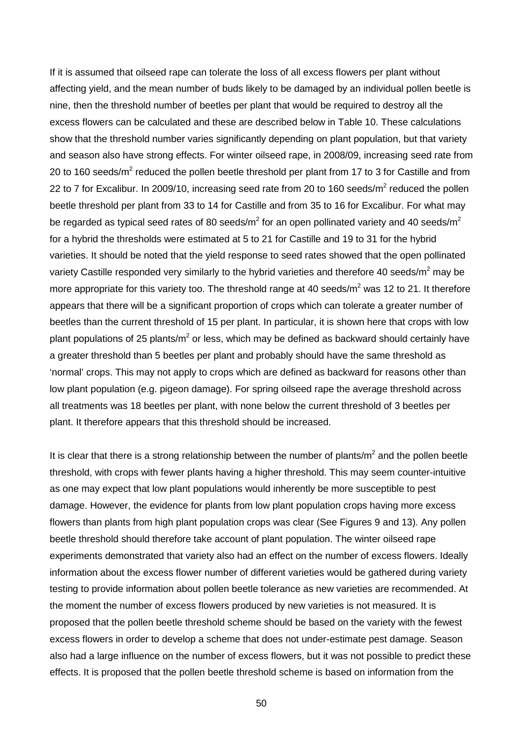If it is assumed that oilseed rape can tolerate the loss of all excess flowers per plant without affecting yield, and the mean number of buds likely to be damaged by an individual pollen beetle is nine, then the threshold number of beetles per plant that would be required to destroy all the excess flowers can be calculated and these are described below in Table 10. These calculations show that the threshold number varies significantly depending on plant population, but that variety and season also have strong effects. For winter oilseed rape, in 2008/09, increasing seed rate from 20 to 160 seeds/m$^2$ reduced the pollen beetle threshold per plant from 17 to 3 for Castille and from 22 to 7 for Excalibur. In 2009/10, increasing seed rate from 20 to 160 seeds/m$^2$ reduced the pollen beetle threshold per plant from 33 to 14 for Castille and from 35 to 16 for Excalibur. For what may be regarded as typical seed rates of 80 seeds/m$^2$ for an open pollinated variety and 40 seeds/m$^2$ for a hybrid the thresholds were estimated at 5 to 21 for Castille and 19 to 31 for the hybrid varieties. It should be noted that the yield response to seed rates showed that the open pollinated variety Castille responded very similarly to the hybrid varieties and therefore 40 seeds/m$^2$ may be more appropriate for this variety too. The threshold range at 40 seeds/m$^2$ was 12 to 21. It therefore appears that there will be a significant proportion of crops which can tolerate a greater number of beetles than the current threshold of 15 per plant. In particular, it is shown here that crops with low plant populations of 25 plants/m$^2$ or less, which may be defined as backward should certainly have a greater threshold than 5 beetles per plant and probably should have the same threshold as 'normal' crops. This may not apply to crops which are defined as backward for reasons other than low plant population (e.g. pigeon damage). For spring oilseed rape the average threshold across all treatments was 18 beetles per plant, with none below the current threshold of 3 beetles per plant. It therefore appears that this threshold should be increased.

It is clear that there is a strong relationship between the number of plants/m$^2$ and the pollen beetle threshold, with crops with fewer plants having a higher threshold. This may seem counter-intuitive as one may expect that low plant populations would inherently be more susceptible to pest damage. However, the evidence for plants from low plant population crops having more excess flowers than plants from high plant population crops was clear (See Figures 9 and 13). Any pollen beetle threshold should therefore take account of plant population. The winter oilseed rape experiments demonstrated that variety also had an effect on the number of excess flowers. Ideally information about the excess flower number of different varieties would be gathered during variety testing to provide information about pollen beetle tolerance as new varieties are recommended. At the moment the number of excess flowers produced by new varieties is not measured. It is proposed that the pollen beetle threshold scheme should be based on the variety with the fewest excess flowers in order to develop a scheme that does not under-estimate pest damage. Season also had a large influence on the number of excess flowers, but it was not possible to predict these effects. It is proposed that the pollen beetle threshold scheme is based on information from the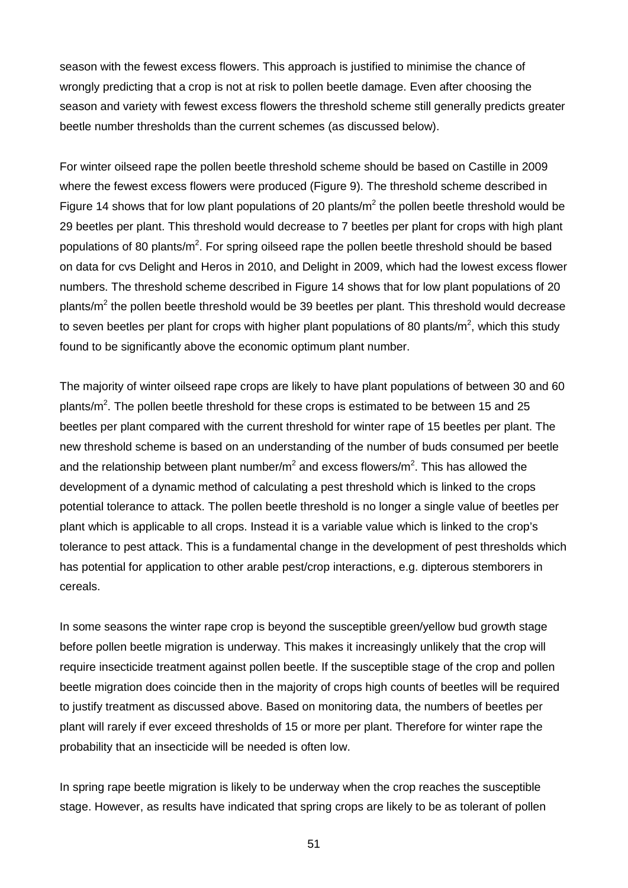season with the fewest excess flowers. This approach is justified to minimise the chance of wrongly predicting that a crop is not at risk to pollen beetle damage. Even after choosing the season and variety with fewest excess flowers the threshold scheme still generally predicts greater beetle number thresholds than the current schemes (as discussed below).

For winter oilseed rape the pollen beetle threshold scheme should be based on Castille in 2009 where the fewest excess flowers were produced (Figure 9). The threshold scheme described in Figure 14 shows that for low plant populations of 20 plants/m$^2$ the pollen beetle threshold would be 29 beetles per plant. This threshold would decrease to 7 beetles per plant for crops with high plant populations of 80 plants/m$^2$. For spring oilseed rape the pollen beetle threshold should be based on data for cvs Delight and Heros in 2010, and Delight in 2009, which had the lowest excess flower numbers. The threshold scheme described in Figure 14 shows that for low plant populations of 20 plants/m$^2$ the pollen beetle threshold would be 39 beetles per plant. This threshold would decrease to seven beetles per plant for crops with higher plant populations of 80 plants/m$^2$, which this study found to be significantly above the economic optimum plant number.

The majority of winter oilseed rape crops are likely to have plant populations of between 30 and 60 plants/m$^2$. The pollen beetle threshold for these crops is estimated to be between 15 and 25 beetles per plant compared with the current threshold for winter rape of 15 beetles per plant. The new threshold scheme is based on an understanding of the number of buds consumed per beetle and the relationship between plant number/m$^2$ and excess flowers/m$^2$. This has allowed the development of a dynamic method of calculating a pest threshold which is linked to the crops potential tolerance to attack. The pollen beetle threshold is no longer a single value of beetles per plant which is applicable to all crops. Instead it is a variable value which is linked to the crop's tolerance to pest attack. This is a fundamental change in the development of pest thresholds which has potential for application to other arable pest/crop interactions, e.g. dipterous stemborers in cereals.

In some seasons the winter rape crop is beyond the susceptible green/yellow bud growth stage before pollen beetle migration is underway. This makes it increasingly unlikely that the crop will require insecticide treatment against pollen beetle. If the susceptible stage of the crop and pollen beetle migration does coincide then in the majority of crops high counts of beetles will be required to justify treatment as discussed above. Based on monitoring data, the numbers of beetles per plant will rarely if ever exceed thresholds of 15 or more per plant. Therefore for winter rape the probability that an insecticide will be needed is often low.

In spring rape beetle migration is likely to be underway when the crop reaches the susceptible stage. However, as results have indicated that spring crops are likely to be as tolerant of pollen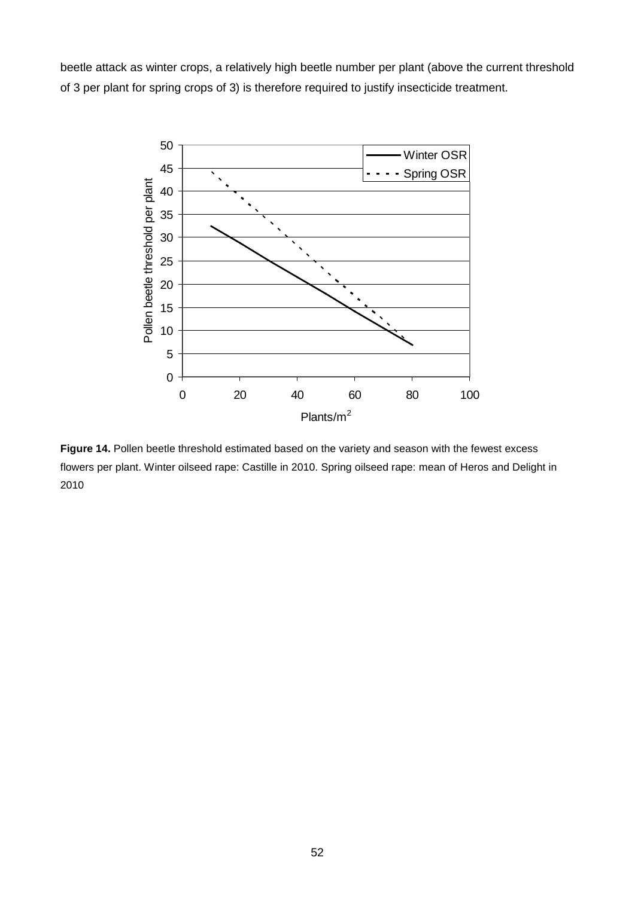beetle attack as winter crops, a relatively high beetle number per plant (above the current threshold of 3 per plant for spring crops of 3) is therefore required to justify insecticide treatment.

**Figure 14.** Pollen beetle threshold estimated based on the variety and season with the fewest excess flowers per plant. Winter oilseed rape: Castille in 2010. Spring oilseed rape: mean of Heros and Delight in 2010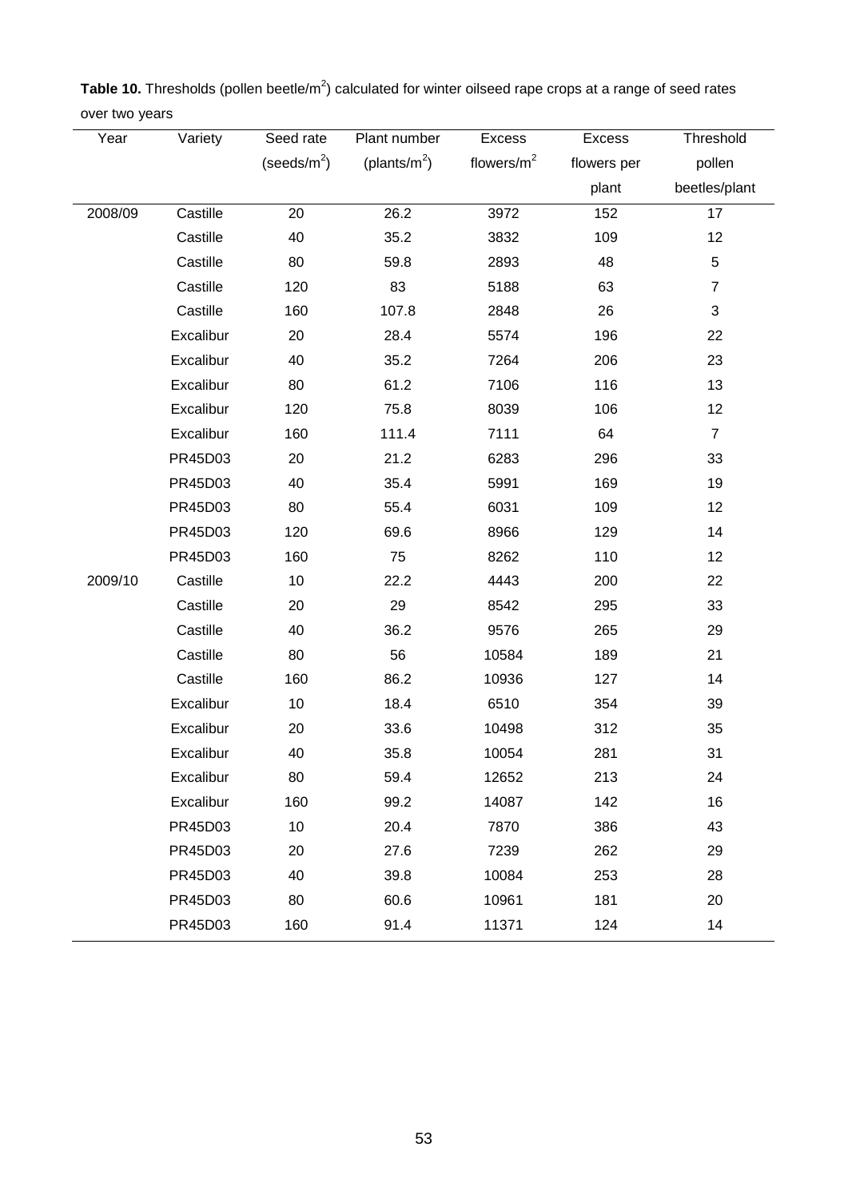**Table 10.** Thresholds (pollen beetle/m$^2$) calculated for winter oilseed rape crops at a range of seed rates over two years

| Year | Variety | Seed rate (seeds/m$^2$) | Plant number (plants/m$^2$) | Excess flowers/m$^2$ | Excess flowers per plant | Threshold pollen beetles/plant |
|---|---|---|---|---|---|---|
| 2008/09 | Castille | 20 | 26.2 | 3972 | 152 | 17 |
| | Castille | 40 | 35.2 | 3832 | 109 | 12 |
| | Castille | 80 | 59.8 | 2893 | 48 | 5 |
| | Castille | 120 | 83 | 5188 | 63 | 7 |
| | Castille | 160 | 107.8 | 2848 | 26 | 3 |
| | Excalibur | 20 | 28.4 | 5574 | 196 | 22 |
| | Excalibur | 40 | 35.2 | 7264 | 206 | 23 |
| | Excalibur | 80 | 61.2 | 7106 | 116 | 13 |
| | Excalibur | 120 | 75.8 | 8039 | 106 | 12 |
| | Excalibur | 160 | 111.4 | 7111 | 64 | 7 |
| | PR45D03 | 20 | 21.2 | 6283 | 296 | 33 |
| | PR45D03 | 40 | 35.4 | 5991 | 169 | 19 |
| | PR45D03 | 80 | 55.4 | 6031 | 109 | 12 |
| | PR45D03 | 120 | 69.6 | 8966 | 129 | 14 |
| | PR45D03 | 160 | 75 | 8262 | 110 | 12 |
| 2009/10 | Castille | 10 | 22.2 | 4443 | 200 | 22 |
| | Castille | 20 | 29 | 8542 | 295 | 33 |
| | Castille | 40 | 36.2 | 9576 | 265 | 29 |
| | Castille | 80 | 56 | 10584 | 189 | 21 |
| | Castille | 160 | 86.2 | 10936 | 127 | 14 |
| | Excalibur | 10 | 18.4 | 6510 | 354 | 39 |
| | Excalibur | 20 | 33.6 | 10498 | 312 | 35 |
| | Excalibur | 40 | 35.8 | 10054 | 281 | 31 |
| | Excalibur | 80 | 59.4 | 12652 | 213 | 24 |
| | Excalibur | 160 | 99.2 | 14087 | 142 | 16 |
| | PR45D03 | 10 | 20.4 | 7870 | 386 | 43 |
| | PR45D03 | 20 | 27.6 | 7239 | 262 | 29 |
| | PR45D03 | 40 | 39.8 | 10084 | 253 | 28 |
| | PR45D03 | 80 | 60.6 | 10961 | 181 | 20 |
| | PR45D03 | 160 | 91.4 | 11371 | 124 | 14 |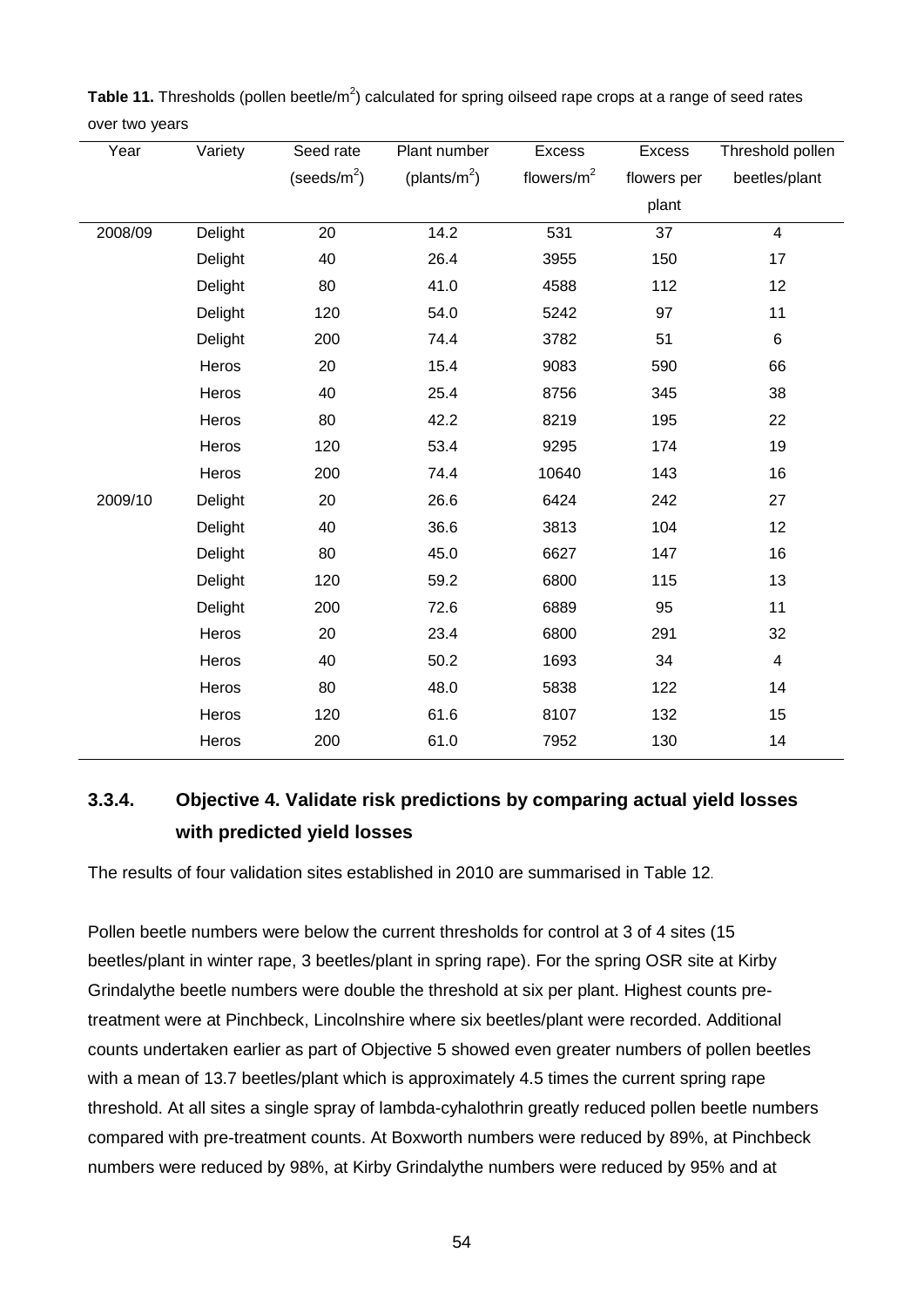**Table 11.** Thresholds (pollen beetle/m$^2$) calculated for spring oilseed rape crops at a range of seed rates over two years

| Year | Variety | Seed rate (seeds/m$^2$) | Plant number (plants/m$^2$) | Excess flowers/m$^2$ | Excess flowers per plant | Threshold pollen beetles/plant |
|---|---|---|---|---|---|---|
| 2008/09 | Delight | 20 | 14.2 | 531 | 37 | 4 |
| | Delight | 40 | 26.4 | 3955 | 150 | 17 |
| | Delight | 80 | 41.0 | 4588 | 112 | 12 |
| | Delight | 120 | 54.0 | 5242 | 97 | 11 |
| | Delight | 200 | 74.4 | 3782 | 51 | 6 |
| | Heros | 20 | 15.4 | 9083 | 590 | 66 |
| | Heros | 40 | 25.4 | 8756 | 345 | 38 |
| | Heros | 80 | 42.2 | 8219 | 195 | 22 |
| | Heros | 120 | 53.4 | 9295 | 174 | 19 |
| | Heros | 200 | 74.4 | 10640 | 143 | 16 |
| 2009/10 | Delight | 20 | 26.6 | 6424 | 242 | 27 |
| | Delight | 40 | 36.6 | 3813 | 104 | 12 |
| | Delight | 80 | 45.0 | 6627 | 147 | 16 |
| | Delight | 120 | 59.2 | 6800 | 115 | 13 |
| | Delight | 200 | 72.6 | 6889 | 95 | 11 |
| | Heros | 20 | 23.4 | 6800 | 291 | 32 |
| | Heros | 40 | 50.2 | 1693 | 34 | 4 |
| | Heros | 80 | 48.0 | 5838 | 122 | 14 |
| | Heros | 120 | 61.6 | 8107 | 132 | 15 |
| | Heros | 200 | 61.0 | 7952 | 130 | 14 |

### 3.3.4. Objective 4. Validate risk predictions by comparing actual yield losses with predicted yield losses

The results of four validation sites established in 2010 are summarised in Table 12.

Pollen beetle numbers were below the current thresholds for control at 3 of 4 sites (15 beetles/plant in winter rape, 3 beetles/plant in spring rape). For the spring OSR site at Kirby Grindalythe the beetle numbers were double the threshold at six per plant. Highest counts pre-treatment were at Pinchbeck, Lincolnshire where six beetles/plant were recorded. Additional counts undertaken earlier as part of Objective 5 showed even greater numbers of pollen beetles with a mean of 13.7 beetles/plant which is approximately 4.5 times the current spring rape threshold. At all sites a single spray of lambda-cyhalothrin greatly reduced pollen beetle numbers compared with pre-treatment counts. At Boxworth numbers were reduced by 89%, at Pinchbeck numbers were reduced by 98%, at Kirby Grindalythe the numbers were reduced by 95% and at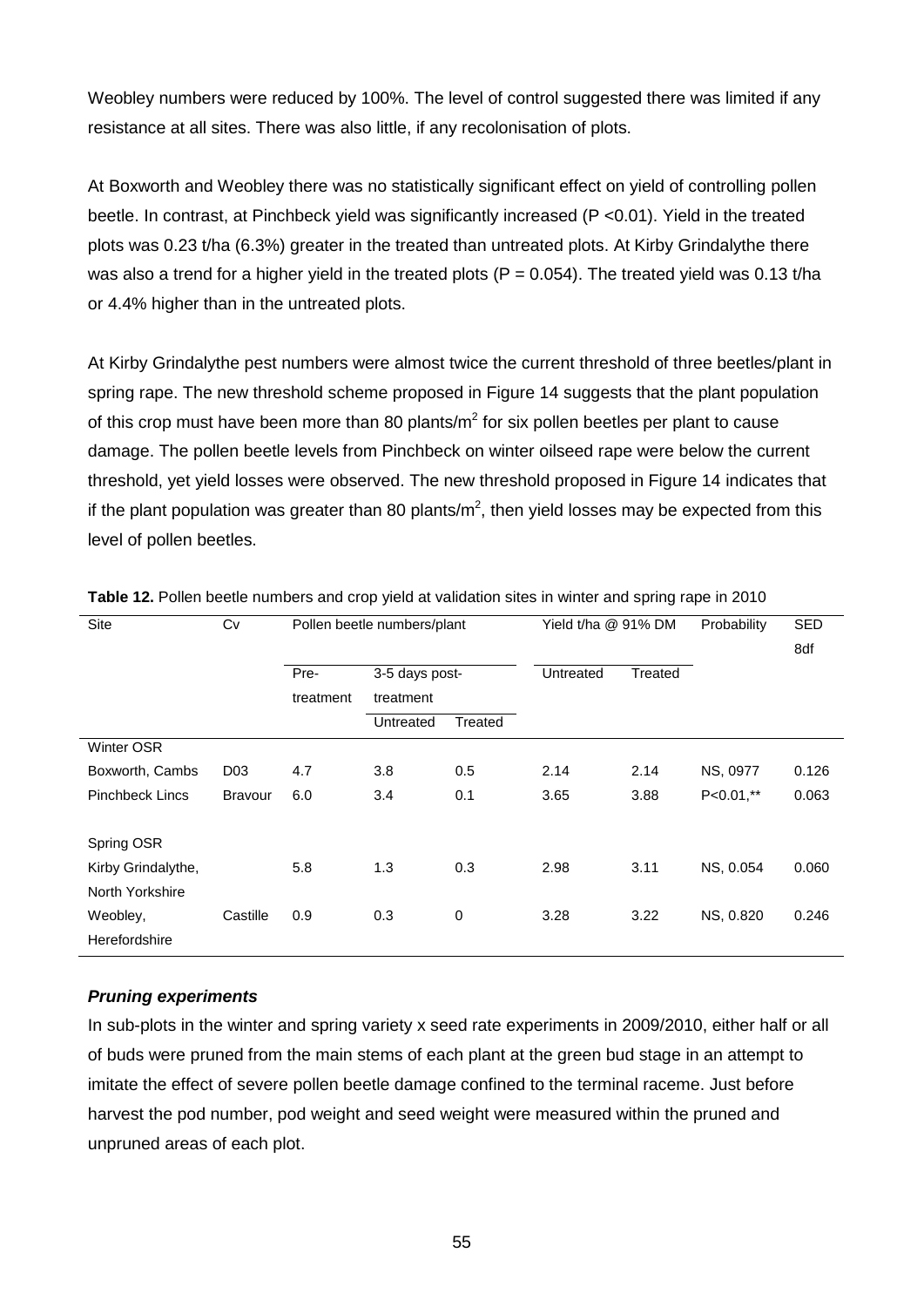Weobley numbers were reduced by 100%. The level of control suggested there was limited if any resistance at all sites. There was also little, if any recolonisation of plots.

At Boxworth and Weobley there was no statistically significant effect on yield of controlling pollen beetle. In contrast, at Pinchbeck yield was significantly increased (P <0.01). Yield in the treated plots was 0.23 t/ha (6.3%) greater in the treated than untreated plots. At Kirby Grindalythe there was also a trend for a higher yield in the treated plots (P = 0.054). The treated yield was 0.13 t/ha or 4.4% higher than in the untreated plots.

At Kirby Grindalythe pest numbers were almost twice the current threshold of three beetles/plant in spring rape. The new threshold scheme proposed in Figure 14 suggests that the plant population of this crop must have been more than 80 plants/m$^2$ for six pollen beetles per plant to cause damage. The pollen beetle levels from Pinchbeck on winter oilseed rape were below the current threshold, yet yield losses were observed. The new threshold proposed in Figure 14 indicates that if the plant population was greater than 80 plants/m$^2$, then yield losses may be expected from this level of pollen beetles.

**Table 12.** Pollen beetle numbers and crop yield at validation sites in winter and spring rape in 2010

| Site | Cv | Pollen beetle numbers/plant | | | Yield t/ha @ 91% DM | | Probability | SED 8df |
|---|---|---|---|---|---|---|---|---|
| | | Pre-treatment | 3-5 days post-treatment | | Untreated | Treated | | |
| | | | Untreated | Treated | | | | |
| Winter OSR | | | | | | | | |
| Boxworth, Cambs | D03 | 4.7 | 3.8 | 0.5 | 2.14 | 2.14 | NS, 0977 | 0.126 |
| Pinchbeck Lincs | Bravour | 6.0 | 3.4 | 0.1 | 3.65 | 3.88 | P<0.01,** | 0.063 |
| Spring OSR | | | | | | | | |
| Kirby Grindalythe, North Yorkshire | | 5.8 | 1.3 | 0.3 | 2.98 | 3.11 | NS, 0.054 | 0.060 |
| Weobley, Herefordshire | Castille | 0.9 | 0.3 | 0 | 3.28 | 3.22 | NS, 0.820 | 0.246 |

### *Pruning experiments*

In sub-plots in the winter and spring variety x seed rate experiments in 2009/2010, either half or all of buds were pruned from the main stems of each plant at the green bud stage in an attempt to imitate the effect of severe pollen beetle damage confined to the terminal raceme. Just before harvest the pod number, pod weight and seed weight were measured within the pruned and unpruned areas of each plot.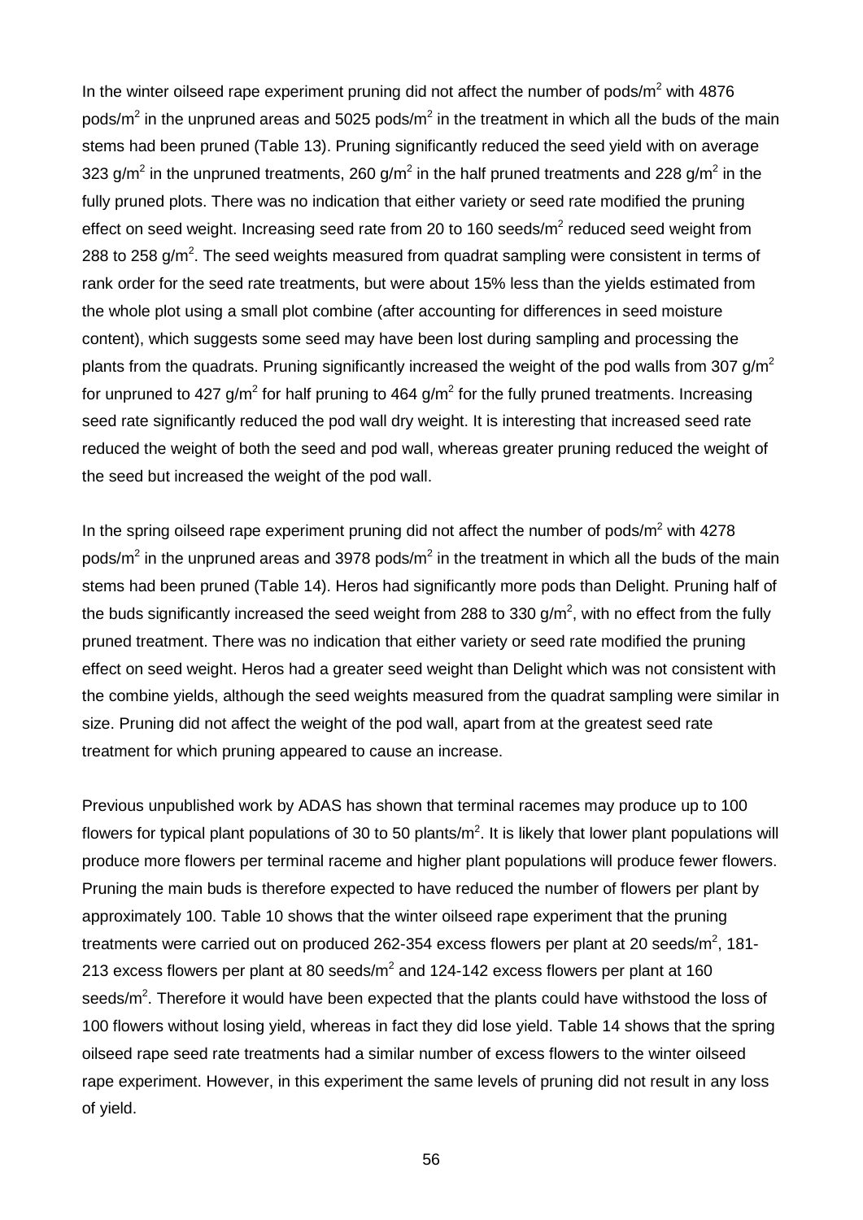In the winter oilseed rape experiment pruning did not affect the number of pods/m$^2$ with 4876 pods/m$^2$ in the unpruned areas and 5025 pods/m$^2$ in the treatment in which all the buds of the main stems had been pruned (Table 13). Pruning significantly reduced the seed yield with on average 323 g/m$^2$ in the unpruned treatments, 260 g/m$^2$ in the half pruned treatments and 228 g/m$^2$ in the fully pruned plots. There was no indication that either variety or seed rate modified the pruning effect on seed weight. Increasing seed rate from 20 to 160 seeds/m$^2$ reduced seed weight from 288 to 258 g/m$^2$. The seed weights measured from quadrat sampling were consistent in terms of rank order for the seed rate treatments, but were about 15% less than the yields estimated from the whole plot using a small plot combine (after accounting for differences in seed moisture content), which suggests some seed may have been lost during sampling and processing the plants from the quadrats. Pruning significantly increased the weight of the pod walls from 307 g/m$^2$ for unpruned to 427 g/m$^2$ for half pruning to 464 g/m$^2$ for the fully pruned treatments. Increasing seed rate significantly reduced the pod wall dry weight. It is interesting that increased seed rate reduced the weight of both the seed and pod wall, whereas greater pruning reduced the weight of the seed but increased the weight of the pod wall.

In the spring oilseed rape experiment pruning did not affect the number of pods/m$^2$ with 4278 pods/m$^2$ in the unpruned areas and 3978 pods/m$^2$ in the treatment in which all the buds of the main stems had been pruned (Table 14). Heros had significantly more pods than Delight. Pruning half of the buds significantly increased the seed weight from 288 to 330 g/m$^2$, with no effect from the fully pruned treatment. There was no indication that either variety or seed rate modified the pruning effect on seed weight. Heros had a greater seed weight than Delight which was not consistent with the combine yields, although the seed weights measured from the quadrat sampling were similar in size. Pruning did not affect the weight of the pod wall, apart from at the greatest seed rate treatment for which pruning appeared to cause an increase.

Previous unpublished work by ADAS has shown that terminal racemes may produce up to 100 flowers for typical plant populations of 30 to 50 plants/m$^2$. It is likely that lower plant populations will produce more flowers per terminal raceme and higher plant populations will produce fewer flowers. Pruning the main buds is therefore expected to have reduced the number of flowers per plant by approximately 100. Table 10 shows that the winter oilseed rape experiment that the pruning treatments were carried out on produced 262-354 excess flowers per plant at 20 seeds/m$^2$, 181-213 excess flowers per plant at 80 seeds/m$^2$ and 124-142 excess flowers per plant at 160 seeds/m$^2$. Therefore it would have been expected that the plants could have withstood the loss of 100 flowers without losing yield, whereas in fact they did lose yield. Table 14 shows that the spring oilseed rape seed rate treatments had a similar number of excess flowers to the winter oilseed rape experiment. However, in this experiment the same levels of pruning did not result in any loss of yield.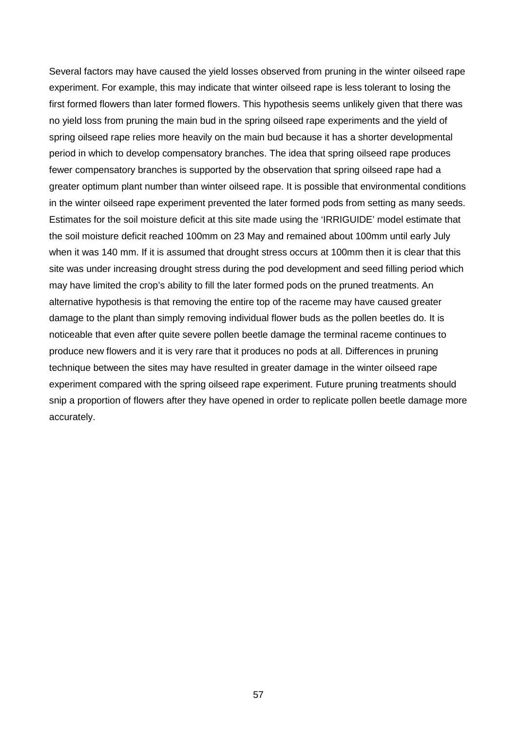Several factors may have caused the yield losses observed from pruning in the winter oilseed rape experiment. For example, this may indicate that winter oilseed rape is less tolerant to losing the first formed flowers than later formed flowers. This hypothesis seems unlikely given that there was no yield loss from pruning the main bud in the spring oilseed rape experiments and the yield of spring oilseed rape relies more heavily on the main bud because it has a shorter developmental period in which to develop compensatory branches. The idea that spring oilseed rape produces fewer compensatory branches is supported by the observation that spring oilseed rape had a greater optimum plant number than winter oilseed rape. It is possible that environmental conditions in the winter oilseed rape experiment prevented the later formed pods from setting as many seeds. Estimates for the soil moisture deficit at this site made using the 'IRRIGUIDE' model estimate that the soil moisture deficit reached 100mm on 23 May and remained about 100mm until early July when it was 140 mm. If it is assumed that drought stress occurs at 100mm then it is clear that this site was under increasing drought stress during the pod development and seed filling period which may have limited the crop's ability to fill the later formed pods on the pruned treatments. An alternative hypothesis is that removing the entire top of the raceme may have caused greater damage to the plant than simply removing individual flower buds as the pollen beetles do. It is noticeable that even after quite severe pollen beetle damage the terminal raceme continues to produce new flowers and it is very rare that it produces no pods at all. Differences in pruning technique between the sites may have resulted in greater damage in the winter oilseed rape experiment compared with the spring oilseed rape experiment. Future pruning treatments should snip a proportion of flowers after they have opened in order to replicate pollen beetle damage more accurately.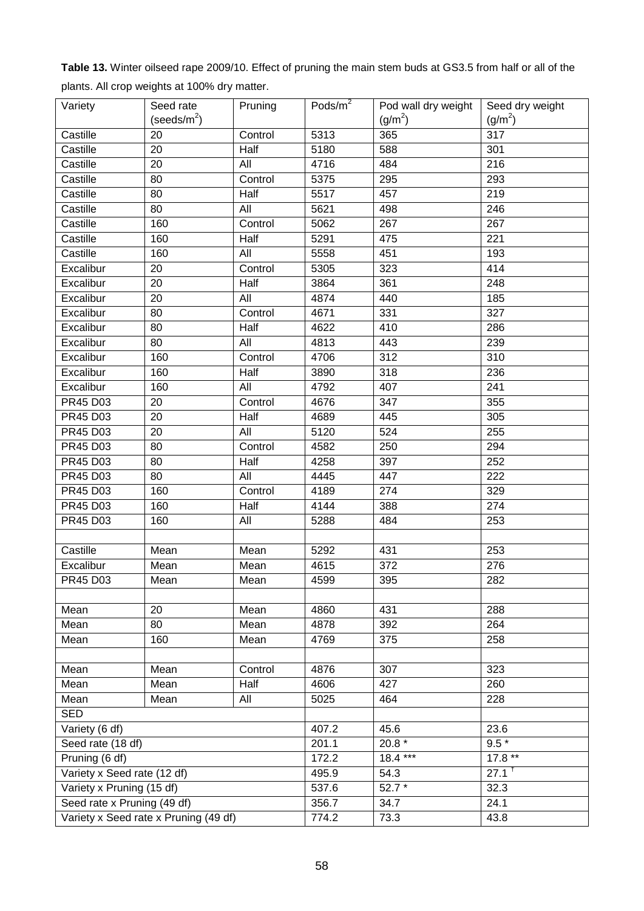**Table 13.** Winter oilseed rape 2009/10. Effect of pruning the main stem buds at GS3.5 from half or all of the plants. All crop weights at 100% dry matter.

| Variety | Seed rate (seeds/m$^2$) | Pruning | Pods/m$^2$ | Pod wall dry weight (g/m$^2$) | Seed dry weight (g/m$^2$) |
|---|---|---|---|---|---|
| Castille | 20 | Control | 5313 | 365 | 317 |
| Castille | 20 | Half | 5180 | 588 | 301 |
| Castille | 20 | All | 4716 | 484 | 216 |
| Castille | 80 | Control | 5375 | 295 | 293 |
| Castille | 80 | Half | 5517 | 457 | 219 |
| Castille | 80 | All | 5621 | 498 | 246 |
| Castille | 160 | Control | 5062 | 267 | 267 |
| Castille | 160 | Half | 5291 | 475 | 221 |
| Castille | 160 | All | 5558 | 451 | 193 |
| Excalibur | 20 | Control | 5305 | 323 | 414 |
| Excalibur | 20 | Half | 3864 | 361 | 248 |
| Excalibur | 20 | All | 4874 | 440 | 185 |
| Excalibur | 80 | Control | 4671 | 331 | 327 |
| Excalibur | 80 | Half | 4622 | 410 | 286 |
| Excalibur | 80 | All | 4813 | 443 | 239 |
| Excalibur | 160 | Control | 4706 | 312 | 310 |
| Excalibur | 160 | Half | 3890 | 318 | 236 |
| Excalibur | 160 | All | 4792 | 407 | 241 |
| PR45 D03 | 20 | Control | 4676 | 347 | 355 |
| PR45 D03 | 20 | Half | 4689 | 445 | 305 |
| PR45 D03 | 20 | All | 5120 | 524 | 255 |
| PR45 D03 | 80 | Control | 4582 | 250 | 294 |
| PR45 D03 | 80 | Half | 4258 | 397 | 252 |
| PR45 D03 | 80 | All | 4445 | 447 | 222 |
| PR45 D03 | 160 | Control | 4189 | 274 | 329 |
| PR45 D03 | 160 | Half | 4144 | 388 | 274 |
| PR45 D03 | 160 | All | 5288 | 484 | 253 |
| | | | | | |
| Castille | Mean | Mean | 5292 | 431 | 253 |
| Excalibur | Mean | Mean | 4615 | 372 | 276 |
| PR45 D03 | Mean | Mean | 4599 | 395 | 282 |
| | | | | | |
| Mean | 20 | Mean | 4860 | 431 | 288 |
| Mean | 80 | Mean | 4878 | 392 | 264 |
| Mean | 160 | Mean | 4769 | 375 | 258 |
| | | | | | |
| Mean | Mean | Control | 4876 | 307 | 323 |
| Mean | Mean | Half | 4606 | 427 | 260 |
| Mean | Mean | All | 5025 | 464 | 228 |
| SED | | | | | |
| Variety (6 df) | | | 407.2 | 45.6 | 23.6 |
| Seed rate (18 df) | | | 201.1 | 20.8 * | 9.5 * |
| Pruning (6 df) | | | 172.2 | 18.4 *** | 17.8 ** |
| Variety x Seed rate (12 df) | | | 495.9 | 54.3 | 27.1 † |
| Variety x Pruning (15 df) | | | 537.6 | 52.7 * | 32.3 |
| Seed rate x Pruning (49 df) | | | 356.7 | 34.7 | 24.1 |
| Variety x Seed rate x Pruning (49 df) | | | 774.2 | 73.3 | 43.8 |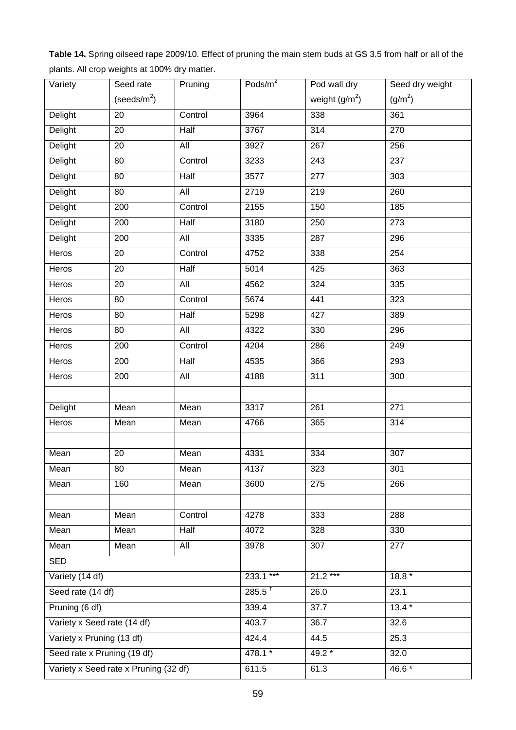**Table 14.** Spring oilseed rape 2009/10. Effect of pruning the main stem buds at GS 3.5 from half or all of the plants. All crop weights at 100% dry matter.

| Variety | Seed rate (seeds/m$^2$) | Pruning | Pods/m$^2$ | Pod wall dry weight (g/m$^2$) | Seed dry weight (g/m$^2$) |
|---|---|---|---|---|---|
| Delight | 20 | Control | 3964 | 338 | 361 |
| Delight | 20 | Half | 3767 | 314 | 270 |
| Delight | 20 | All | 3927 | 267 | 256 |
| Delight | 80 | Control | 3233 | 243 | 237 |
| Delight | 80 | Half | 3577 | 277 | 303 |
| Delight | 80 | All | 2719 | 219 | 260 |
| Delight | 200 | Control | 2155 | 150 | 185 |
| Delight | 200 | Half | 3180 | 250 | 273 |
| Delight | 200 | All | 3335 | 287 | 296 |
| Heros | 20 | Control | 4752 | 338 | 254 |
| Heros | 20 | Half | 5014 | 425 | 363 |
| Heros | 20 | All | 4562 | 324 | 335 |
| Heros | 80 | Control | 5674 | 441 | 323 |
| Heros | 80 | Half | 5298 | 427 | 389 |
| Heros | 80 | All | 4322 | 330 | 296 |
| Heros | 200 | Control | 4204 | 286 | 249 |
| Heros | 200 | Half | 4535 | 366 | 293 |
| Heros | 200 | All | 4188 | 311 | 300 |
| | | | | | |
| Delight | Mean | Mean | 3317 | 261 | 271 |
| Heros | Mean | Mean | 4766 | 365 | 314 |
| | | | | | |
| Mean | 20 | Mean | 4331 | 334 | 307 |
| Mean | 80 | Mean | 4137 | 323 | 301 |
| Mean | 160 | Mean | 3600 | 275 | 266 |
| | | | | | |
| Mean | Mean | Control | 4278 | 333 | 288 |
| Mean | Mean | Half | 4072 | 328 | 330 |
| Mean | Mean | All | 3978 | 307 | 277 |
| SED | | | | | |
| Variety (14 df) | | | 233.1 *** | 21.2 *** | 18.8 * |
| Seed rate (14 df) | | | 285.5 † | 26.0 | 23.1 |
| Pruning (6 df) | | | 339.4 | 37.7 | 13.4 * |
| Variety x Seed rate (14 df) | | | 403.7 | 36.7 | 32.6 |
| Variety x Pruning (13 df) | | | 424.4 | 44.5 | 25.3 |
| Seed rate x Pruning (19 df) | | | 478.1 * | 49.2 * | 32.0 |
| Variety x Seed rate x Pruning (32 df) | | | 611.5 | 61.3 | 46.6 * |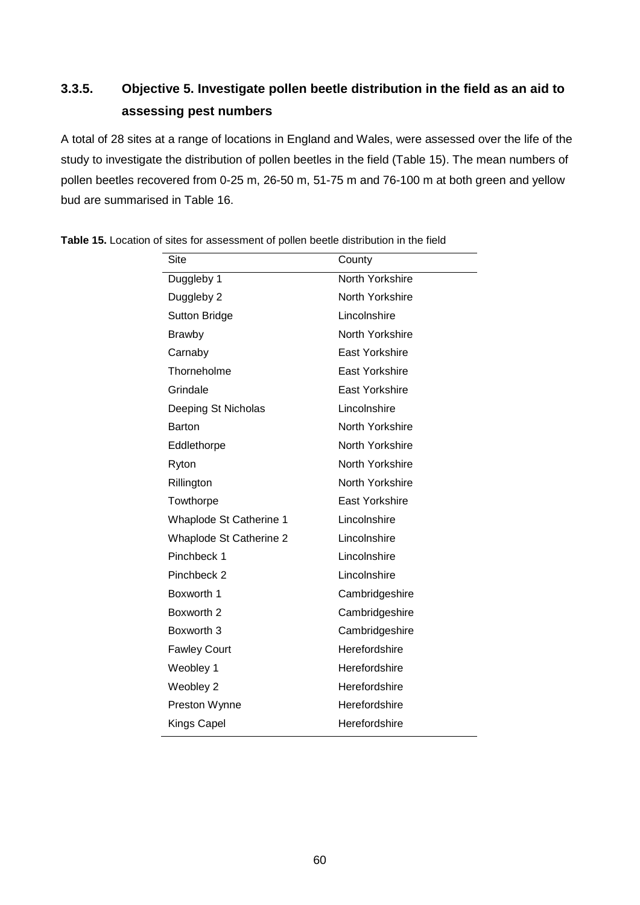### 3.3.5. Objective 5. Investigate pollen beetle distribution in the field as an aid to assessing pest numbers

A total of 28 sites at a range of locations in England and Wales, were assessed over the life of the study to investigate the distribution of pollen beetles in the field (Table 15). The mean numbers of pollen beetles recovered from 0-25 m, 26-50 m, 51-75 m and 76-100 m at both green and yellow bud are summarised in Table 16.

**Table 15.** Location of sites for assessment of pollen beetle distribution in the field

| Site | County |
|---|---|
| Duggleby 1 | North Yorkshire |
| Duggleby 2 | North Yorkshire |
| Sutton Bridge | Lincolnshire |
| Brawby | North Yorkshire |
| Carnaby | East Yorkshire |
| Thorneholme | East Yorkshire |
| Grindale | East Yorkshire |
| Deeping St Nicholas | Lincolnshire |
| Barton | North Yorkshire |
| Eddlethorpe | North Yorkshire |
| Ryton | North Yorkshire |
| Rillington | North Yorkshire |
| Towthorpe | East Yorkshire |
| Whaplode St Catherine 1 | Lincolnshire |
| Whaplode St Catherine 2 | Lincolnshire |
| Pinchbeck 1 | Lincolnshire |
| Pinchbeck 2 | Lincolnshire |
| Boxworth 1 | Cambridgeshire |
| Boxworth 2 | Cambridgeshire |
| Boxworth 3 | Cambridgeshire |
| Fawley Court | Herefordshire |
| Weobley 1 | Herefordshire |
| Weobley 2 | Herefordshire |
| Preston Wynne | Herefordshire |
| Kings Capel | Herefordshire |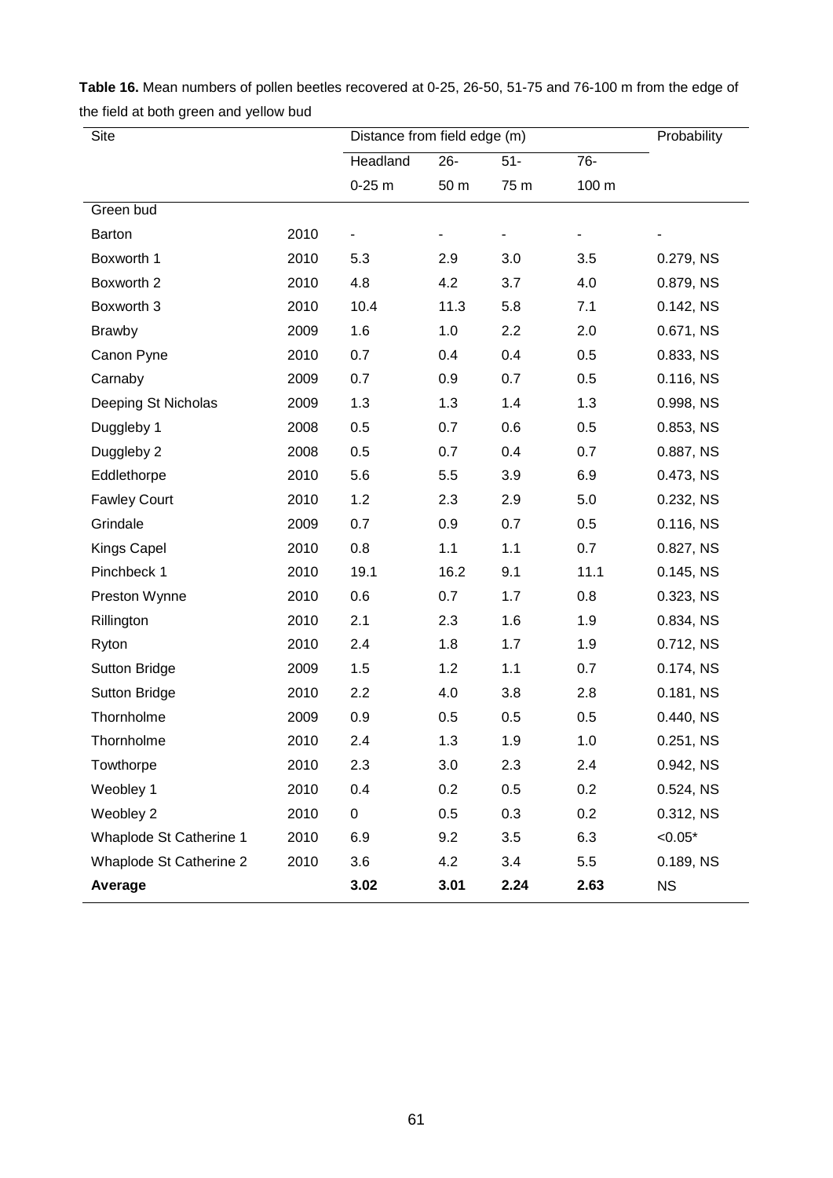**Table 16.** Mean numbers of pollen beetles recovered at 0-25, 26-50, 51-75 and 76-100 m from the edge of the field at both green and yellow bud

| Site | | Distance from field edge (m) | | | | Probability |
|---|---|---|---|---|---|---|
| | | Headland 0-25 m | 26-50 m | 51-75 m | 76-100 m | |
| Green bud | | | | | | |
| Barton | 2010 | - | - | - | - | - |
| Boxworth 1 | 2010 | 5.3 | 2.9 | 3.0 | 3.5 | 0.279, NS |
| Boxworth 2 | 2010 | 4.8 | 4.2 | 3.7 | 4.0 | 0.879, NS |
| Boxworth 3 | 2010 | 10.4 | 11.3 | 5.8 | 7.1 | 0.142, NS |
| Brawby | 2009 | 1.6 | 1.0 | 2.2 | 2.0 | 0.671, NS |
| Canon Pyne | 2010 | 0.7 | 0.4 | 0.4 | 0.5 | 0.833, NS |
| Carnaby | 2009 | 0.7 | 0.9 | 0.7 | 0.5 | 0.116, NS |
| Deeping St Nicholas | 2009 | 1.3 | 1.3 | 1.4 | 1.3 | 0.998, NS |
| Duggleby 1 | 2008 | 0.5 | 0.7 | 0.6 | 0.5 | 0.853, NS |
| Duggleby 2 | 2008 | 0.5 | 0.7 | 0.4 | 0.7 | 0.887, NS |
| Eddlethorpe | 2010 | 5.6 | 5.5 | 3.9 | 6.9 | 0.473, NS |
| Fawley Court | 2010 | 1.2 | 2.3 | 2.9 | 5.0 | 0.232, NS |
| Grindale | 2009 | 0.7 | 0.9 | 0.7 | 0.5 | 0.116, NS |
| Kings Capel | 2010 | 0.8 | 1.1 | 1.1 | 0.7 | 0.827, NS |
| Pinchbeck 1 | 2010 | 19.1 | 16.2 | 9.1 | 11.1 | 0.145, NS |
| Preston Wynne | 2010 | 0.6 | 0.7 | 1.7 | 0.8 | 0.323, NS |
| Rillington | 2010 | 2.1 | 2.3 | 1.6 | 1.9 | 0.834, NS |
| Ryton | 2010 | 2.4 | 1.8 | 1.7 | 1.9 | 0.712, NS |
| Sutton Bridge | 2009 | 1.5 | 1.2 | 1.1 | 0.7 | 0.174, NS |
| Sutton Bridge | 2010 | 2.2 | 4.0 | 3.8 | 2.8 | 0.181, NS |
| Thornholme | 2009 | 0.9 | 0.5 | 0.5 | 0.5 | 0.440, NS |
| Thornholme | 2010 | 2.4 | 1.3 | 1.9 | 1.0 | 0.251, NS |
| Towthorpe | 2010 | 2.3 | 3.0 | 2.3 | 2.4 | 0.942, NS |
| Weobley 1 | 2010 | 0.4 | 0.2 | 0.5 | 0.2 | 0.524, NS |
| Weobley 2 | 2010 | 0 | 0.5 | 0.3 | 0.2 | 0.312, NS |
| Whaplode St Catherine 1 | 2010 | 6.9 | 9.2 | 3.5 | 6.3 | <0.05* |
| Whaplode St Catherine 2 | 2010 | 3.6 | 4.2 | 3.4 | 5.5 | 0.189, NS |
| **Average** | | **3.02** | **3.01** | **2.24** | **2.63** | NS |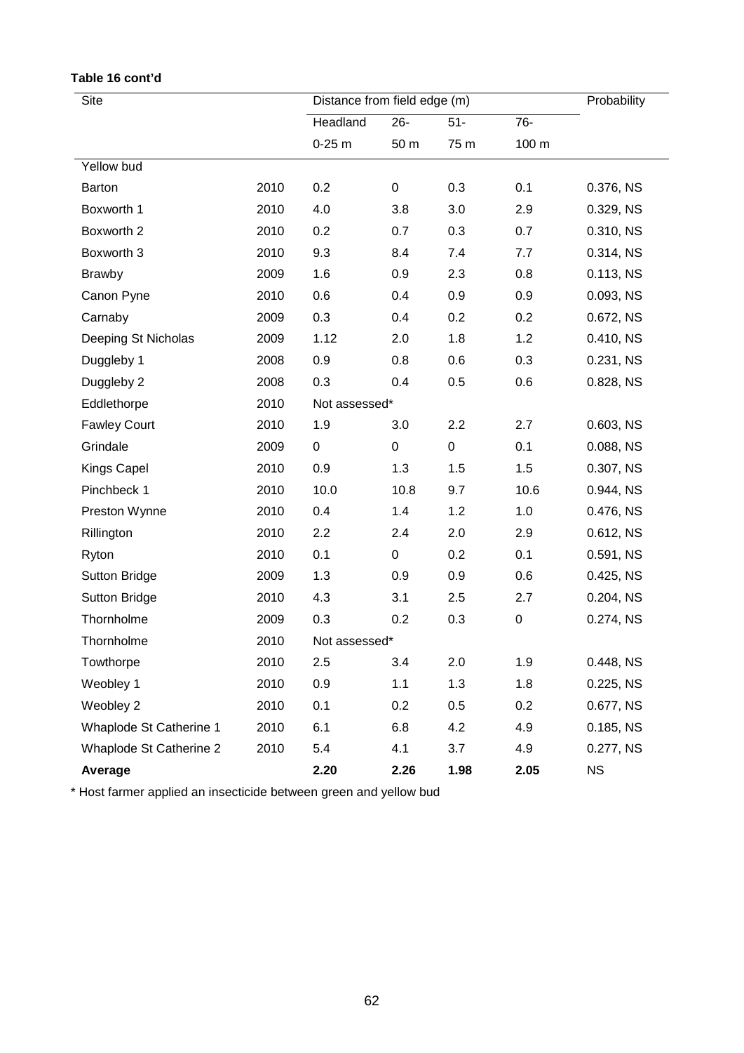**Table 16 cont'd**

| Site | | Distance from field edge (m) | | | | Probability |
|---|---|---|---|---|---|---|
| | | Headland | 26- | 51- | 76- | |
| | | 0-25 m | 50 m | 75 m | 100 m | |
| Yellow bud | | | | | | |
| Barton | 2010 | 0.2 | 0 | 0.3 | 0.1 | 0.376, NS |
| Boxworth 1 | 2010 | 4.0 | 3.8 | 3.0 | 2.9 | 0.329, NS |
| Boxworth 2 | 2010 | 0.2 | 0.7 | 0.3 | 0.7 | 0.310, NS |
| Boxworth 3 | 2010 | 9.3 | 8.4 | 7.4 | 7.7 | 0.314, NS |
| Brawby | 2009 | 1.6 | 0.9 | 2.3 | 0.8 | 0.113, NS |
| Canon Pyne | 2010 | 0.6 | 0.4 | 0.9 | 0.9 | 0.093, NS |
| Carnaby | 2009 | 0.3 | 0.4 | 0.2 | 0.2 | 0.672, NS |
| Deeping St Nicholas | 2009 | 1.12 | 2.0 | 1.8 | 1.2 | 0.410, NS |
| Duggleby 1 | 2008 | 0.9 | 0.8 | 0.6 | 0.3 | 0.231, NS |
| Duggleby 2 | 2008 | 0.3 | 0.4 | 0.5 | 0.6 | 0.828, NS |
| Eddlethorpe | 2010 | Not assessed* | | | | |
| Fawley Court | 2010 | 1.9 | 3.0 | 2.2 | 2.7 | 0.603, NS |
| Grindale | 2009 | 0 | 0 | 0 | 0.1 | 0.088, NS |
| Kings Capel | 2010 | 0.9 | 1.3 | 1.5 | 1.5 | 0.307, NS |
| Pinchbeck 1 | 2010 | 10.0 | 10.8 | 9.7 | 10.6 | 0.944, NS |
| Preston Wynne | 2010 | 0.4 | 1.4 | 1.2 | 1.0 | 0.476, NS |
| Rillington | 2010 | 2.2 | 2.4 | 2.0 | 2.9 | 0.612, NS |
| Ryton | 2010 | 0.1 | 0 | 0.2 | 0.1 | 0.591, NS |
| Sutton Bridge | 2009 | 1.3 | 0.9 | 0.9 | 0.6 | 0.425, NS |
| Sutton Bridge | 2010 | 4.3 | 3.1 | 2.5 | 2.7 | 0.204, NS |
| Thornholme | 2009 | 0.3 | 0.2 | 0.3 | 0 | 0.274, NS |
| Thornholme | 2010 | Not assessed* | | | | |
| Towthorpe | 2010 | 2.5 | 3.4 | 2.0 | 1.9 | 0.448, NS |
| Weobley 1 | 2010 | 0.9 | 1.1 | 1.3 | 1.8 | 0.225, NS |
| Weobley 2 | 2010 | 0.1 | 0.2 | 0.5 | 0.2 | 0.677, NS |
| Whaplode St Catherine 1 | 2010 | 6.1 | 6.8 | 4.2 | 4.9 | 0.185, NS |
| Whaplode St Catherine 2 | 2010 | 5.4 | 4.1 | 3.7 | 4.9 | 0.277, NS |
| **Average** | | **2.20** | **2.26** | **1.98** | **2.05** | NS |

* Host farmer applied an insecticide between green and yellow bud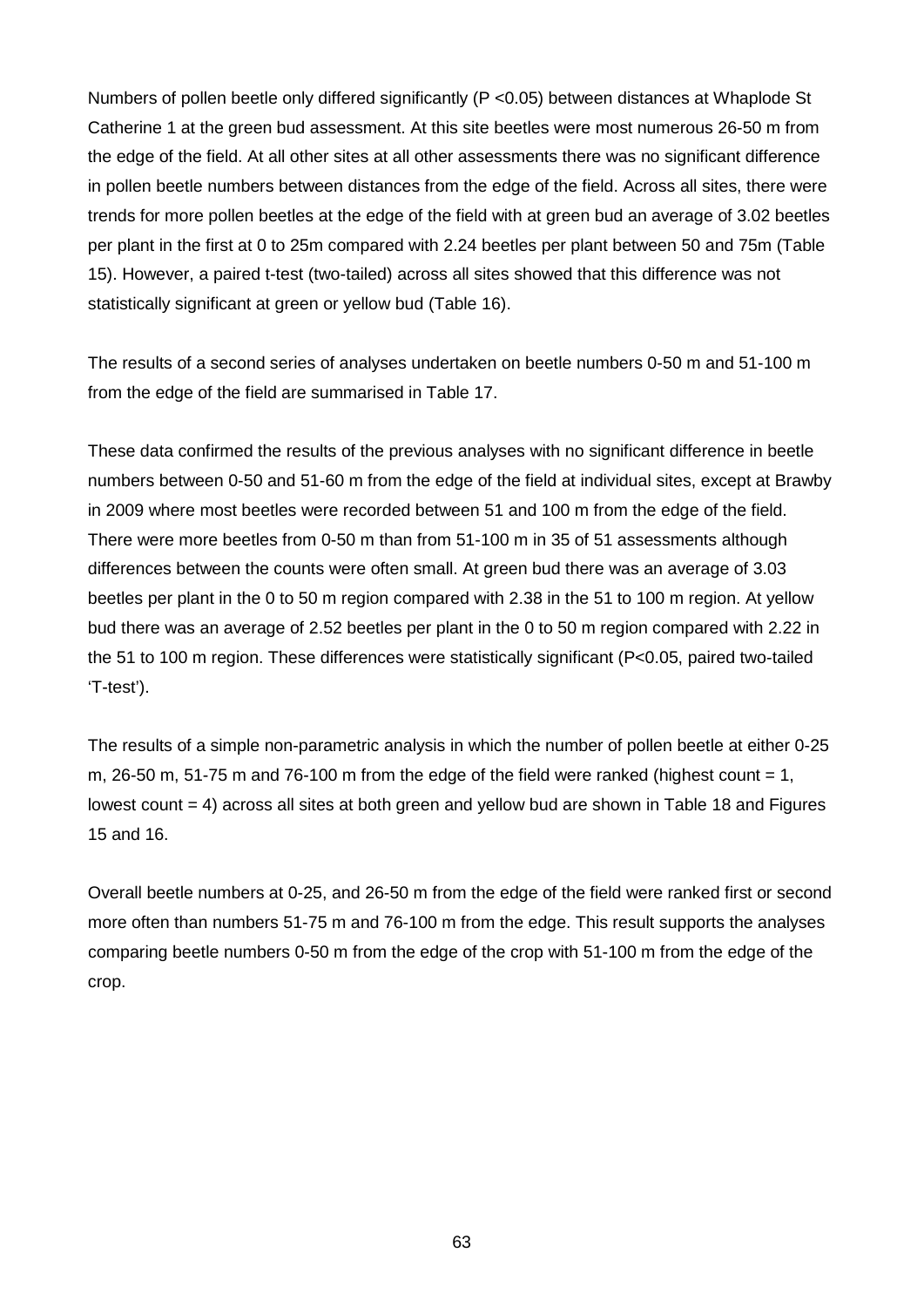Numbers of pollen beetle only differed significantly ($P < 0.05$) between distances at Whaplode St Catherine 1 at the green bud assessment. At this site beetles were most numerous 26-50 m from the edge of the field. At all other sites at all other assessments there was no significant difference in pollen beetle numbers between distances from the edge of the field. Across all sites, there were trends for more pollen beetles at the edge of the field with at green bud an average of 3.02 beetles per plant in the first at 0 to 25m compared with 2.24 beetles per plant between 50 and 75m (Table 15). However, a paired t-test (two-tailed) across all sites showed that this difference was not statistically significant at green or yellow bud (Table 16).

The results of a second series of analyses undertaken on beetle numbers 0-50 m and 51-100 m from the edge of the field are summarised in Table 17.

These data confirmed the results of the previous analyses with no significant difference in beetle numbers between 0-50 and 51-60 m from the edge of the field at individual sites, except at Brawby in 2009 where most beetles were recorded between 51 and 100 m from the edge of the field. There were more beetles from 0-50 m than from 51-100 m in 35 of 51 assessments although differences between the counts were often small. At green bud there was an average of 3.03 beetles per plant in the 0 to 50 m region compared with 2.38 in the 51 to 100 m region. At yellow bud there was an average of 2.52 beetles per plant in the 0 to 50 m region compared with 2.22 in the 51 to 100 m region. These differences were statistically significant ($P<0.05$, paired two-tailed 'T-test').

The results of a simple non-parametric analysis in which the number of pollen beetle at either 0-25 m, 26-50 m, 51-75 m and 76-100 m from the edge of the field were ranked (highest count = 1, lowest count = 4) across all sites at both green and yellow bud are shown in Table 18 and Figures 15 and 16.

Overall beetle numbers at 0-25, and 26-50 m from the edge of the field were ranked first or second more often than numbers 51-75 m and 76-100 m from the edge. This result supports the analyses comparing beetle numbers 0-50 m from the edge of the crop with 51-100 m from the edge of the crop.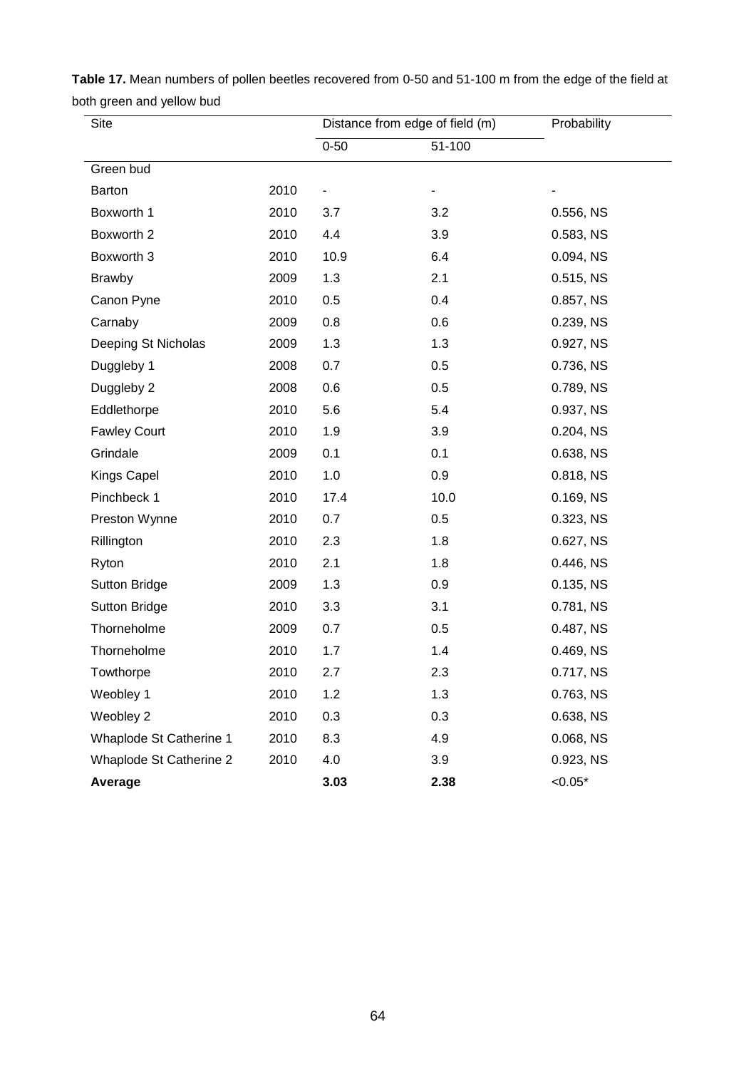**Table 17.** Mean numbers of pollen beetles recovered from 0-50 and 51-100 m from the edge of the field at both green and yellow bud

| Site | | Distance from edge of field (m) | | Probability |
|---|---|---|---|---|
| | | 0-50 | 51-100 | |
| Green bud | | | | |
| Barton | 2010 | - | - | - |
| Boxworth 1 | 2010 | 3.7 | 3.2 | 0.556, NS |
| Boxworth 2 | 2010 | 4.4 | 3.9 | 0.583, NS |
| Boxworth 3 | 2010 | 10.9 | 6.4 | 0.094, NS |
| Brawby | 2009 | 1.3 | 2.1 | 0.515, NS |
| Canon Pyne | 2010 | 0.5 | 0.4 | 0.857, NS |
| Carnaby | 2009 | 0.8 | 0.6 | 0.239, NS |
| Deeping St Nicholas | 2009 | 1.3 | 1.3 | 0.927, NS |
| Duggleby 1 | 2008 | 0.7 | 0.5 | 0.736, NS |
| Duggleby 2 | 2008 | 0.6 | 0.5 | 0.789, NS |
| Eddlethorpe | 2010 | 5.6 | 5.4 | 0.937, NS |
| Fawley Court | 2010 | 1.9 | 3.9 | 0.204, NS |
| Grindale | 2009 | 0.1 | 0.1 | 0.638, NS |
| Kings Capel | 2010 | 1.0 | 0.9 | 0.818, NS |
| Pinchbeck 1 | 2010 | 17.4 | 10.0 | 0.169, NS |
| Preston Wynne | 2010 | 0.7 | 0.5 | 0.323, NS |
| Rillington | 2010 | 2.3 | 1.8 | 0.627, NS |
| Ryton | 2010 | 2.1 | 1.8 | 0.446, NS |
| Sutton Bridge | 2009 | 1.3 | 0.9 | 0.135, NS |
| Sutton Bridge | 2010 | 3.3 | 3.1 | 0.781, NS |
| Thorneholme | 2009 | 0.7 | 0.5 | 0.487, NS |
| Thorneholme | 2010 | 1.7 | 1.4 | 0.469, NS |
| Towthorpe | 2010 | 2.7 | 2.3 | 0.717, NS |
| Weobley 1 | 2010 | 1.2 | 1.3 | 0.763, NS |
| Weobley 2 | 2010 | 0.3 | 0.3 | 0.638, NS |
| Whaplode St Catherine 1 | 2010 | 8.3 | 4.9 | 0.068, NS |
| Whaplode St Catherine 2 | 2010 | 4.0 | 3.9 | 0.923, NS |
| **Average** | | **3.03** | **2.38** | <0.05* |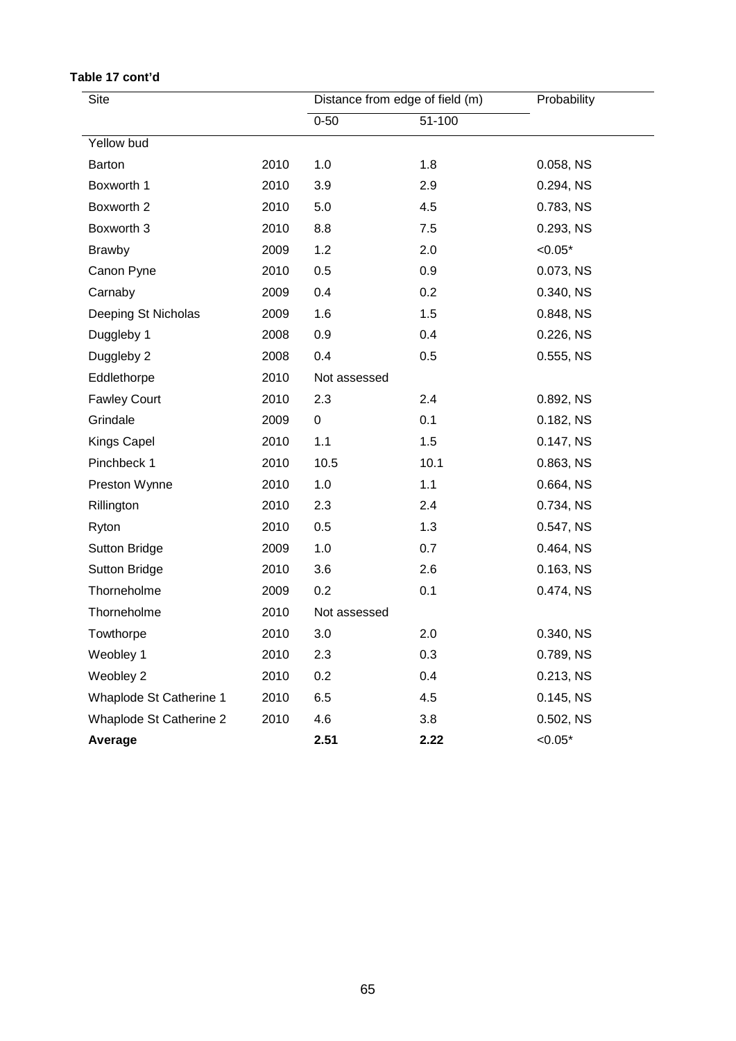**Table 17 cont'd**

| Site | | Distance from edge of field (m) | | Probability |
|---|---|---|---|---|
| | | 0-50 | 51-100 | |
| Yellow bud | | | | |
| Barton | 2010 | 1.0 | 1.8 | 0.058, NS |
| Boxworth 1 | 2010 | 3.9 | 2.9 | 0.294, NS |
| Boxworth 2 | 2010 | 5.0 | 4.5 | 0.783, NS |
| Boxworth 3 | 2010 | 8.8 | 7.5 | 0.293, NS |
| Brawby | 2009 | 1.2 | 2.0 | <0.05* |
| Canon Pyne | 2010 | 0.5 | 0.9 | 0.073, NS |
| Carnaby | 2009 | 0.4 | 0.2 | 0.340, NS |
| Deeping St Nicholas | 2009 | 1.6 | 1.5 | 0.848, NS |
| Duggleby 1 | 2008 | 0.9 | 0.4 | 0.226, NS |
| Duggleby 2 | 2008 | 0.4 | 0.5 | 0.555, NS |
| Eddlethorpe | 2010 | Not assessed | | |
| Fawley Court | 2010 | 2.3 | 2.4 | 0.892, NS |
| Grindale | 2009 | 0 | 0.1 | 0.182, NS |
| Kings Capel | 2010 | 1.1 | 1.5 | 0.147, NS |
| Pinchbeck 1 | 2010 | 10.5 | 10.1 | 0.863, NS |
| Preston Wynne | 2010 | 1.0 | 1.1 | 0.664, NS |
| Rillington | 2010 | 2.3 | 2.4 | 0.734, NS |
| Ryton | 2010 | 0.5 | 1.3 | 0.547, NS |
| Sutton Bridge | 2009 | 1.0 | 0.7 | 0.464, NS |
| Sutton Bridge | 2010 | 3.6 | 2.6 | 0.163, NS |
| Thorneholme | 2009 | 0.2 | 0.1 | 0.474, NS |
| Thorneholme | 2010 | Not assessed | | |
| Towthorpe | 2010 | 3.0 | 2.0 | 0.340, NS |
| Weobley 1 | 2010 | 2.3 | 0.3 | 0.789, NS |
| Weobley 2 | 2010 | 0.2 | 0.4 | 0.213, NS |
| Whaplode St Catherine 1 | 2010 | 6.5 | 4.5 | 0.145, NS |
| Whaplode St Catherine 2 | 2010 | 4.6 | 3.8 | 0.502, NS |
| **Average** | | **2.51** | **2.22** | <0.05* |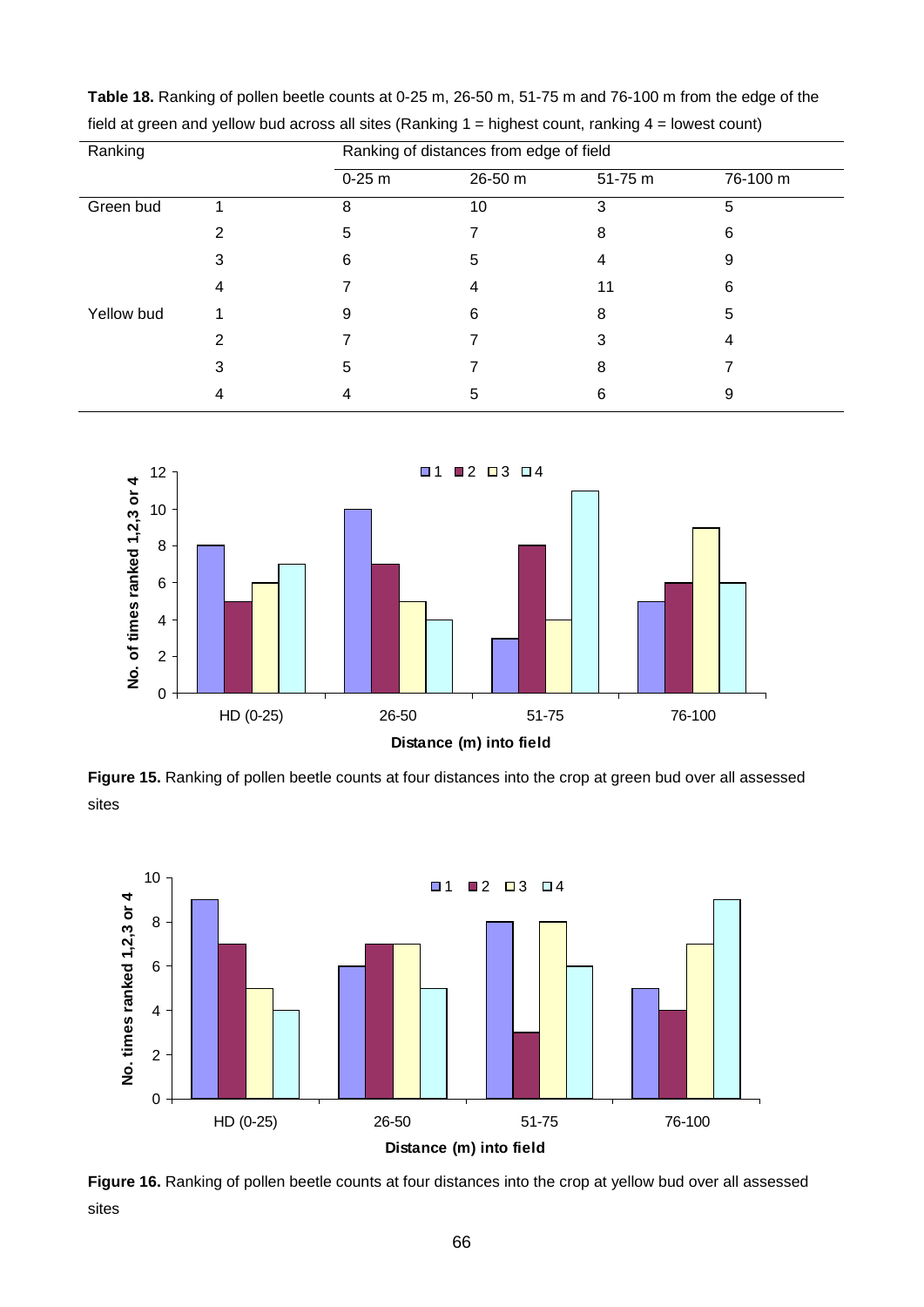**Table 18.** Ranking of pollen beetle counts at 0-25 m, 26-50 m, 51-75 m and 76-100 m from the edge of the field at green and yellow bud across all sites (Ranking 1 = highest count, ranking 4 = lowest count)

| Ranking | | Ranking of distances from edge of field | | | |
|---|---|---|---|---|---|
| | | 0-25 m | 26-50 m | 51-75 m | 76-100 m |
| Green bud | 1 | 8 | 10 | 3 | 5 |
| | 2 | 5 | 7 | 8 | 6 |
| | 3 | 6 | 5 | 4 | 9 |
| | 4 | 7 | 4 | 11 | 6 |
| Yellow bud | 1 | 9 | 6 | 8 | 5 |
| | 2 | 7 | 7 | 3 | 4 |
| | 3 | 5 | 7 | 8 | 7 |
| | 4 | 4 | 5 | 6 | 9 |

**Figure 15.** Ranking of pollen beetle counts at four distances into the crop at green bud over all assessed sites

**Figure 16.** Ranking of pollen beetle counts at four distances into the crop at yellow bud over all assessed sites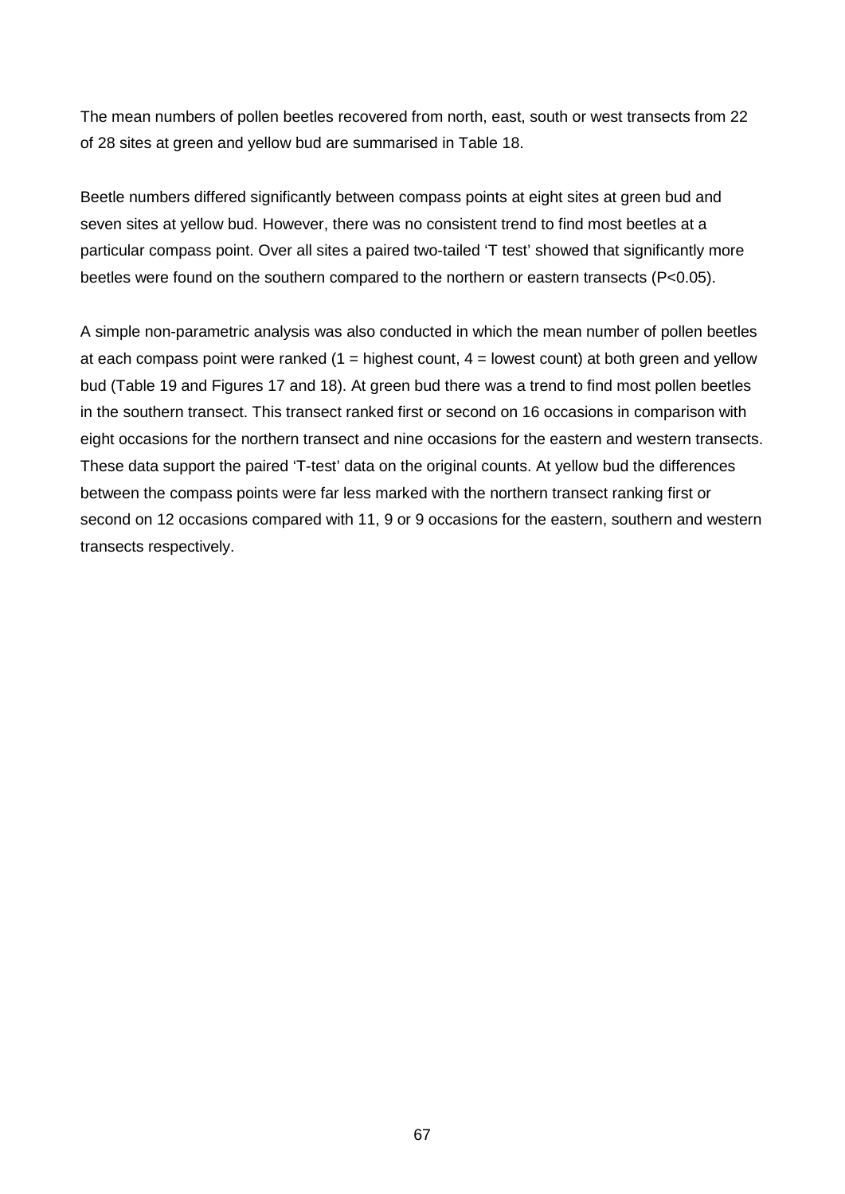The mean numbers of pollen beetles recovered from north, east, south or west transects from 22 of 28 sites at green and yellow bud are summarised in Table 18.

Beetle numbers differed significantly between compass points at eight sites at green bud and seven sites at yellow bud. However, there was no consistent trend to find most beetles at a particular compass point. Over all sites a paired two-tailed 'T test' showed that significantly more beetles were found on the southern compared to the northern or eastern transects ($P<0.05$).

A simple non-parametric analysis was also conducted in which the mean number of pollen beetles at each compass point were ranked (1 = highest count, 4 = lowest count) at both green and yellow bud (Table 19 and Figures 17 and 18). At green bud there was a trend to find most pollen beetles in the southern transect. This transect ranked first or second on 16 occasions in comparison with eight occasions for the northern transect and nine occasions for the eastern and western transects. These data support the paired 'T-test' data on the original counts. At yellow bud the differences between the compass points were far less marked with the northern transect ranking first or second on 12 occasions compared with 11, 9 or 9 occasions for the eastern, southern and western transects respectively.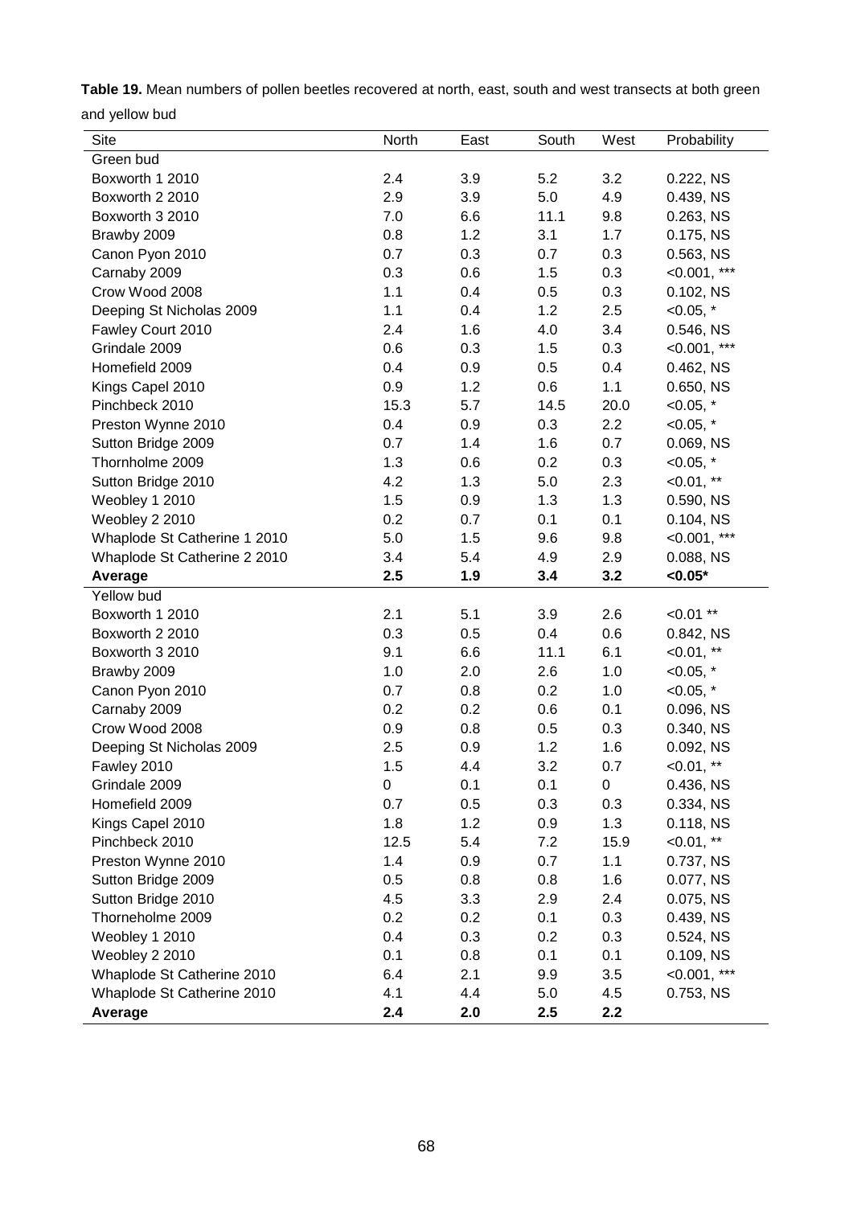**Table 19.** Mean numbers of pollen beetles recovered at north, east, south and west transects at both green and yellow bud

| Site | North | East | South | West | Probability |
|---|---|---|---|---|---|
| Green bud | | | | | |
| Boxworth 1 2010 | 2.4 | 3.9 | 5.2 | 3.2 | 0.222, NS |
| Boxworth 2 2010 | 2.9 | 3.9 | 5.0 | 4.9 | 0.439, NS |
| Boxworth 3 2010 | 7.0 | 6.6 | 11.1 | 9.8 | 0.263, NS |
| Brawby 2009 | 0.8 | 1.2 | 3.1 | 1.7 | 0.175, NS |
| Canon Pyon 2010 | 0.7 | 0.3 | 0.7 | 0.3 | 0.563, NS |
| Carnaby 2009 | 0.3 | 0.6 | 1.5 | 0.3 | <0.001, *** |
| Crow Wood 2008 | 1.1 | 0.4 | 0.5 | 0.3 | 0.102, NS |
| Deeping St Nicholas 2009 | 1.1 | 0.4 | 1.2 | 2.5 | <0.05, * |
| Fawley Court 2010 | 2.4 | 1.6 | 4.0 | 3.4 | 0.546, NS |
| Grindale 2009 | 0.6 | 0.3 | 1.5 | 0.3 | <0.001, *** |
| Homefield 2009 | 0.4 | 0.9 | 0.5 | 0.4 | 0.462, NS |
| Kings Capel 2010 | 0.9 | 1.2 | 0.6 | 1.1 | 0.650, NS |
| Pinchbeck 2010 | 15.3 | 5.7 | 14.5 | 20.0 | <0.05, * |
| Preston Wynne 2010 | 0.4 | 0.9 | 0.3 | 2.2 | <0.05, * |
| Sutton Bridge 2009 | 0.7 | 1.4 | 1.6 | 0.7 | 0.069, NS |
| Thornholme 2009 | 1.3 | 0.6 | 0.2 | 0.3 | <0.05, * |
| Sutton Bridge 2010 | 4.2 | 1.3 | 5.0 | 2.3 | <0.01, ** |
| Weobley 1 2010 | 1.5 | 0.9 | 1.3 | 1.3 | 0.590, NS |
| Weobley 2 2010 | 0.2 | 0.7 | 0.1 | 0.1 | 0.104, NS |
| Whaplode St Catherine 1 2010 | 5.0 | 1.5 | 9.6 | 9.8 | <0.001, *** |
| Whaplode St Catherine 2 2010 | 3.4 | 5.4 | 4.9 | 2.9 | 0.088, NS |
| **Average** | **2.5** | **1.9** | **3.4** | **3.2** | **<0.05*** |
| Yellow bud | | | | | |
| Boxworth 1 2010 | 2.1 | 5.1 | 3.9 | 2.6 | <0.01 ** |
| Boxworth 2 2010 | 0.3 | 0.5 | 0.4 | 0.6 | 0.842, NS |
| Boxworth 3 2010 | 9.1 | 6.6 | 11.1 | 6.1 | <0.01, ** |
| Brawby 2009 | 1.0 | 2.0 | 2.6 | 1.0 | <0.05, * |
| Canon Pyon 2010 | 0.7 | 0.8 | 0.2 | 1.0 | <0.05, * |
| Carnaby 2009 | 0.2 | 0.2 | 0.6 | 0.1 | 0.096, NS |
| Crow Wood 2008 | 0.9 | 0.8 | 0.5 | 0.3 | 0.340, NS |
| Deeping St Nicholas 2009 | 2.5 | 0.9 | 1.2 | 1.6 | 0.092, NS |
| Fawley 2010 | 1.5 | 4.4 | 3.2 | 0.7 | <0.01, ** |
| Grindale 2009 | 0 | 0.1 | 0.1 | 0 | 0.436, NS |
| Homefield 2009 | 0.7 | 0.5 | 0.3 | 0.3 | 0.334, NS |
| Kings Capel 2010 | 1.8 | 1.2 | 0.9 | 1.3 | 0.118, NS |
| Pinchbeck 2010 | 12.5 | 5.4 | 7.2 | 15.9 | <0.01, ** |
| Preston Wynne 2010 | 1.4 | 0.9 | 0.7 | 1.1 | 0.737, NS |
| Sutton Bridge 2009 | 0.5 | 0.8 | 0.8 | 1.6 | 0.077, NS |
| Sutton Bridge 2010 | 4.5 | 3.3 | 2.9 | 2.4 | 0.075, NS |
| Thorneholme 2009 | 0.2 | 0.2 | 0.1 | 0.3 | 0.439, NS |
| Weobley 1 2010 | 0.4 | 0.3 | 0.2 | 0.3 | 0.524, NS |
| Weobley 2 2010 | 0.1 | 0.8 | 0.1 | 0.1 | 0.109, NS |
| Whaplode St Catherine 2010 | 6.4 | 2.1 | 9.9 | 3.5 | <0.001, *** |
| Whaplode St Catherine 2010 | 4.1 | 4.4 | 5.0 | 4.5 | 0.753, NS |
| **Average** | **2.4** | **2.0** | **2.5** | **2.2** | |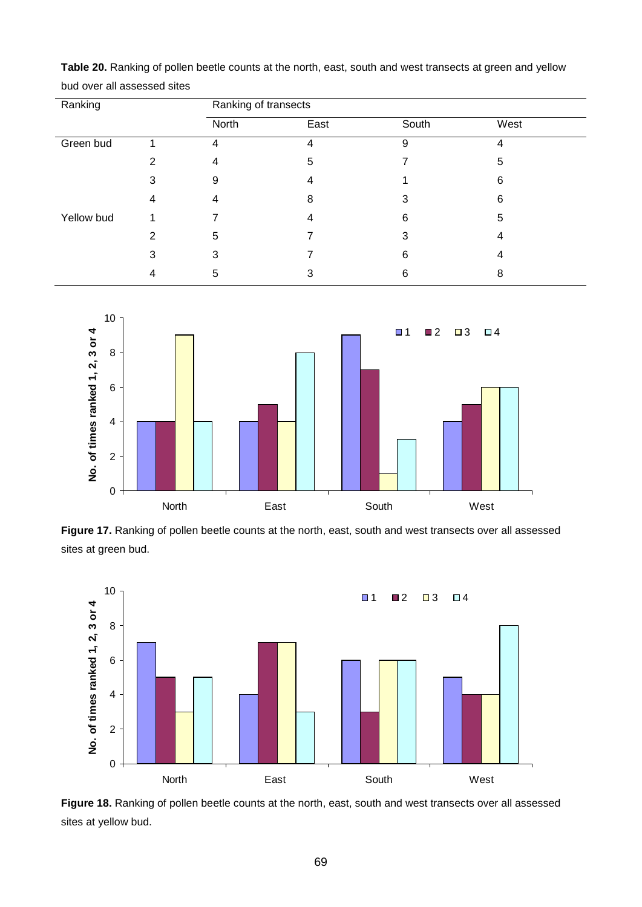**Table 20.** Ranking of pollen beetle counts at the north, east, south and west transects at green and yellow bud over all assessed sites

| Ranking | | Ranking of transects | | | |
|---|---|---|---|---|---|
| | | North | East | South | West |
| Green bud | 1 | 4 | 4 | 9 | 4 |
| | 2 | 4 | 5 | 7 | 5 |
| | 3 | 9 | 4 | 1 | 6 |
| | 4 | 4 | 8 | 3 | 6 |
| Yellow bud | 1 | 7 | 4 | 6 | 5 |
| | 2 | 5 | 7 | 3 | 4 |
| | 3 | 3 | 7 | 6 | 4 |
| | 4 | 5 | 3 | 6 | 8 |

**Figure 17.** Ranking of pollen beetle counts at the north, east, south and west transects over all assessed sites at green bud.

**Figure 18.** Ranking of pollen beetle counts at the north, east, south and west transects over all assessed sites at yellow bud.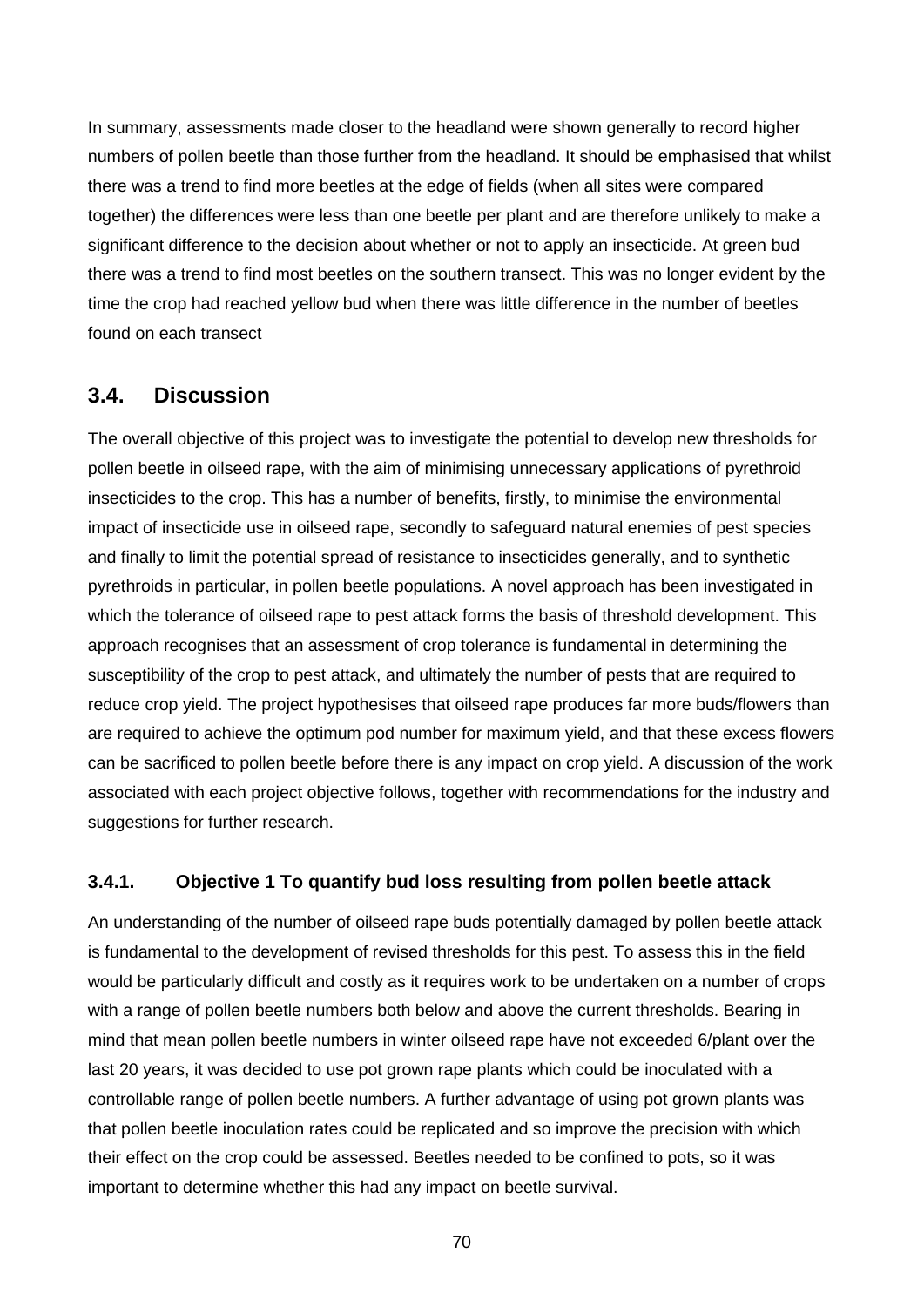In summary, assessments made closer to the headland were shown generally to record higher numbers of pollen beetle than those further from the headland. It should be emphasised that whilst there was a trend to find more beetles at the edge of fields (when all sites were compared together) the differences were less than one beetle per plant and are therefore unlikely to make a significant difference to the decision about whether or not to apply an insecticide. At green bud there was a trend to find most beetles on the southern transect. This was no longer evident by the time the crop had reached yellow bud when there was little difference in the number of beetles found on each transect

## 3.4. Discussion

The overall objective of this project was to investigate the potential to develop new thresholds for pollen beetle in oilseed rape, with the aim of minimising unnecessary applications of pyrethroid insecticides to the crop. This has a number of benefits, firstly, to minimise the environmental impact of insecticide use in oilseed rape, secondly to safeguard natural enemies of pest species and finally to limit the potential spread of resistance to insecticides generally, and to synthetic pyrethroids in particular, in pollen beetle populations. A novel approach has been investigated in which the tolerance of oilseed rape to pest attack forms the basis of threshold development. This approach recognises that an assessment of crop tolerance is fundamental in determining the susceptibility of the crop to pest attack, and ultimately the number of pests that are required to reduce crop yield. The project hypothesises that oilseed rape produces far more buds/flowers than are required to achieve the optimum pod number for maximum yield, and that these excess flowers can be sacrificed to pollen beetle before there is any impact on crop yield. A discussion of the work associated with each project objective follows, together with recommendations for the industry and suggestions for further research.

### 3.4.1. Objective 1 To quantify bud loss resulting from pollen beetle attack

An understanding of the number of oilseed rape buds potentially damaged by pollen beetle attack is fundamental to the development of revised thresholds for this pest. To assess this in the field would be particularly difficult and costly as it requires work to be undertaken on a number of crops with a range of pollen beetle numbers both below and above the current thresholds. Bearing in mind that mean pollen beetle numbers in winter oilseed rape have not exceeded 6/plant over the last 20 years, it was decided to use pot grown rape plants which could be inoculated with a controllable range of pollen beetle numbers. A further advantage of using pot grown plants was that pollen beetle inoculation rates could be replicated and so improve the precision with which their effect on the crop could be assessed. Beetles needed to be confined to pots, so it was important to determine whether this had any impact on beetle survival.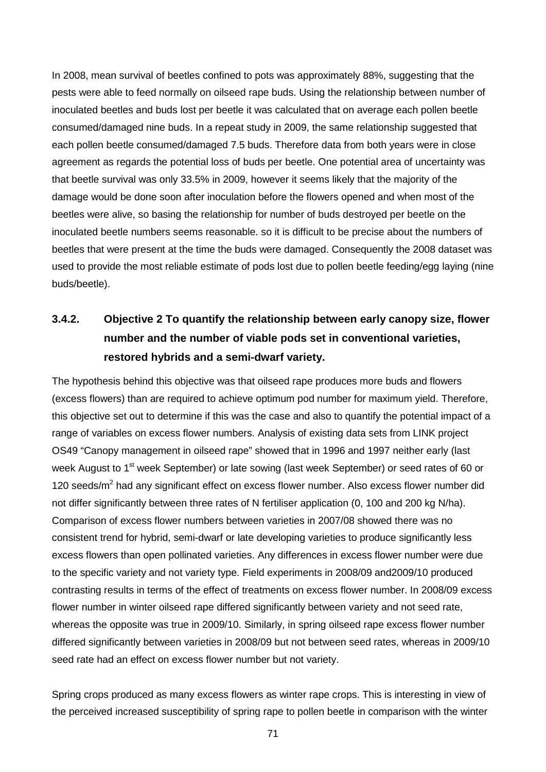In 2008, mean survival of beetles confined to pots was approximately 88%, suggesting that the pests were able to feed normally on oilseed rape buds. Using the relationship between number of inoculated beetles and buds lost per beetle it was calculated that on average each pollen beetle consumed/damaged nine buds. In a repeat study in 2009, the same relationship suggested that each pollen beetle consumed/damaged 7.5 buds. Therefore data from both years were in close agreement as regards the potential loss of buds per beetle. One potential area of uncertainty was that beetle survival was only 33.5% in 2009, however it seems likely that the majority of the damage would be done soon after inoculation before the flowers opened and when most of the beetles were alive, so basing the relationship for number of buds destroyed per beetle on the inoculated beetle numbers seems reasonable. so it is difficult to be precise about the numbers of beetles that were present at the time the buds were damaged. Consequently the 2008 dataset was used to provide the most reliable estimate of pods lost due to pollen beetle feeding/egg laying (nine buds/beetle).

### 3.4.2. Objective 2 To quantify the relationship between early canopy size, flower number and the number of viable pods set in conventional varieties, restored hybrids and a semi-dwarf variety.

The hypothesis behind this objective was that oilseed rape produces more buds and flowers (excess flowers) than are required to achieve optimum pod number for maximum yield. Therefore, this objective set out to determine if this was the case and also to quantify the potential impact of a range of variables on excess flower numbers. Analysis of existing data sets from LINK project OS49 "Canopy management in oilseed rape" showed that in 1996 and 1997 neither early (last week August to 1st week September) or late sowing (last week September) or seed rates of 60 or 120 seeds/m$^2$ had any significant effect on excess flower number. Also excess flower number did not differ significantly between three rates of N fertiliser application (0, 100 and 200 kg N/ha). Comparison of excess flower numbers between varieties in 2007/08 showed there was no consistent trend for hybrid, semi-dwarf or late developing varieties to produce significantly less excess flowers than open pollinated varieties. Any differences in excess flower number were due to the specific variety and not variety type. Field experiments in 2008/09 and2009/10 produced contrasting results in terms of the effect of treatments on excess flower number. In 2008/09 excess flower number in winter oilseed rape differed significantly between variety and not seed rate, whereas the opposite was true in 2009/10. Similarly, in spring oilseed rape excess flower number differed significantly between varieties in 2008/09 but not between seed rates, whereas in 2009/10 seed rate had an effect on excess flower number but not variety.

Spring crops produced as many excess flowers as winter rape crops. This is interesting in view of the perceived increased susceptibility of spring rape to pollen beetle in comparison with the winter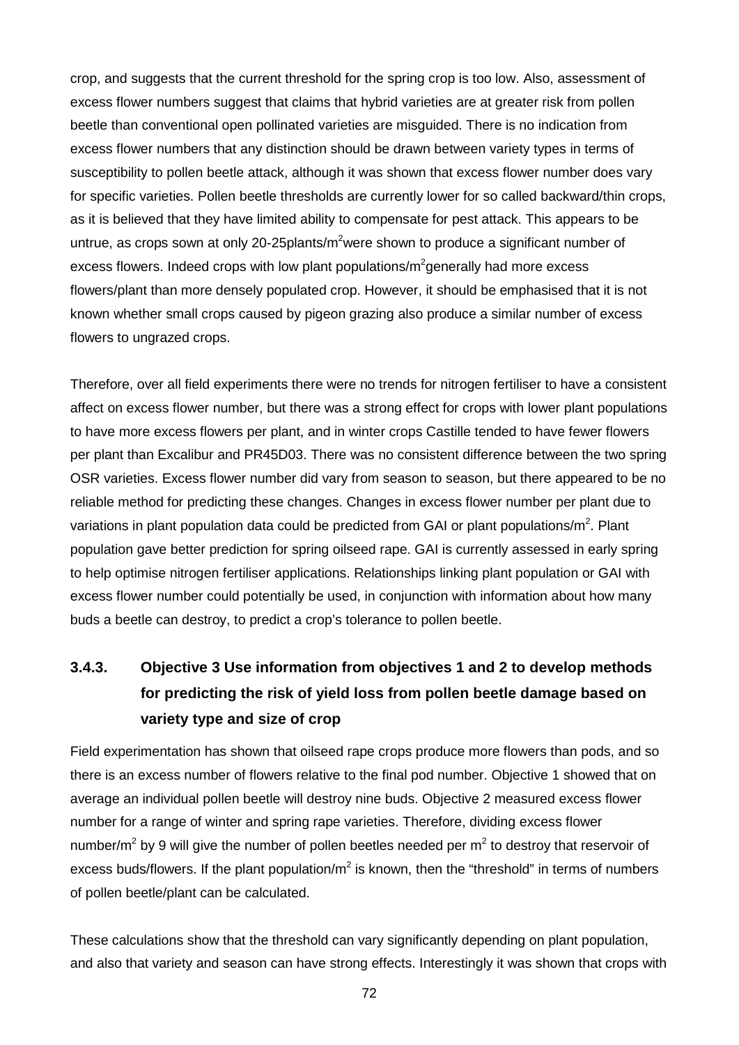crop, and suggests that the current threshold for the spring crop is too low. Also, assessment of excess flower numbers suggest that claims that hybrid varieties are at greater risk from pollen beetle than conventional open pollinated varieties are misguided. There is no indication from excess flower numbers that any distinction should be drawn between variety types in terms of susceptibility to pollen beetle attack, although it was shown that excess flower number does vary for specific varieties. Pollen beetle thresholds are currently lower for so called backward/thin crops, as it is believed that they have limited ability to compensate for pest attack. This appears to be untrue, as crops sown at only 20-25plants/$m^2$were shown to produce a significant number of excess flowers. Indeed crops with low plant populations/$m^2$generally had more excess flowers/plant than more densely populated crop. However, it should be emphasised that it is not known whether small crops caused by pigeon grazing also produce a similar number of excess flowers to ungrazed crops.

Therefore, over all field experiments there were no trends for nitrogen fertiliser to have a consistent affect on excess flower number, but there was a strong effect for crops with lower plant populations to have more excess flowers per plant, and in winter crops Castille tended to have fewer flowers per plant than Excalibur and PR45D03. There was no consistent difference between the two spring OSR varieties. Excess flower number did vary from season to season, but there appeared to be no reliable method for predicting these changes. Changes in excess flower number per plant due to variations in plant population data could be predicted from GAI or plant populations/$m^2$. Plant population gave better prediction for spring oilseed rape. GAI is currently assessed in early spring to help optimise nitrogen fertiliser applications. Relationships linking plant population or GAI with excess flower number could potentially be used, in conjunction with information about how many buds a beetle can destroy, to predict a crop's tolerance to pollen beetle.

### 3.4.3. Objective 3 Use information from objectives 1 and 2 to develop methods for predicting the risk of yield loss from pollen beetle damage based on variety type and size of crop

Field experimentation has shown that oilseed rape crops produce more flowers than pods, and so there is an excess number of flowers relative to the final pod number. Objective 1 showed that on average an individual pollen beetle will destroy nine buds. Objective 2 measured excess flower number for a range of winter and spring rape varieties. Therefore, dividing excess flower number/$m^2$ by 9 will give the number of pollen beetles needed per $m^2$ to destroy that reservoir of excess buds/flowers. If the plant population/$m^2$ is known, then the "threshold" in terms of numbers of pollen beetle/plant can be calculated.

These calculations show that the threshold can vary significantly depending on plant population, and also that variety and season can have strong effects. Interestingly it was shown that crops with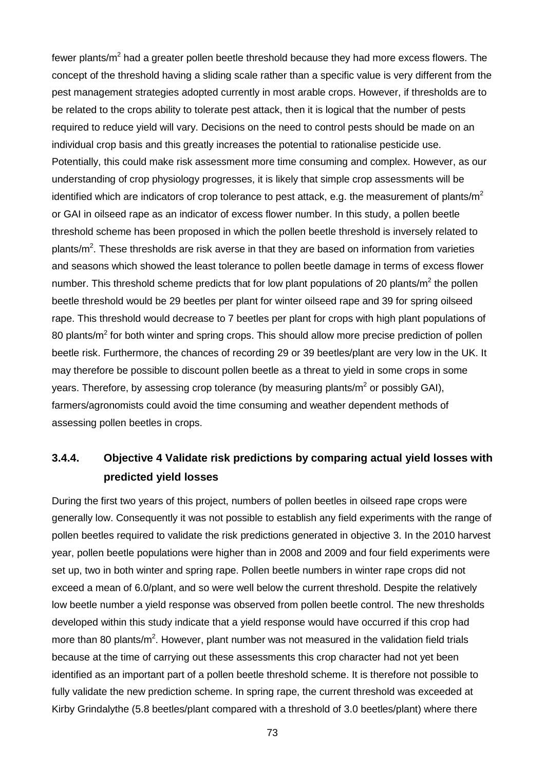fewer plants/m$^2$ had a greater pollen beetle threshold because they had more excess flowers. The concept of the threshold having a sliding scale rather than a specific value is very different from the pest management strategies adopted currently in most arable crops. However, if thresholds are to be related to the crops ability to tolerate pest attack, then it is logical that the number of pests required to reduce yield will vary. Decisions on the need to control pests should be made on an individual crop basis and this greatly increases the potential to rationalise pesticide use. Potentially, this could make risk assessment more time consuming and complex. However, as our understanding of crop physiology progresses, it is likely that simple crop assessments will be identified which are indicators of crop tolerance to pest attack, e.g. the measurement of plants/m$^2$ or GAI in oilseed rape as an indicator of excess flower number. In this study, a pollen beetle threshold scheme has been proposed in which the pollen beetle threshold is inversely related to plants/m$^2$. These thresholds are risk averse in that they are based on information from varieties and seasons which showed the least tolerance to pollen beetle damage in terms of excess flower number. This threshold scheme predicts that for low plant populations of 20 plants/m$^2$ the pollen beetle threshold would be 29 beetles per plant for winter oilseed rape and 39 for spring oilseed rape. This threshold would decrease to 7 beetles per plant for crops with high plant populations of 80 plants/m$^2$ for both winter and spring crops. This should allow more precise prediction of pollen beetle risk. Furthermore, the chances of recording 29 or 39 beetles/plant are very low in the UK. It may therefore be possible to discount pollen beetle as a threat to yield in some crops in some years. Therefore, by assessing crop tolerance (by measuring plants/m$^2$ or possibly GAI), farmers/agronomists could avoid the time consuming and weather dependent methods of assessing pollen beetles in crops.

### 3.4.4. Objective 4 Validate risk predictions by comparing actual yield losses with predicted yield losses

During the first two years of this project, numbers of pollen beetles in oilseed rape crops were generally low. Consequently it was not possible to establish any field experiments with the range of pollen beetles required to validate the risk predictions generated in objective 3. In the 2010 harvest year, pollen beetle populations were higher than in 2008 and 2009 and four field experiments were set up, two in both winter and spring rape. Pollen beetle numbers in winter rape crops did not exceed a mean of 6.0/plant, and so were well below the current threshold. Despite the relatively low beetle number a yield response was observed from pollen beetle control. The new thresholds developed within this study indicate that a yield response would have occurred if this crop had more than 80 plants/m$^2$. However, plant number was not measured in the validation field trials because at the time of carrying out these assessments this crop character had not yet been identified as an important part of a pollen beetle threshold scheme. It is therefore not possible to fully validate the new prediction scheme. In spring rape, the current threshold was exceeded at Kirby Grindalythe (5.8 beetles/plant compared with a threshold of 3.0 beetles/plant) where there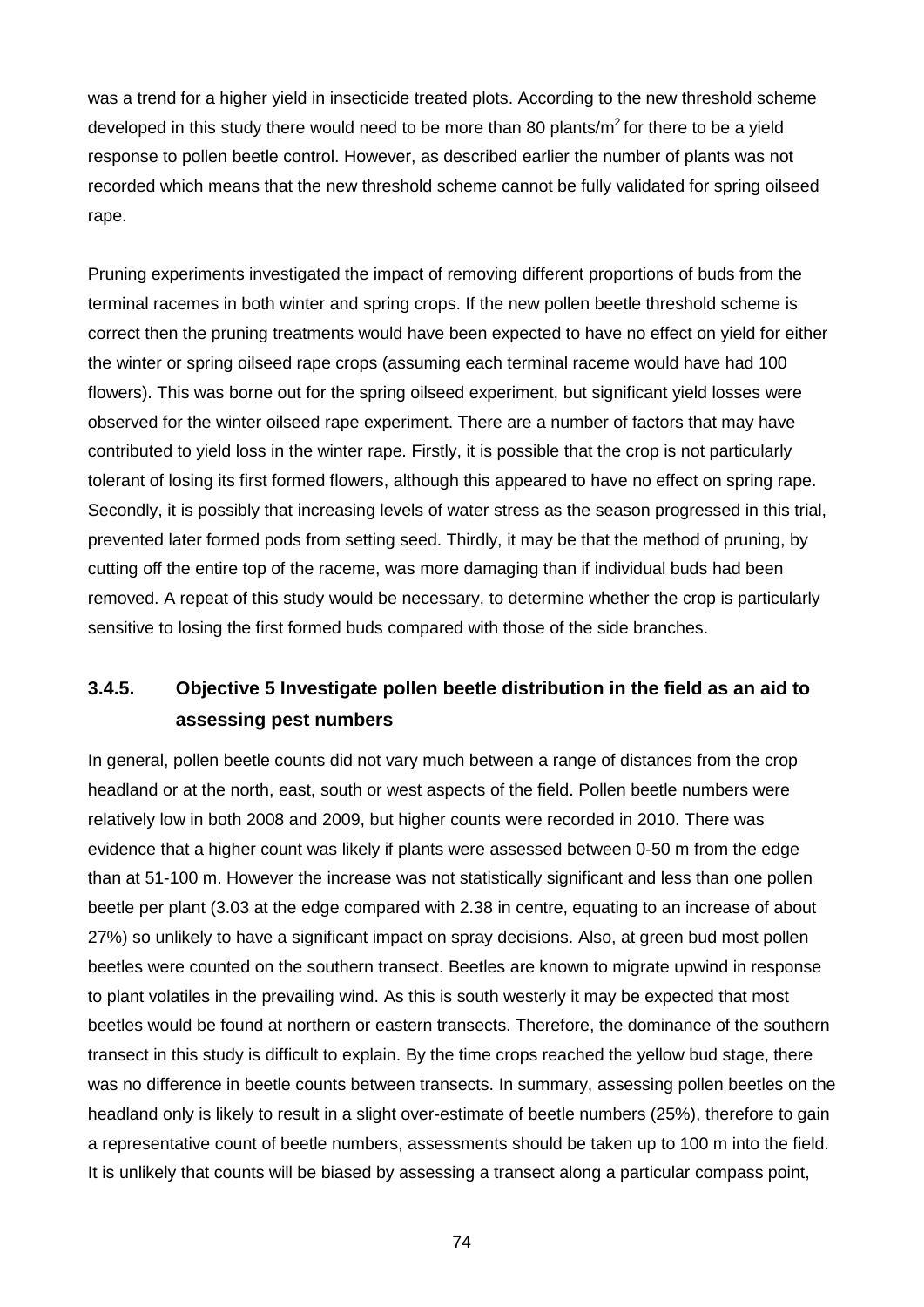was a trend for a higher yield in insecticide treated plots. According to the new threshold scheme developed in this study there would need to be more than 80 plants/m$^2$ for there to be a yield response to pollen beetle control. However, as described earlier the number of plants was not recorded which means that the new threshold scheme cannot be fully validated for spring oilseed rape.

Pruning experiments investigated the impact of removing different proportions of buds from the terminal racemes in both winter and spring crops. If the new pollen beetle threshold scheme is correct then the pruning treatments would have been expected to have no effect on yield for either the winter or spring oilseed rape crops (assuming each terminal raceme would have had 100 flowers). This was borne out for the spring oilseed experiment, but significant yield losses were observed for the winter oilseed rape experiment. There are a number of factors that may have contributed to yield loss in the winter rape. Firstly, it is possible that the crop is not particularly tolerant of losing its first formed flowers, although this appeared to have no effect on spring rape. Secondly, it is possibly that increasing levels of water stress as the season progressed in this trial, prevented later formed pods from setting seed. Thirdly, it may be that the method of pruning, by cutting off the entire top of the raceme, was more damaging than if individual buds had been removed. A repeat of this study would be necessary, to determine whether the crop is particularly sensitive to losing the first formed buds compared with those of the side branches.

### 3.4.5. Objective 5 Investigate pollen beetle distribution in the field as an aid to assessing pest numbers

In general, pollen beetle counts did not vary much between a range of distances from the crop headland or at the north, east, south or west aspects of the field. Pollen beetle numbers were relatively low in both 2008 and 2009, but higher counts were recorded in 2010. There was evidence that a higher count was likely if plants were assessed between 0-50 m from the edge than at 51-100 m. However the increase was not statistically significant and less than one pollen beetle per plant (3.03 at the edge compared with 2.38 in centre, equating to an increase of about 27%) so unlikely to have a significant impact on spray decisions. Also, at green bud most pollen beetles were counted on the southern transect. Beetles are known to migrate upwind in response to plant volatiles in the prevailing wind. As this is south westerly it may be expected that most beetles would be found at northern or eastern transects. Therefore, the dominance of the southern transect in this study is difficult to explain. By the time crops reached the yellow bud stage, there was no difference in beetle counts between transects. In summary, assessing pollen beetles on the headland only is likely to result in a slight over-estimate of beetle numbers (25%), therefore to gain a representative count of beetle numbers, assessments should be taken up to 100 m into the field. It is unlikely that counts will be biased by assessing a transect along a particular compass point,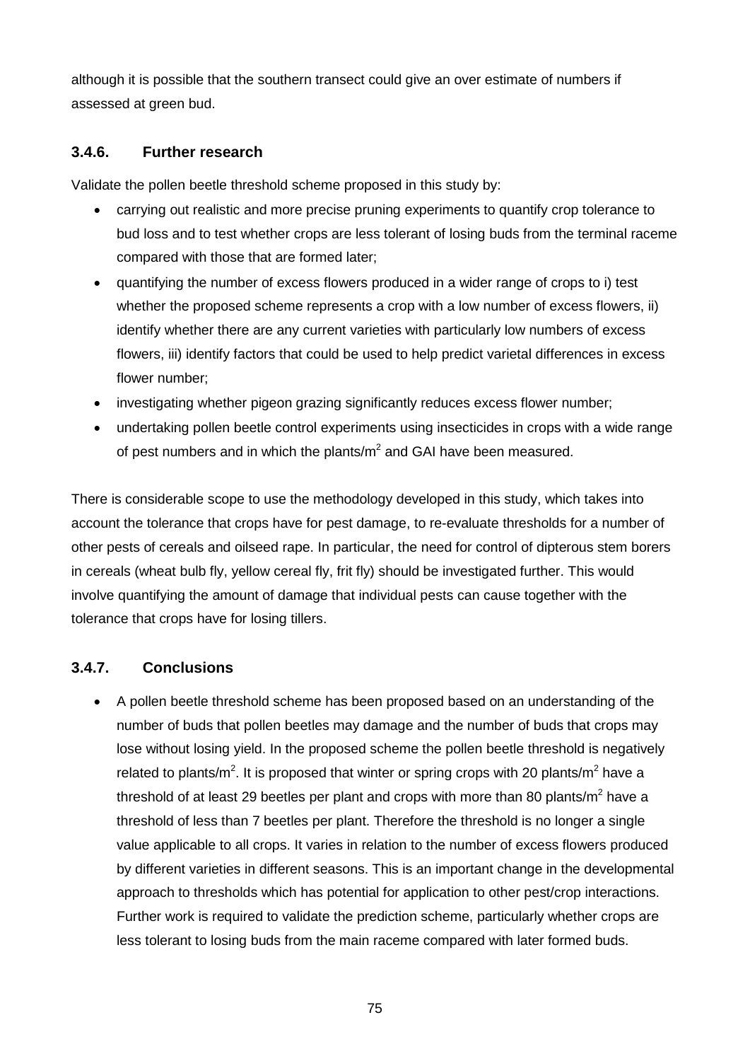although it is possible that the southern transect could give an over estimate of numbers if assessed at green bud.

### 3.4.6. Further research

Validate the pollen beetle threshold scheme proposed in this study by:

- carrying out realistic and more precise pruning experiments to quantify crop tolerance to bud loss and to test whether crops are less tolerant of losing buds from the terminal raceme compared with those that are formed later;
- quantifying the number of excess flowers produced in a wider range of crops to i) test whether the proposed scheme represents a crop with a low number of excess flowers, ii) identify whether there are any current varieties with particularly low numbers of excess flowers, iii) identify factors that could be used to help predict varietal differences in excess flower number;
- investigating whether pigeon grazing significantly reduces excess flower number;
- undertaking pollen beetle control experiments using insecticides in crops with a wide range of pest numbers and in which the plants/m$^2$ and GAI have been measured.

There is considerable scope to use the methodology developed in this study, which takes into account the tolerance that crops have for pest damage, to re-evaluate thresholds for a number of other pests of cereals and oilseed rape. In particular, the need for control of dipterous stem borers in cereals (wheat bulb fly, yellow cereal fly, frit fly) should be investigated further. This would involve quantifying the amount of damage that individual pests can cause together with the tolerance that crops have for losing tillers.

### 3.4.7. Conclusions

- A pollen beetle threshold scheme has been proposed based on an understanding of the number of buds that pollen beetles may damage and the number of buds that crops may lose without losing yield. In the proposed scheme the pollen beetle threshold is negatively related to plants/m$^2$. It is proposed that winter or spring crops with 20 plants/m$^2$ have a threshold of at least 29 beetles per plant and crops with more than 80 plants/m$^2$ have a threshold of less than 7 beetles per plant. Therefore the threshold is no longer a single value applicable to all crops. It varies in relation to the number of excess flowers produced by different varieties in different seasons. This is an important change in the developmental approach to thresholds which has potential for application to other pest/crop interactions. Further work is required to validate the prediction scheme, particularly whether crops are less tolerant to losing buds from the main raceme compared with later formed buds.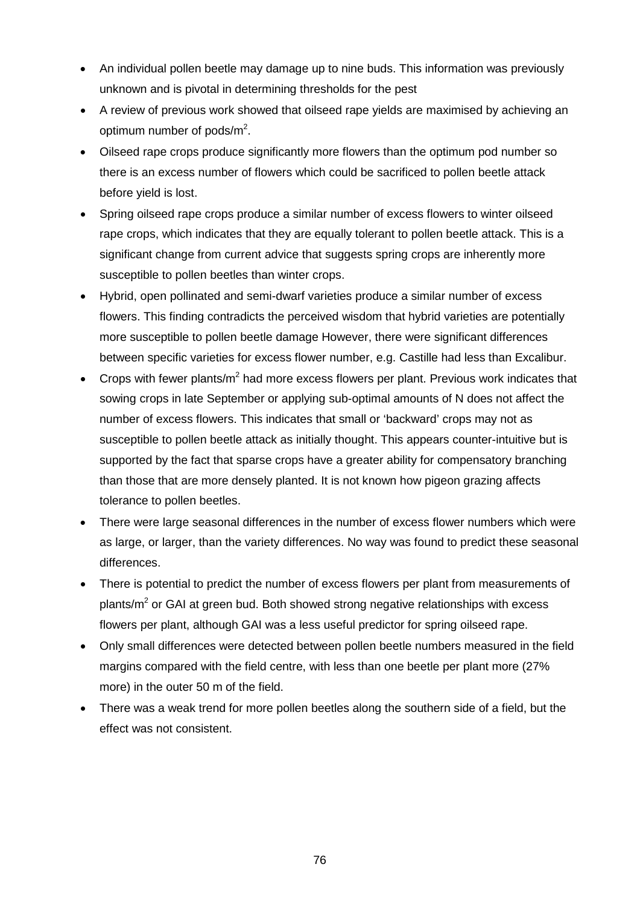- An individual pollen beetle may damage up to nine buds. This information was previously unknown and is pivotal in determining thresholds for the pest
- A review of previous work showed that oilseed rape yields are maximised by achieving an optimum number of pods/m$^2$.
- Oilseed rape crops produce significantly more flowers than the optimum pod number so there is an excess number of flowers which could be sacrificed to pollen beetle attack before yield is lost.
- Spring oilseed rape crops produce a similar number of excess flowers to winter oilseed rape crops, which indicates that they are equally tolerant to pollen beetle attack. This is a significant change from current advice that suggests spring crops are inherently more susceptible to pollen beetles than winter crops.
- Hybrid, open pollinated and semi-dwarf varieties produce a similar number of excess flowers. This finding contradicts the perceived wisdom that hybrid varieties are potentially more susceptible to pollen beetle damage However, there were significant differences between specific varieties for excess flower number, e.g. Castille had less than Excalibur.
- Crops with fewer plants/m$^2$ had more excess flowers per plant. Previous work indicates that sowing crops in late September or applying sub-optimal amounts of N does not affect the number of excess flowers. This indicates that small or 'backward' crops may not as susceptible to pollen beetle attack as initially thought. This appears counter-intuitive but is supported by the fact that sparse crops have a greater ability for compensatory branching than those that are more densely planted. It is not known how pigeon grazing affects tolerance to pollen beetles.
- There were large seasonal differences in the number of excess flower numbers which were as large, or larger, than the variety differences. No way was found to predict these seasonal differences.
- There is potential to predict the number of excess flowers per plant from measurements of plants/m$^2$ or GAI at green bud. Both showed strong negative relationships with excess flowers per plant, although GAI was a less useful predictor for spring oilseed rape.
- Only small differences were detected between pollen beetle numbers measured in the field margins compared with the field centre, with less than one beetle per plant more (27% more) in the outer 50 m of the field.
- There was a weak trend for more pollen beetles along the southern side of a field, but the effect was not consistent.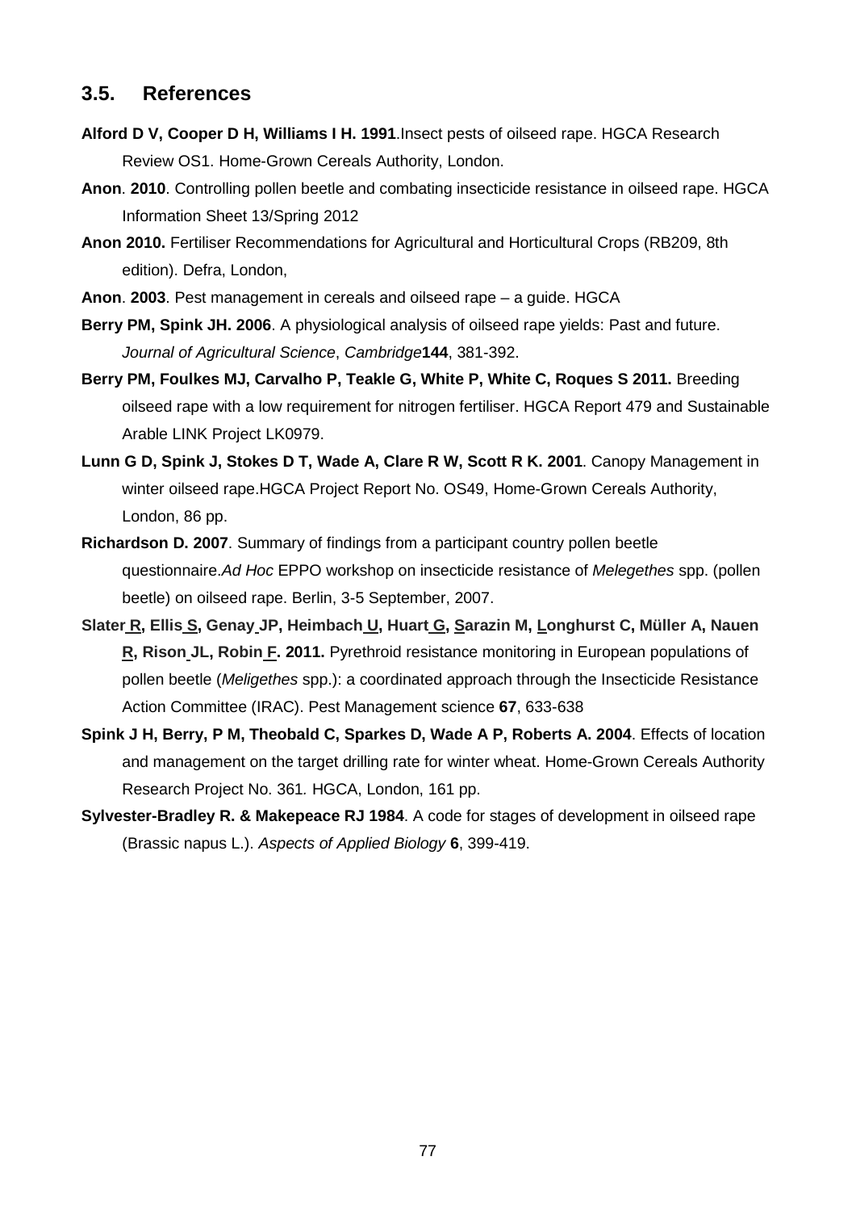## 3.5. References

**Alford D V, Cooper D H, Williams I H. 1991**.Insect pests of oilseed rape. HGCA Research Review OS1. Home-Grown Cereals Authority, London.

**Anon**. **2010**. Controlling pollen beetle and combating insecticide resistance in oilseed rape. HGCA Information Sheet 13/Spring 2012

**Anon 2010.** Fertiliser Recommendations for Agricultural and Horticultural Crops (RB209, 8th edition). Defra, London,

**Anon**. **2003**. Pest management in cereals and oilseed rape – a guide. HGCA

**Berry PM, Spink JH. 2006**. A physiological analysis of oilseed rape yields: Past and future. *Journal of Agricultural Science*, *Cambridge***144**, 381-392.

**Berry PM, Foulkes MJ, Carvalho P, Teakle G, White P, White C, Roques S 2011.** Breeding oilseed rape with a low requirement for nitrogen fertiliser. HGCA Report 479 and Sustainable Arable LINK Project LK0979.

**Lunn G D, Spink J, Stokes D T, Wade A, Clare R W, Scott R K. 2001**. Canopy Management in winter oilseed rape.HGCA Project Report No. OS49, Home-Grown Cereals Authority, London, 86 pp.

**Richardson D. 2007**. Summary of findings from a participant country pollen beetle questionnaire.*Ad Hoc* EPPO workshop on insecticide resistance of *Melegethes* spp. (pollen beetle) on oilseed rape. Berlin, 3-5 September, 2007.

**Slater R, Ellis S, Genay JP, Heimbach U, Huart G, Sarazin M, Longhurst C, Müller A, Nauen R, Rison JL, Robin F. 2011.** Pyrethroid resistance monitoring in European populations of pollen beetle (*Meligethes* spp.): a coordinated approach through the Insecticide Resistance Action Committee (IRAC). Pest Management science **67**, 633-638

**Spink J H, Berry, P M, Theobald C, Sparkes D, Wade A P, Roberts A. 2004**. Effects of location and management on the target drilling rate for winter wheat. Home-Grown Cereals Authority Research Project No. 361*.* HGCA, London, 161 pp.

**Sylvester-Bradley R. & Makepeace RJ 1984**. A code for stages of development in oilseed rape (Brassic napus L.). *Aspects of Applied Biology* **6**, 399-419.